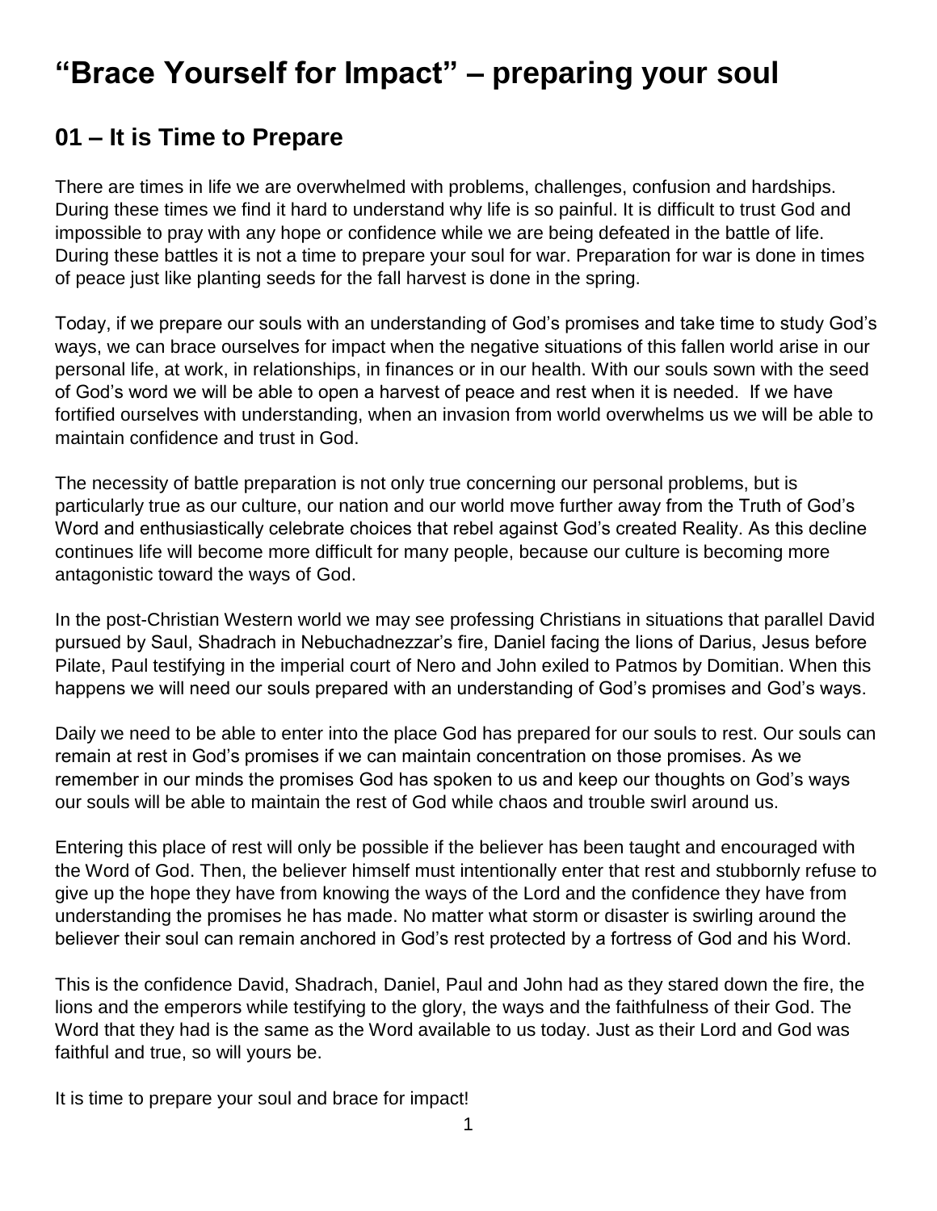# "Brace Yourself for Impact" – preparing your soul

## 01 – It is Time to Prepare

There are times in life we are overwhelmed with problems, challenges, confusion and hardships. During these times we find it hard to understand why life is so painful. It is difficult to trust God and impossible to pray with any hope or confidence while we are being defeated in the battle of life. During these battles it is not a time to prepare your soul for war. Preparation for war is done in times of peace just like planting seeds for the fall harvest is done in the spring.

Today, if we prepare our souls with an understanding of God's promises and take time to study God's ways, we can brace ourselves for impact when the negative situations of this fallen world arise in our personal life, at work, in relationships, in finances or in our health. With our souls sown with the seed of God's word we will be able to open a harvest of peace and rest when it is needed. If we have fortified ourselves with understanding, when an invasion from world overwhelms us we will be able to maintain confidence and trust in God.

The necessity of battle preparation is not only true concerning our personal problems, but is particularly true as our culture, our nation and our world move further away from the Truth of God's Word and enthusiastically celebrate choices that rebel against God's created Reality. As this decline continues life will become more difficult for many people, because our culture is becoming more antagonistic toward the ways of God.

In the post-Christian Western world we may see professing Christians in situations that parallel David pursued by Saul, Shadrach in Nebuchadnezzar's fire, Daniel facing the lions of Darius, Jesus before Pilate, Paul testifying in the imperial court of Nero and John exiled to Patmos by Domitian. When this happens we will need our souls prepared with an understanding of God's promises and God's ways.

Daily we need to be able to enter into the place God has prepared for our souls to rest. Our souls can remain at rest in God's promises if we can maintain concentration on those promises. As we remember in our minds the promises God has spoken to us and keep our thoughts on God's ways our souls will be able to maintain the rest of God while chaos and trouble swirl around us.

Entering this place of rest will only be possible if the believer has been taught and encouraged with the Word of God. Then, the believer himself must intentionally enter that rest and stubbornly refuse to give up the hope they have from knowing the ways of the Lord and the confidence they have from understanding the promises he has made. No matter what storm or disaster is swirling around the believer their soul can remain anchored in God's rest protected by a fortress of God and his Word.

This is the confidence David, Shadrach, Daniel, Paul and John had as they stared down the fire, the lions and the emperors while testifying to the glory, the ways and the faithfulness of their God. The Word that they had is the same as the Word available to us today. Just as their Lord and God was faithful and true, so will yours be.

It is time to prepare your soul and brace for impact!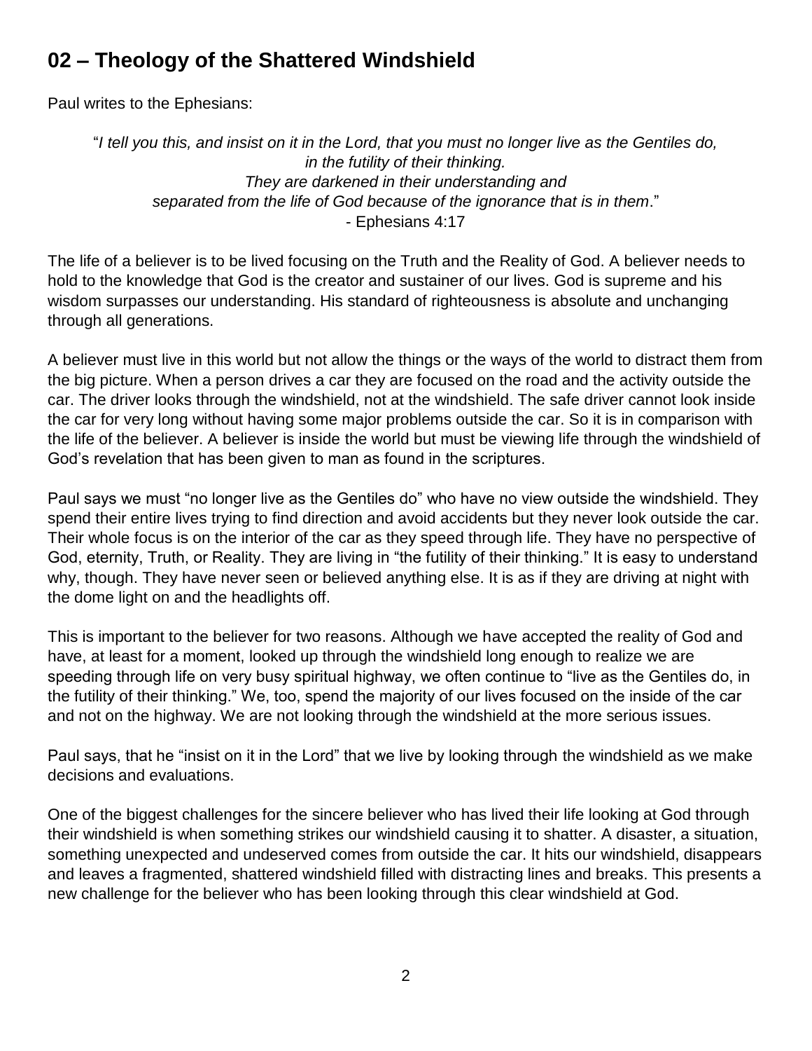## 02 – Theology of the Shattered Windshield

Paul writes to the Ephesians:

> "*I tell you this, and insist on it in the Lord, that you must no longer live as the Gentiles do, in the futility of their thinking.*
> *They are darkened in their understanding and*
> *separated from the life of God because of the ignorance that is in them*."
> - Ephesians 4:17

The life of a believer is to be lived focusing on the Truth and the Reality of God. A believer needs to hold to the knowledge that God is the creator and sustainer of our lives. God is supreme and his wisdom surpasses our understanding. His standard of righteousness is absolute and unchanging through all generations.

A believer must live in this world but not allow the things or the ways of the world to distract them from the big picture. When a person drives a car they are focused on the road and the activity outside the car. The driver looks through the windshield, not at the windshield. The safe driver cannot look inside the car for very long without having some major problems outside the car. So it is in comparison with the life of the believer. A believer is inside the world but must be viewing life through the windshield of God's revelation that has been given to man as found in the scriptures.

Paul says we must "no longer live as the Gentiles do" who have no view outside the windshield. They spend their entire lives trying to find direction and avoid accidents but they never look outside the car. Their whole focus is on the interior of the car as they speed through life. They have no perspective of God, eternity, Truth, or Reality. They are living in "the futility of their thinking." It is easy to understand why, though. They have never seen or believed anything else. It is as if they are driving at night with the dome light on and the headlights off.

This is important to the believer for two reasons. Although we have accepted the reality of God and have, at least for a moment, looked up through the windshield long enough to realize we are speeding through life on very busy spiritual highway, we often continue to "live as the Gentiles do, in the futility of their thinking." We, too, spend the majority of our lives focused on the inside of the car and not on the highway. We are not looking through the windshield at the more serious issues.

Paul says, that he "insist on it in the Lord" that we live by looking through the windshield as we make decisions and evaluations.

One of the biggest challenges for the sincere believer who has lived their life looking at God through their windshield is when something strikes our windshield causing it to shatter. A disaster, a situation, something unexpected and undeserved comes from outside the car. It hits our windshield, disappears and leaves a fragmented, shattered windshield filled with distracting lines and breaks. This presents a new challenge for the believer who has been looking through this clear windshield at God.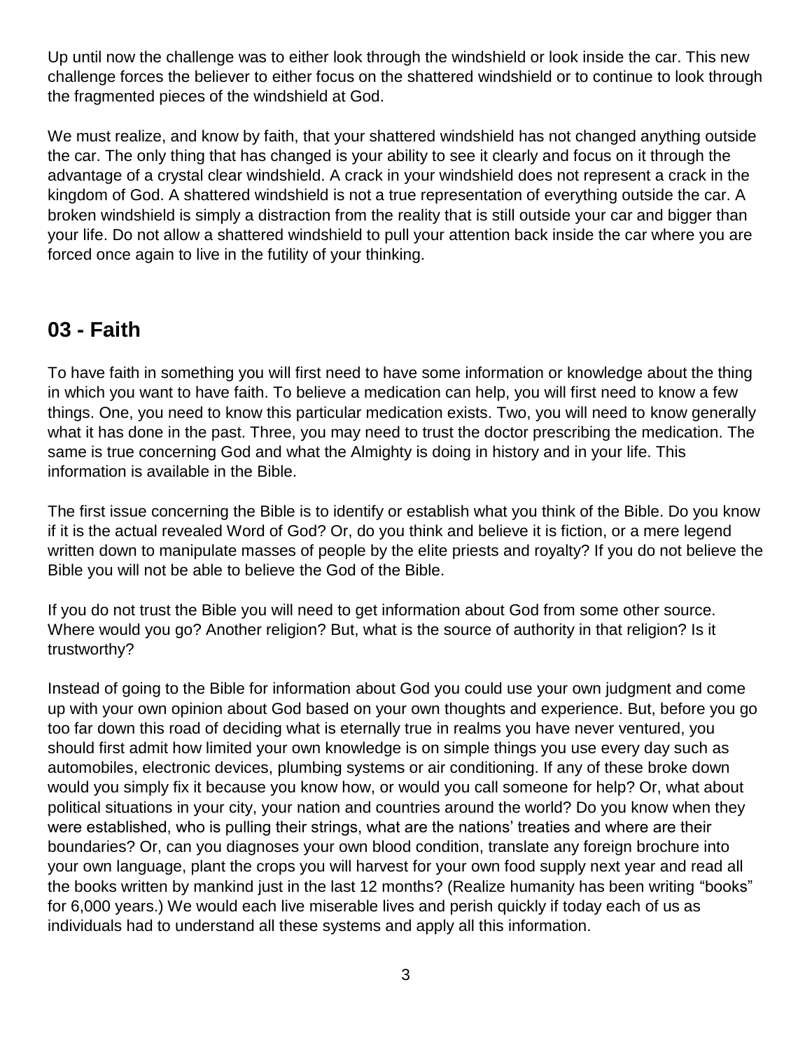Up until now the challenge was to either look through the windshield or look inside the car. This new challenge forces the believer to either focus on the shattered windshield or to continue to look through the fragmented pieces of the windshield at God.

We must realize, and know by faith, that your shattered windshield has not changed anything outside the car. The only thing that has changed is your ability to see it clearly and focus on it through the advantage of a crystal clear windshield. A crack in your windshield does not represent a crack in the kingdom of God. A shattered windshield is not a true representation of everything outside the car. A broken windshield is simply a distraction from the reality that is still outside your car and bigger than your life. Do not allow a shattered windshield to pull your attention back inside the car where you are forced once again to live in the futility of your thinking.

## 03 - Faith

To have faith in something you will first need to have some information or knowledge about the thing in which you want to have faith. To believe a medication can help, you will first need to know a few things. One, you need to know this particular medication exists. Two, you will need to know generally what it has done in the past. Three, you may need to trust the doctor prescribing the medication. The same is true concerning God and what the Almighty is doing in history and in your life. This information is available in the Bible.

The first issue concerning the Bible is to identify or establish what you think of the Bible. Do you know if it is the actual revealed Word of God? Or, do you think and believe it is fiction, or a mere legend written down to manipulate masses of people by the elite priests and royalty? If you do not believe the Bible you will not be able to believe the God of the Bible.

If you do not trust the Bible you will need to get information about God from some other source. Where would you go? Another religion? But, what is the source of authority in that religion? Is it trustworthy?

Instead of going to the Bible for information about God you could use your own judgment and come up with your own opinion about God based on your own thoughts and experience. But, before you go too far down this road of deciding what is eternally true in realms you have never ventured, you should first admit how limited your own knowledge is on simple things you use every day such as automobiles, electronic devices, plumbing systems or air conditioning. If any of these broke down would you simply fix it because you know how, or would you call someone for help? Or, what about political situations in your city, your nation and countries around the world? Do you know when they were established, who is pulling their strings, what are the nations' treaties and where are their boundaries? Or, can you diagnoses your own blood condition, translate any foreign brochure into your own language, plant the crops you will harvest for your own food supply next year and read all the books written by mankind just in the last 12 months? (Realize humanity has been writing "books" for 6,000 years.) We would each live miserable lives and perish quickly if today each of us as individuals had to understand all these systems and apply all this information.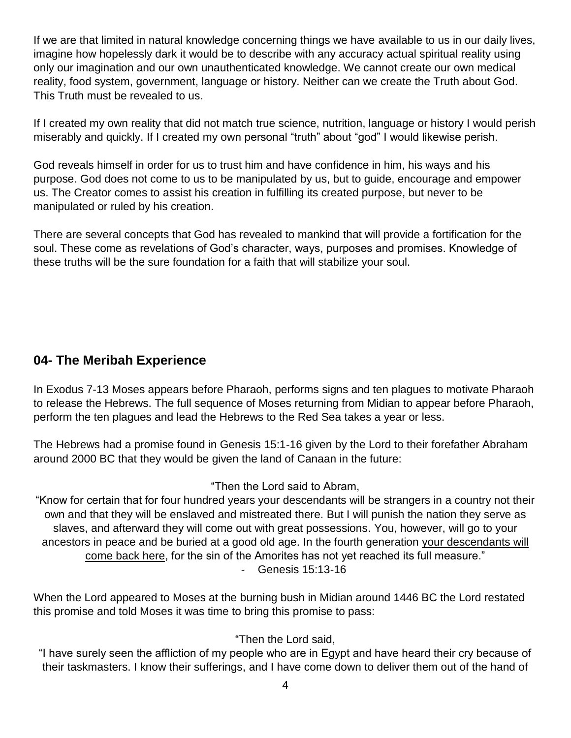If we are that limited in natural knowledge concerning things we have available to us in our daily lives, imagine how hopelessly dark it would be to describe with any accuracy actual spiritual reality using only our imagination and our own unauthenticated knowledge. We cannot create our own medical reality, food system, government, language or history. Neither can we create the Truth about God. This Truth must be revealed to us.

If I created my own reality that did not match true science, nutrition, language or history I would perish miserably and quickly. If I created my own personal "truth" about "god" I would likewise perish.

God reveals himself in order for us to trust him and have confidence in him, his ways and his purpose. God does not come to us to be manipulated by us, but to guide, encourage and empower us. The Creator comes to assist his creation in fulfilling its created purpose, but never to be manipulated or ruled by his creation.

There are several concepts that God has revealed to mankind that will provide a fortification for the soul. These come as revelations of God's character, ways, purposes and promises. Knowledge of these truths will be the sure foundation for a faith that will stabilize your soul.

## 04- The Meribah Experience

In Exodus 7-13 Moses appears before Pharaoh, performs signs and ten plagues to motivate Pharaoh to release the Hebrews. The full sequence of Moses returning from Midian to appear before Pharaoh, perform the ten plagues and lead the Hebrews to the Red Sea takes a year or less.

The Hebrews had a promise found in Genesis 15:1-16 given by the Lord to their forefather Abraham around 2000 BC that they would be given the land of Canaan in the future:

> "Then the Lord said to Abram,
> "Know for certain that for four hundred years your descendants will be strangers in a country not their own and that they will be enslaved and mistreated there. But I will punish the nation they serve as slaves, and afterward they will come out with great possessions. You, however, will go to your ancestors in peace and be buried at a good old age. In the fourth generation <u>your descendants will come back here</u>, for the sin of the Amorites has not yet reached its full measure."
> - Genesis 15:13-16

When the Lord appeared to Moses at the burning bush in Midian around 1446 BC the Lord restated this promise and told Moses it was time to bring this promise to pass:

> "Then the Lord said,
> "I have surely seen the affliction of my people who are in Egypt and have heard their cry because of their taskmasters. I know their sufferings, and I have come down to deliver them out of the hand of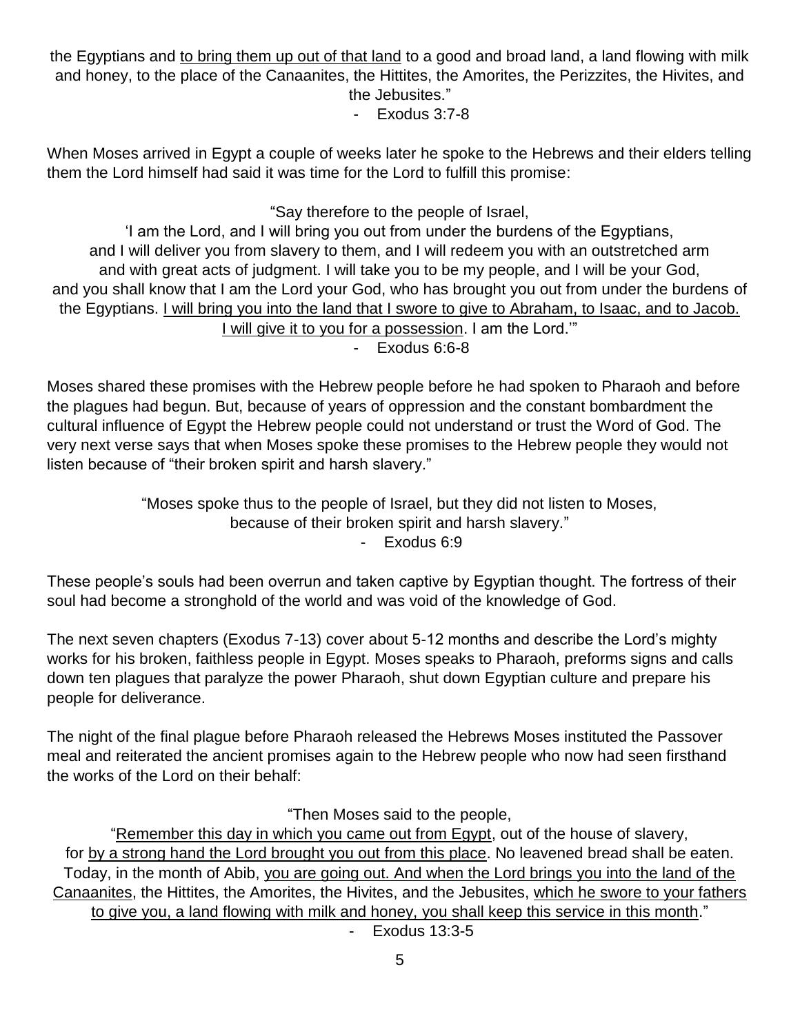the Egyptians and <u>to bring them up out of that land</u> to a good and broad land, a land flowing with milk and honey, to the place of the Canaanites, the Hittites, the Amorites, the Perizzites, the Hivites, and the Jebusites."

- Exodus 3:7-8

When Moses arrived in Egypt a couple of weeks later he spoke to the Hebrews and their elders telling them the Lord himself had said it was time for the Lord to fulfill this promise:

"Say therefore to the people of Israel,
'I am the Lord, and I will bring you out from under the burdens of the Egyptians, and I will deliver you from slavery to them, and I will redeem you with an outstretched arm and with great acts of judgment. I will take you to be my people, and I will be your God, and you shall know that I am the Lord your God, who has brought you out from under the burdens of the Egyptians. <u>I will bring you into the land that I swore to give to Abraham, to Isaac, and to Jacob. I will give it to you for a possession</u>. I am the Lord.'"

- Exodus 6:6-8

Moses shared these promises with the Hebrew people before he had spoken to Pharaoh and before the plagues had begun. But, because of years of oppression and the constant bombardment the cultural influence of Egypt the Hebrew people could not understand or trust the Word of God. The very next verse says that when Moses spoke these promises to the Hebrew people they would not listen because of "their broken spirit and harsh slavery."

"Moses spoke thus to the people of Israel, but they did not listen to Moses, because of their broken spirit and harsh slavery."

- Exodus 6:9

These people's souls had been overrun and taken captive by Egyptian thought. The fortress of their soul had become a stronghold of the world and was void of the knowledge of God.

The next seven chapters (Exodus 7-13) cover about 5-12 months and describe the Lord's mighty works for his broken, faithless people in Egypt. Moses speaks to Pharaoh, preforms signs and calls down ten plagues that paralyze the power Pharaoh, shut down Egyptian culture and prepare his people for deliverance.

The night of the final plague before Pharaoh released the Hebrews Moses instituted the Passover meal and reiterated the ancient promises again to the Hebrew people who now had seen firsthand the works of the Lord on their behalf:

"Then Moses said to the people,
"<u>Remember this day in which you came out from Egypt</u>, out of the house of slavery, for <u>by a strong hand the Lord brought you out from this place</u>. No leavened bread shall be eaten. Today, in the month of Abib, <u>you are going out. And when the Lord brings you into the land of the Canaanites</u>, the Hittites, the Amorites, the Hivites, and the Jebusites, <u>which he swore to your fathers to give you, a land flowing with milk and honey, you shall keep this service in this month</u>."

- Exodus 13:3-5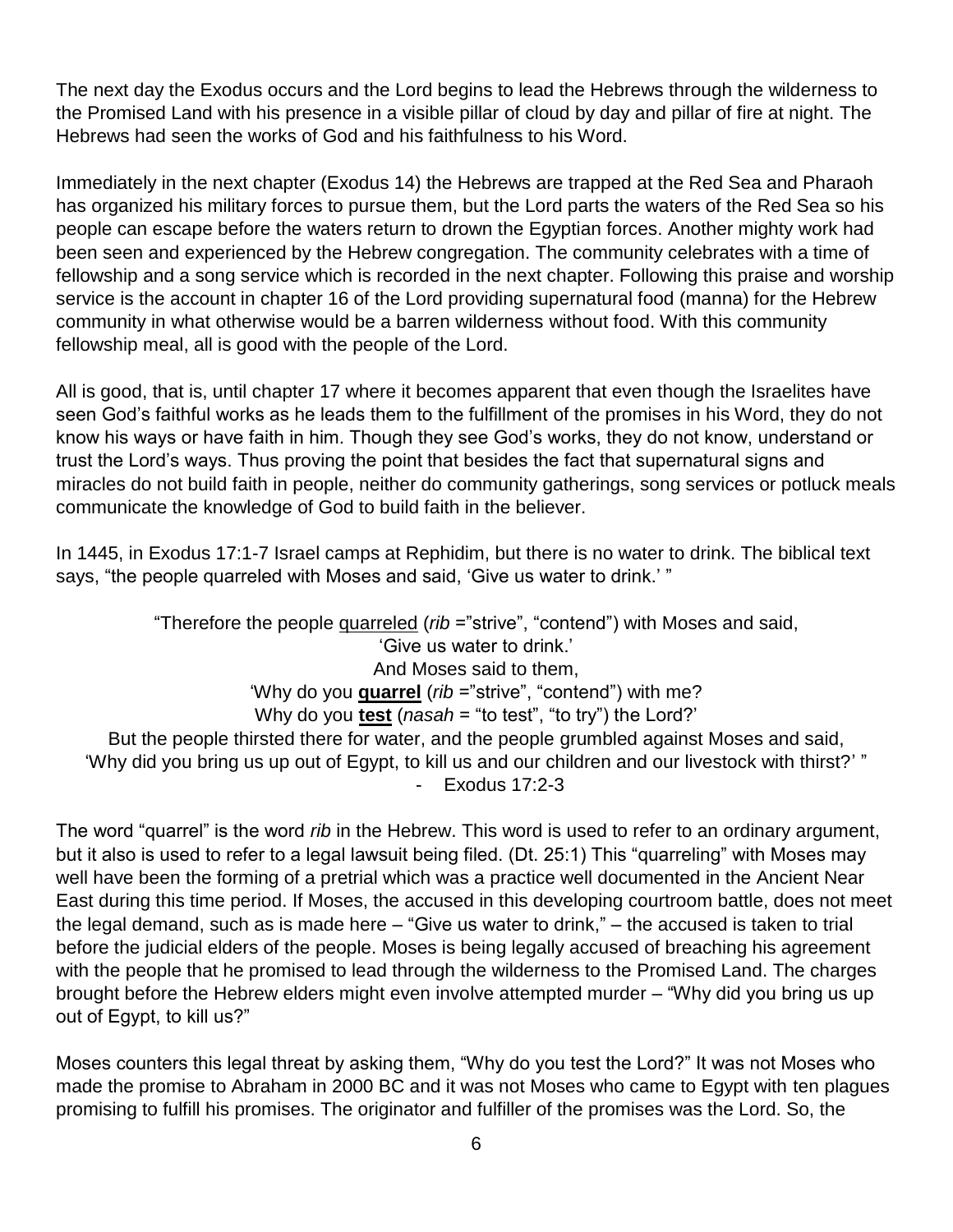The next day the Exodus occurs and the Lord begins to lead the Hebrews through the wilderness to the Promised Land with his presence in a visible pillar of cloud by day and pillar of fire at night. The Hebrews had seen the works of God and his faithfulness to his Word.

Immediately in the next chapter (Exodus 14) the Hebrews are trapped at the Red Sea and Pharaoh has organized his military forces to pursue them, but the Lord parts the waters of the Red Sea so his people can escape before the waters return to drown the Egyptian forces. Another mighty work had been seen and experienced by the Hebrew congregation. The community celebrates with a time of fellowship and a song service which is recorded in the next chapter. Following this praise and worship service is the account in chapter 16 of the Lord providing supernatural food (manna) for the Hebrew community in what otherwise would be a barren wilderness without food. With this community fellowship meal, all is good with the people of the Lord.

All is good, that is, until chapter 17 where it becomes apparent that even though the Israelites have seen God's faithful works as he leads them to the fulfillment of the promises in his Word, they do not know his ways or have faith in him. Though they see God's works, they do not know, understand or trust the Lord's ways. Thus proving the point that besides the fact that supernatural signs and miracles do not build faith in people, neither do community gatherings, song services or potluck meals communicate the knowledge of God to build faith in the believer.

In 1445, in Exodus 17:1-7 Israel camps at Rephidim, but there is no water to drink. The biblical text says, "the people quarreled with Moses and said, 'Give us water to drink.' "

> "Therefore the people quarreled (*rib* ="strive", "contend") with Moses and said,
> 'Give us water to drink.'
> And Moses said to them,
> 'Why do you **quarrel** (*rib* ="strive", "contend") with me?
> Why do you **test** (*nasah* = "to test", "to try") the Lord?'
> But the people thirsted there for water, and the people grumbled against Moses and said,
> 'Why did you bring us up out of Egypt, to kill us and our children and our livestock with thirst?' "
> - Exodus 17:2-3

The word "quarrel" is the word *rib* in the Hebrew. This word is used to refer to an ordinary argument, but it also is used to refer to a legal lawsuit being filed. (Dt. 25:1) This "quarreling" with Moses may well have been the forming of a pretrial which was a practice well documented in the Ancient Near East during this time period. If Moses, the accused in this developing courtroom battle, does not meet the legal demand, such as is made here – "Give us water to drink," – the accused is taken to trial before the judicial elders of the people. Moses is being legally accused of breaching his agreement with the people that he promised to lead through the wilderness to the Promised Land. The charges brought before the Hebrew elders might even involve attempted murder – "Why did you bring us up out of Egypt, to kill us?"

Moses counters this legal threat by asking them, "Why do you test the Lord?" It was not Moses who made the promise to Abraham in 2000 BC and it was not Moses who came to Egypt with ten plagues promising to fulfill his promises. The originator and fulfiller of the promises was the Lord. So, the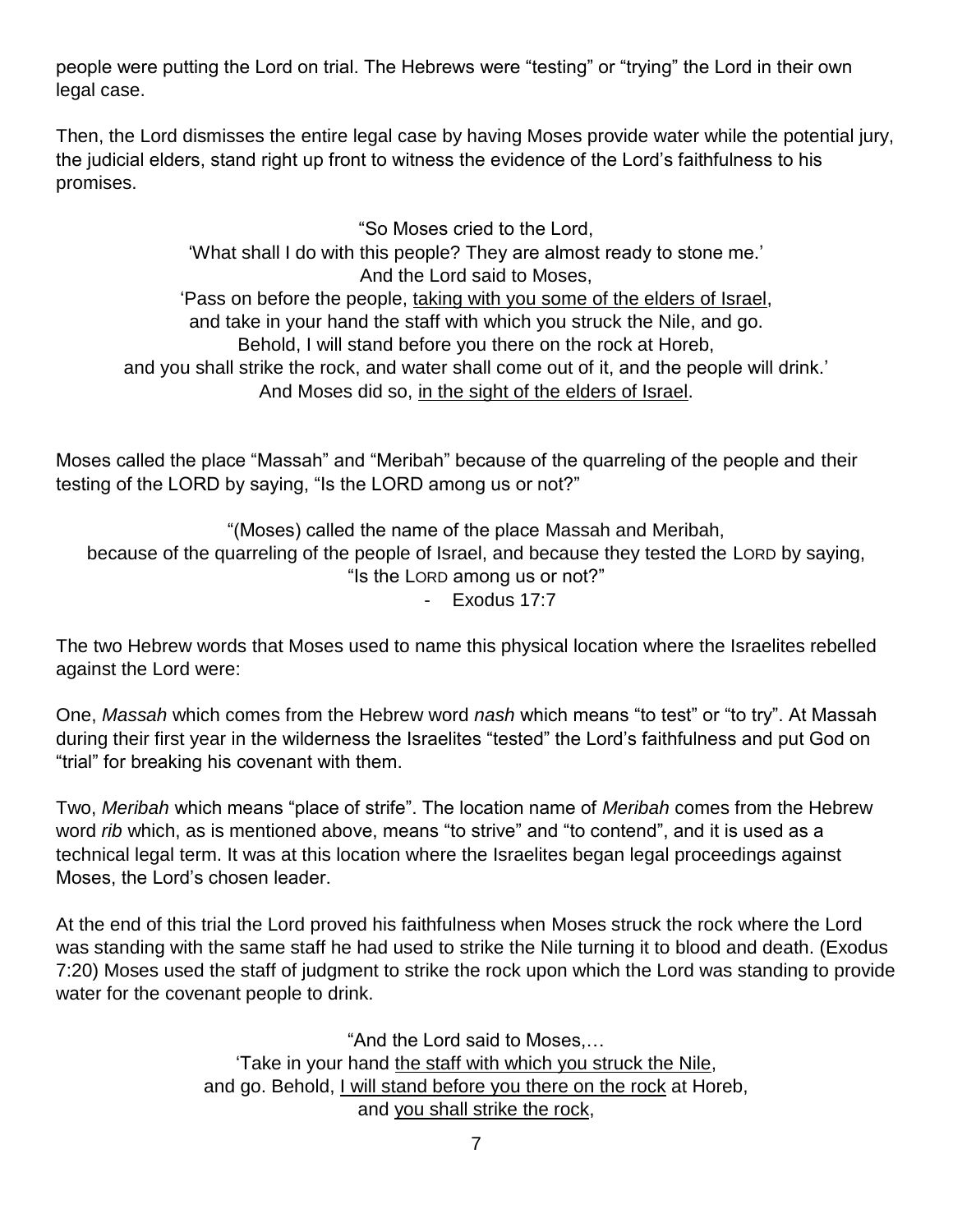people were putting the Lord on trial. The Hebrews were "testing" or "trying" the Lord in their own legal case.

Then, the Lord dismisses the entire legal case by having Moses provide water while the potential jury, the judicial elders, stand right up front to witness the evidence of the Lord's faithfulness to his promises.

"So Moses cried to the Lord,  
'What shall I do with this people? They are almost ready to stone me.'  
And the Lord said to Moses,  
'Pass on before the people, <u>taking with you some of the elders of Israel</u>,  
and take in your hand the staff with which you struck the Nile, and go.  
Behold, I will stand before you there on the rock at Horeb,  
and you shall strike the rock, and water shall come out of it, and the people will drink.'  
And Moses did so, <u>in the sight of the elders of Israel</u>.

Moses called the place "Massah" and "Meribah" because of the quarreling of the people and their testing of the LORD by saying, "Is the LORD among us or not?"

"(Moses) called the name of the place Massah and Meribah,  
because of the quarreling of the people of Israel, and because they tested the LORD by saying,  
"Is the LORD among us or not?"  
- Exodus 17:7

The two Hebrew words that Moses used to name this physical location where the Israelites rebelled against the Lord were:

One, *Massah* which comes from the Hebrew word *nash* which means "to test" or "to try". At Massah during their first year in the wilderness the Israelites "tested" the Lord's faithfulness and put God on "trial" for breaking his covenant with them.

Two, *Meribah* which means "place of strife". The location name of *Meribah* comes from the Hebrew word *rib* which, as is mentioned above, means "to strive" and "to contend", and it is used as a technical legal term. It was at this location where the Israelites began legal proceedings against Moses, the Lord's chosen leader.

At the end of this trial the Lord proved his faithfulness when Moses struck the rock where the Lord was standing with the same staff he had used to strike the Nile turning it to blood and death. (Exodus 7:20) Moses used the staff of judgment to strike the rock upon which the Lord was standing to provide water for the covenant people to drink.

"And the Lord said to Moses,…  
'Take in your hand <u>the staff with which you struck the Nile</u>,  
and go. Behold, <u>I will stand before you there on the rock</u> at Horeb,  
and <u>you shall strike the rock</u>,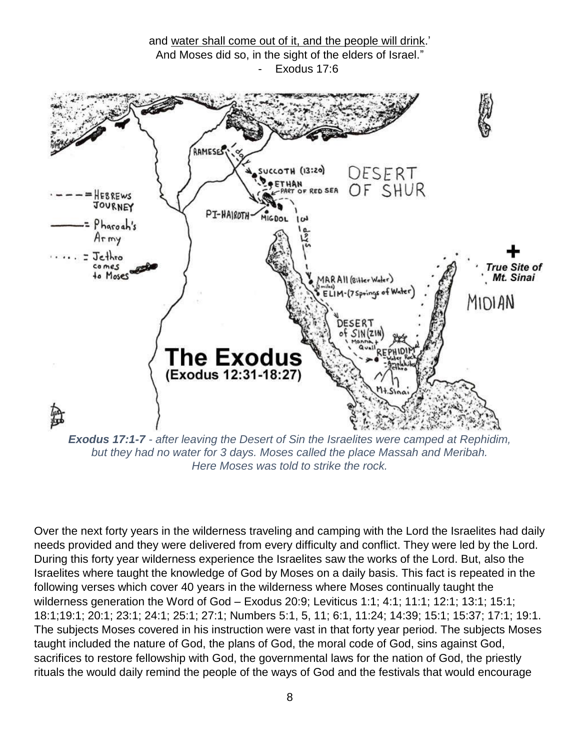and water shall come out of it, and the people will drink.'
And Moses did so, in the sight of the elders of Israel."
- Exodus 17:6

***Exodus 17:1-7** - after leaving the Desert of Sin the Israelites were camped at Rephidim, but they had no water for 3 days. Moses called the place Massah and Meribah. Here Moses was told to strike the rock.*

Over the next forty years in the wilderness traveling and camping with the Lord the Israelites had daily needs provided and they were delivered from every difficulty and conflict. They were led by the Lord. During this forty year wilderness experience the Israelites saw the works of the Lord. But, also the Israelites where taught the knowledge of God by Moses on a daily basis. This fact is repeated in the following verses which cover 40 years in the wilderness where Moses continually taught the wilderness generation the Word of God – Exodus 20:9; Leviticus 1:1; 4:1; 11:1; 12:1; 13:1; 15:1; 18:1;19:1; 20:1; 23:1; 24:1; 25:1; 27:1; Numbers 5:1, 5, 11; 6:1, 11:24; 14:39; 15:1; 15:37; 17:1; 19:1. The subjects Moses covered in his instruction were vast in that forty year period. The subjects Moses taught included the nature of God, the plans of God, the moral code of God, sins against God, sacrifices to restore fellowship with God, the governmental laws for the nation of God, the priestly rituals the would daily remind the people of the ways of God and the festivals that would encourage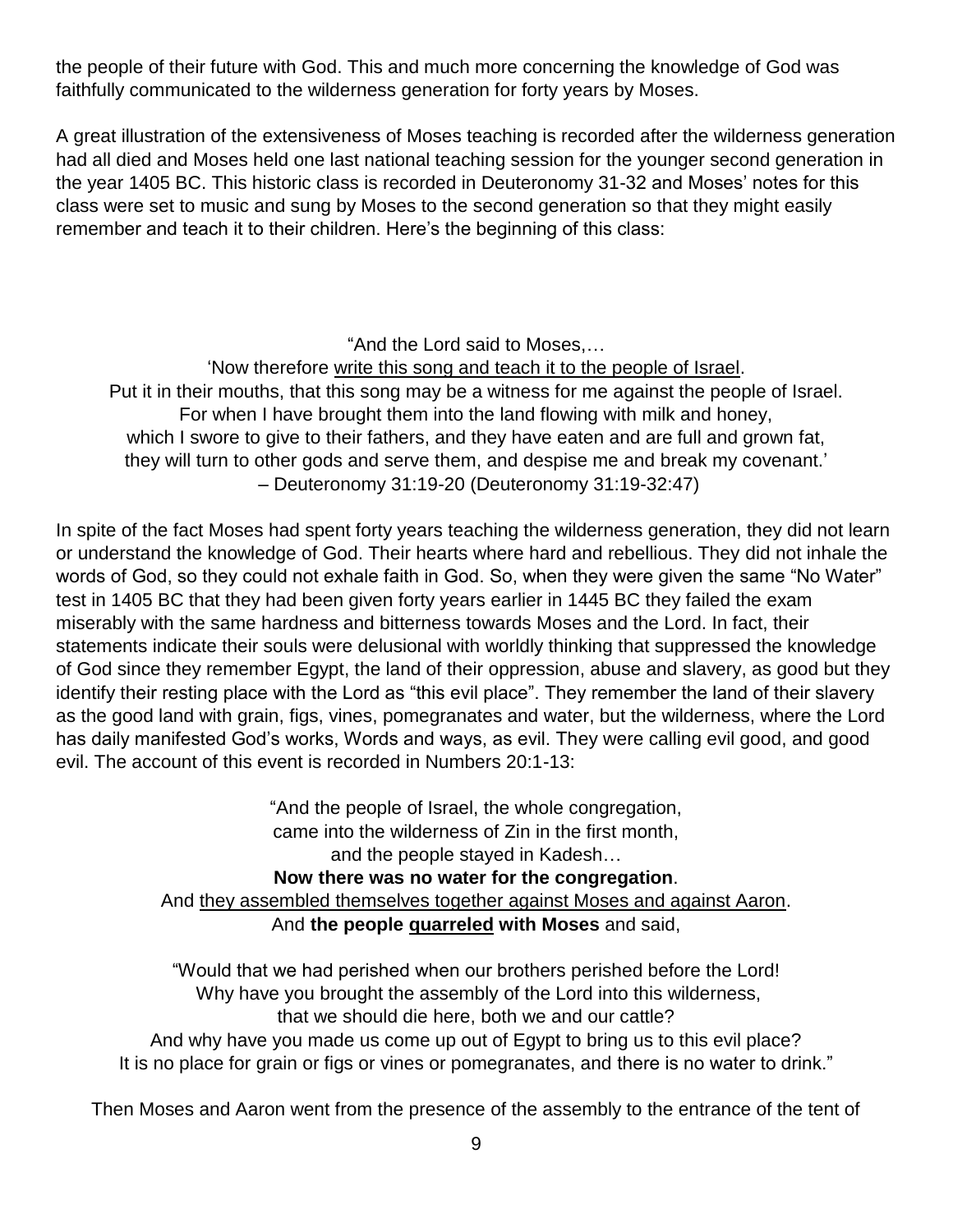the people of their future with God. This and much more concerning the knowledge of God was faithfully communicated to the wilderness generation for forty years by Moses.

A great illustration of the extensiveness of Moses teaching is recorded after the wilderness generation had all died and Moses held one last national teaching session for the younger second generation in the year 1405 BC. This historic class is recorded in Deuteronomy 31-32 and Moses' notes for this class were set to music and sung by Moses to the second generation so that they might easily remember and teach it to their children. Here's the beginning of this class:

<center>

"And the Lord said to Moses,…
'Now therefore <u>write this song and teach it to the people of Israel</u>.
Put it in their mouths, that this song may be a witness for me against the people of Israel.
For when I have brought them into the land flowing with milk and honey,
which I swore to give to their fathers, and they have eaten and are full and grown fat,
they will turn to other gods and serve them, and despise me and break my covenant.'
– Deuteronomy 31:19-20 (Deuteronomy 31:19-32:47)

</center>

In spite of the fact Moses had spent forty years teaching the wilderness generation, they did not learn or understand the knowledge of God. Their hearts where hard and rebellious. They did not inhale the words of God, so they could not exhale faith in God. So, when they were given the same "No Water" test in 1405 BC that they had been given forty years earlier in 1445 BC they failed the exam miserably with the same hardness and bitterness towards Moses and the Lord. In fact, their statements indicate their souls were delusional with worldly thinking that suppressed the knowledge of God since they remember Egypt, the land of their oppression, abuse and slavery, as good but they identify their resting place with the Lord as "this evil place". They remember the land of their slavery as the good land with grain, figs, vines, pomegranates and water, but the wilderness, where the Lord has daily manifested God's works, Words and ways, as evil. They were calling evil good, and good evil. The account of this event is recorded in Numbers 20:1-13:

<center>

"And the people of Israel, the whole congregation,
came into the wilderness of Zin in the first month,
and the people stayed in Kadesh…
**Now there was no water for the congregation**.
And <u>they assembled themselves together against Moses and against Aaron</u>.
And **the people <u>quarreled</u> with Moses** and said,

"Would that we had perished when our brothers perished before the Lord!
Why have you brought the assembly of the Lord into this wilderness,
that we should die here, both we and our cattle?
And why have you made us come up out of Egypt to bring us to this evil place?
It is no place for grain or figs or vines or pomegranates, and there is no water to drink."

Then Moses and Aaron went from the presence of the assembly to the entrance of the tent of

</center>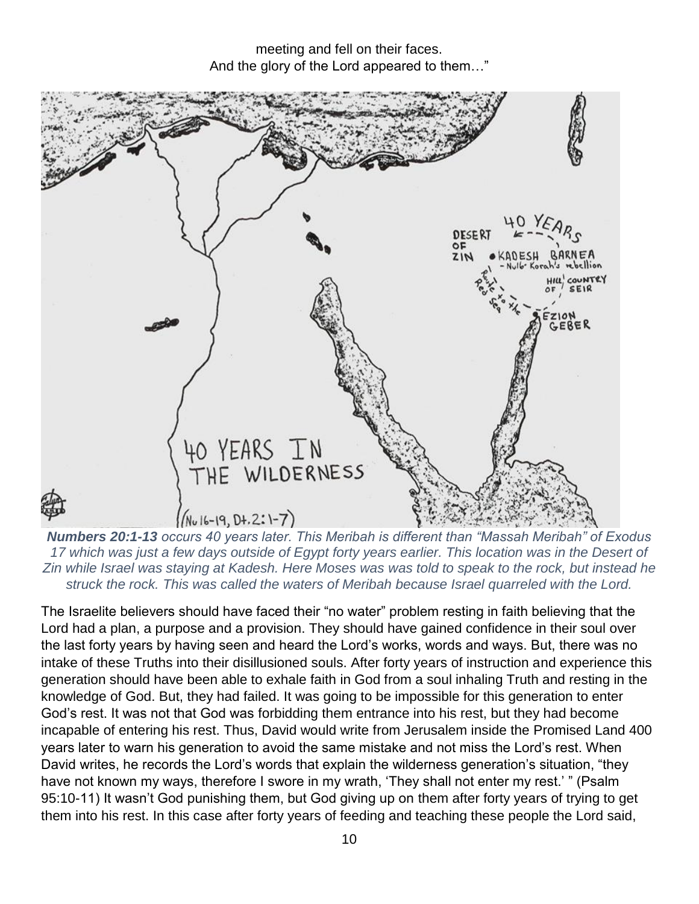meeting and fell on their faces.
And the glory of the Lord appeared to them…"

***Numbers 20:1-13*** *occurs 40 years later. This Meribah is different than "Massah Meribah" of Exodus 17 which was just a few days outside of Egypt forty years earlier. This location was in the Desert of Zin while Israel was staying at Kadesh. Here Moses was was told to speak to the rock, but instead he struck the rock. This was called the waters of Meribah because Israel quarreled with the Lord.*

The Israelite believers should have faced their "no water" problem resting in faith believing that the Lord had a plan, a purpose and a provision. They should have gained confidence in their soul over the last forty years by having seen and heard the Lord's works, words and ways. But, there was no intake of these Truths into their disillusioned souls. After forty years of instruction and experience this generation should have been able to exhale faith in God from a soul inhaling Truth and resting in the knowledge of God. But, they had failed. It was going to be impossible for this generation to enter God's rest. It was not that God was forbidding them entrance into his rest, but they had become incapable of entering his rest. Thus, David would write from Jerusalem inside the Promised Land 400 years later to warn his generation to avoid the same mistake and not miss the Lord's rest. When David writes, he records the Lord's words that explain the wilderness generation's situation, "they have not known my ways, therefore I swore in my wrath, 'They shall not enter my rest.' " (Psalm 95:10-11) It wasn't God punishing them, but God giving up on them after forty years of trying to get them into his rest. In this case after forty years of feeding and teaching these people the Lord said,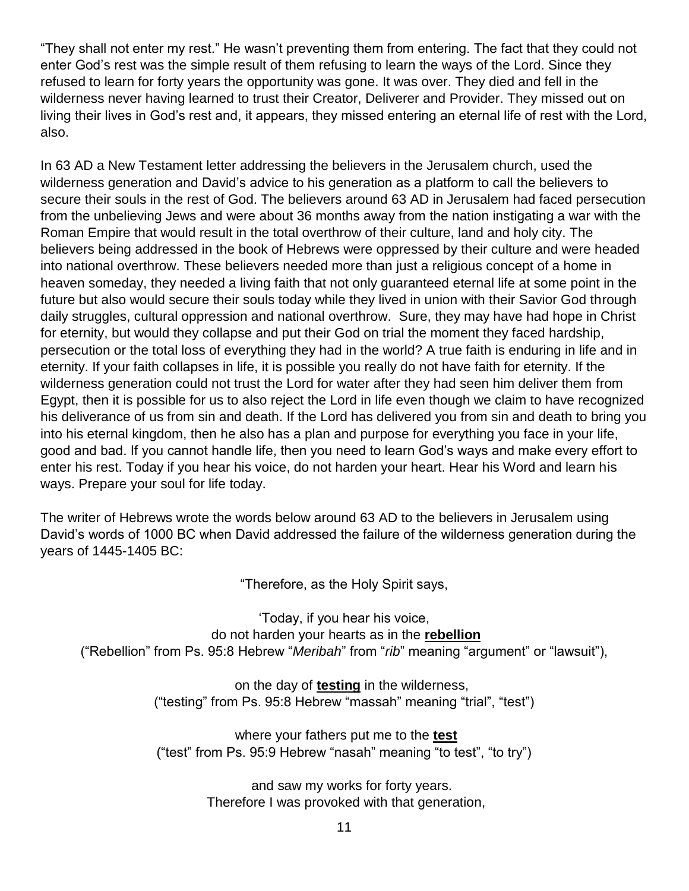"They shall not enter my rest." He wasn't preventing them from entering. The fact that they could not enter God's rest was the simple result of them refusing to learn the ways of the Lord. Since they refused to learn for forty years the opportunity was gone. It was over. They died and fell in the wilderness never having learned to trust their Creator, Deliverer and Provider. They missed out on living their lives in God's rest and, it appears, they missed entering an eternal life of rest with the Lord, also.

In 63 AD a New Testament letter addressing the believers in the Jerusalem church, used the wilderness generation and David's advice to his generation as a platform to call the believers to secure their souls in the rest of God. The believers around 63 AD in Jerusalem had faced persecution from the unbelieving Jews and were about 36 months away from the nation instigating a war with the Roman Empire that would result in the total overthrow of their culture, land and holy city. The believers being addressed in the book of Hebrews were oppressed by their culture and were headed into national overthrow. These believers needed more than just a religious concept of a home in heaven someday, they needed a living faith that not only guaranteed eternal life at some point in the future but also would secure their souls today while they lived in union with their Savior God through daily struggles, cultural oppression and national overthrow. Sure, they may have had hope in Christ for eternity, but would they collapse and put their God on trial the moment they faced hardship, persecution or the total loss of everything they had in the world? A true faith is enduring in life and in eternity. If your faith collapses in life, it is possible you really do not have faith for eternity. If the wilderness generation could not trust the Lord for water after they had seen him deliver them from Egypt, then it is possible for us to also reject the Lord in life even though we claim to have recognized his deliverance of us from sin and death. If the Lord has delivered you from sin and death to bring you into his eternal kingdom, then he also has a plan and purpose for everything you face in your life, good and bad. If you cannot handle life, then you need to learn God's ways and make every effort to enter his rest. Today if you hear his voice, do not harden your heart. Hear his Word and learn his ways. Prepare your soul for life today.

The writer of Hebrews wrote the words below around 63 AD to the believers in Jerusalem using David's words of 1000 BC when David addressed the failure of the wilderness generation during the years of 1445-1405 BC:

"Therefore, as the Holy Spirit says,

'Today, if you hear his voice,
do not harden your hearts as in the **rebellion**
("Rebellion" from Ps. 95:8 Hebrew "*Meribah*" from "*rib*" meaning "argument" or "lawsuit"),

on the day of **testing** in the wilderness,
("testing" from Ps. 95:8 Hebrew "massah" meaning "trial", "test")

where your fathers put me to the **test**
("test" from Ps. 95:9 Hebrew "nasah" meaning "to test", "to try")

and saw my works for forty years.
Therefore I was provoked with that generation,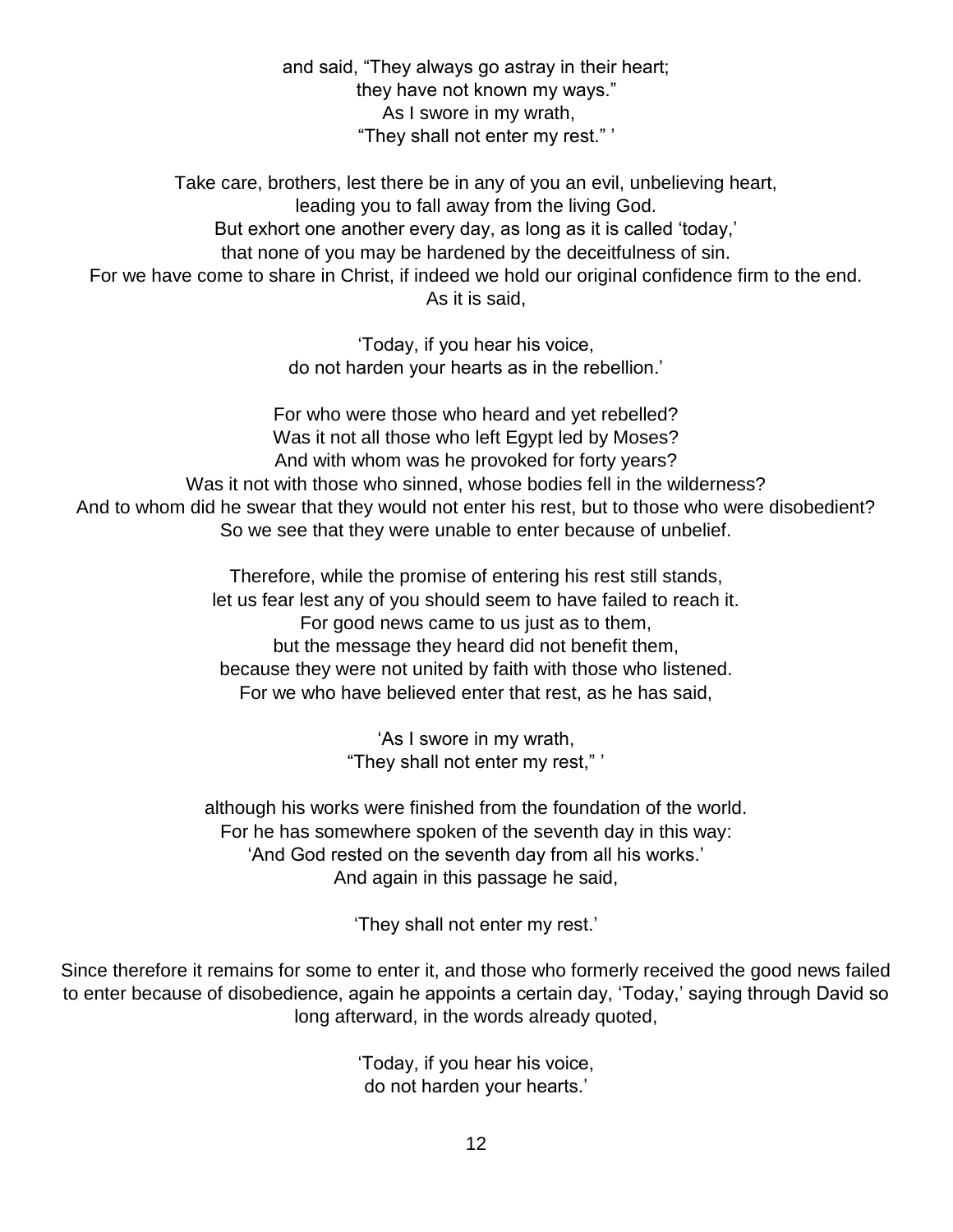and said, "They always go astray in their heart;
they have not known my ways."
As I swore in my wrath,
"They shall not enter my rest." '

Take care, brothers, lest there be in any of you an evil, unbelieving heart,
leading you to fall away from the living God.
But exhort one another every day, as long as it is called 'today,'
that none of you may be hardened by the deceitfulness of sin.
For we have come to share in Christ, if indeed we hold our original confidence firm to the end.
As it is said,

'Today, if you hear his voice,
do not harden your hearts as in the rebellion.'

For who were those who heard and yet rebelled?
Was it not all those who left Egypt led by Moses?
And with whom was he provoked for forty years?
Was it not with those who sinned, whose bodies fell in the wilderness?
And to whom did he swear that they would not enter his rest, but to those who were disobedient?
So we see that they were unable to enter because of unbelief.

Therefore, while the promise of entering his rest still stands,
let us fear lest any of you should seem to have failed to reach it.
For good news came to us just as to them,
but the message they heard did not benefit them,
because they were not united by faith with those who listened.
For we who have believed enter that rest, as he has said,

'As I swore in my wrath,
"They shall not enter my rest," '

although his works were finished from the foundation of the world.
For he has somewhere spoken of the seventh day in this way:
'And God rested on the seventh day from all his works.'
And again in this passage he said,

'They shall not enter my rest.'

Since therefore it remains for some to enter it, and those who formerly received the good news failed to enter because of disobedience, again he appoints a certain day, 'Today,' saying through David so long afterward, in the words already quoted,

'Today, if you hear his voice,
do not harden your hearts.'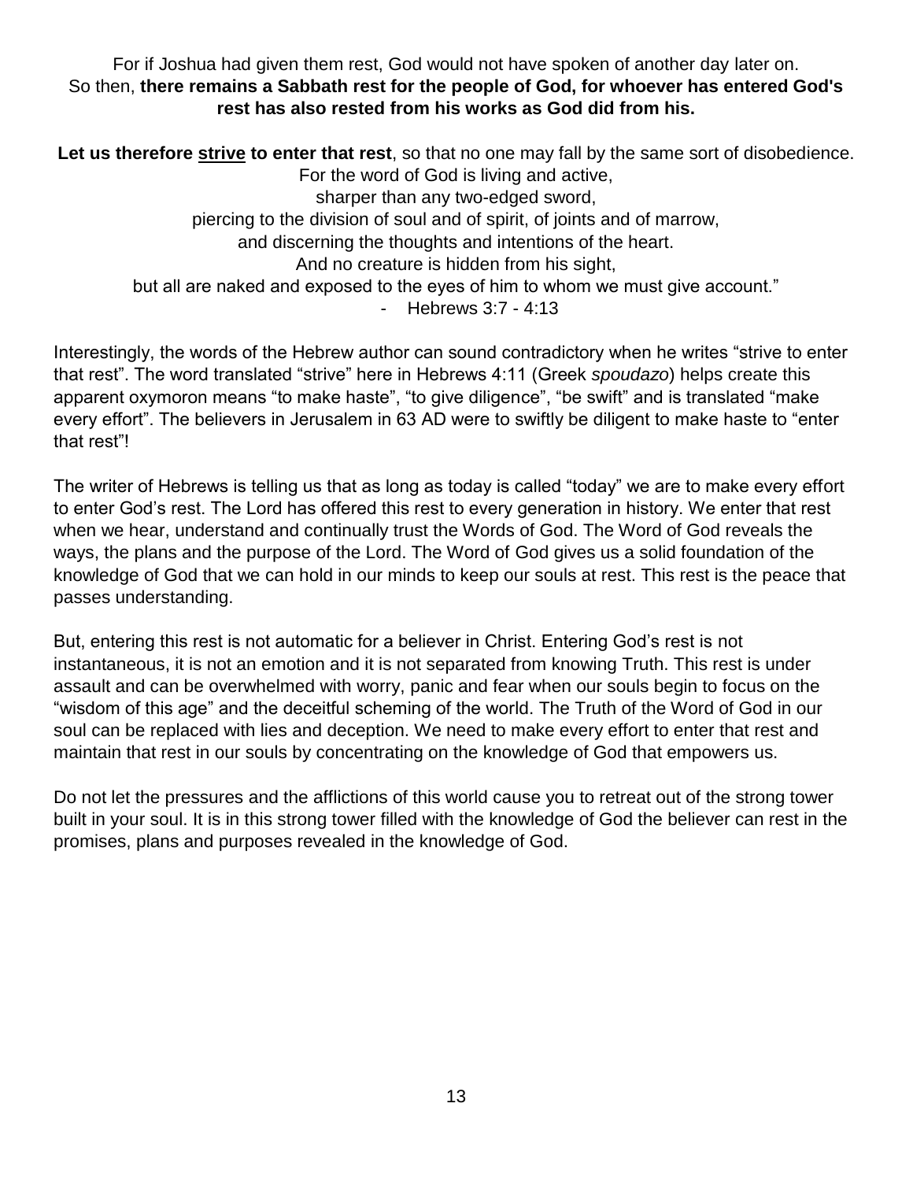For if Joshua had given them rest, God would not have spoken of another day later on.
So then, **there remains a Sabbath rest for the people of God, for whoever has entered God's rest has also rested from his works as God did from his.**

**Let us therefore <u>strive</u> to enter that rest**, so that no one may fall by the same sort of disobedience.
For the word of God is living and active,
sharper than any two-edged sword,
piercing to the division of soul and of spirit, of joints and of marrow,
and discerning the thoughts and intentions of the heart.
And no creature is hidden from his sight,
but all are naked and exposed to the eyes of him to whom we must give account."
- Hebrews 3:7 - 4:13

Interestingly, the words of the Hebrew author can sound contradictory when he writes "strive to enter that rest". The word translated "strive" here in Hebrews 4:11 (Greek *spoudazo*) helps create this apparent oxymoron means "to make haste", "to give diligence", "be swift" and is translated "make every effort". The believers in Jerusalem in 63 AD were to swiftly be diligent to make haste to "enter that rest"!

The writer of Hebrews is telling us that as long as today is called "today" we are to make every effort to enter God's rest. The Lord has offered this rest to every generation in history. We enter that rest when we hear, understand and continually trust the Words of God. The Word of God reveals the ways, the plans and the purpose of the Lord. The Word of God gives us a solid foundation of the knowledge of God that we can hold in our minds to keep our souls at rest. This rest is the peace that passes understanding.

But, entering this rest is not automatic for a believer in Christ. Entering God's rest is not instantaneous, it is not an emotion and it is not separated from knowing Truth. This rest is under assault and can be overwhelmed with worry, panic and fear when our souls begin to focus on the "wisdom of this age" and the deceitful scheming of the world. The Truth of the Word of God in our soul can be replaced with lies and deception. We need to make every effort to enter that rest and maintain that rest in our souls by concentrating on the knowledge of God that empowers us.

Do not let the pressures and the afflictions of this world cause you to retreat out of the strong tower built in your soul. It is in this strong tower filled with the knowledge of God the believer can rest in the promises, plans and purposes revealed in the knowledge of God.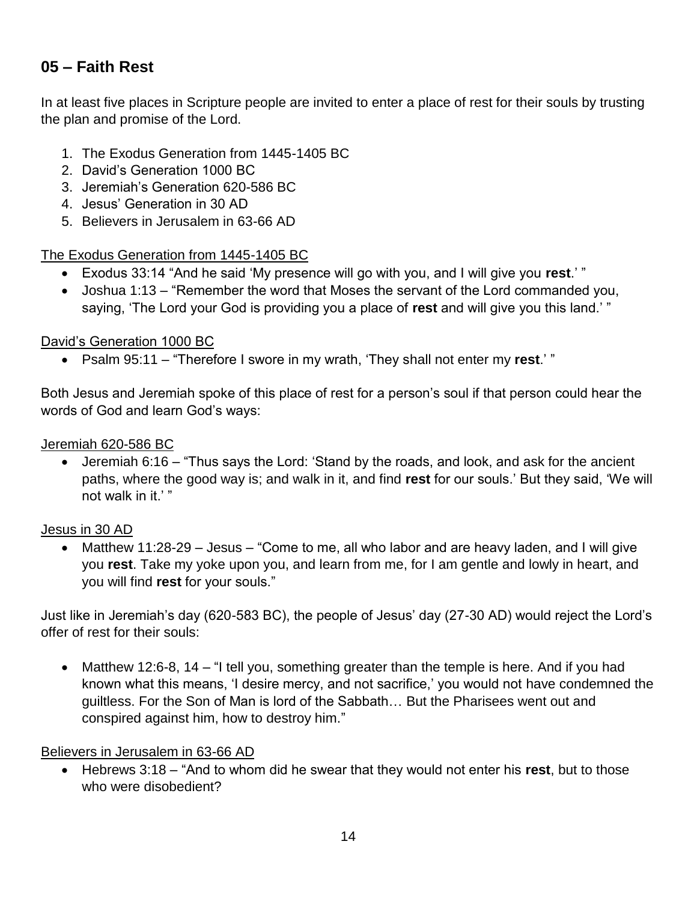## 05 – Faith Rest

In at least five places in Scripture people are invited to enter a place of rest for their souls by trusting the plan and promise of the Lord.

1. The Exodus Generation from 1445-1405 BC
2. David's Generation 1000 BC
3. Jeremiah's Generation 620-586 BC
4. Jesus' Generation in 30 AD
5. Believers in Jerusalem in 63-66 AD

<u>The Exodus Generation from 1445-1405 BC</u>

- Exodus 33:14 "And he said 'My presence will go with you, and I will give you **rest**.' "
- Joshua 1:13 – "Remember the word that Moses the servant of the Lord commanded you, saying, 'The Lord your God is providing you a place of **rest** and will give you this land.' "

<u>David's Generation 1000 BC</u>

- Psalm 95:11 – "Therefore I swore in my wrath, 'They shall not enter my **rest**.' "

Both Jesus and Jeremiah spoke of this place of rest for a person's soul if that person could hear the words of God and learn God's ways:

<u>Jeremiah 620-586 BC</u>

- Jeremiah 6:16 – "Thus says the Lord: 'Stand by the roads, and look, and ask for the ancient paths, where the good way is; and walk in it, and find **rest** for our souls.' But they said, 'We will not walk in it.' "

<u>Jesus in 30 AD</u>

- Matthew 11:28-29 – Jesus – "Come to me, all who labor and are heavy laden, and I will give you **rest**. Take my yoke upon you, and learn from me, for I am gentle and lowly in heart, and you will find **rest** for your souls."

Just like in Jeremiah's day (620-583 BC), the people of Jesus' day (27-30 AD) would reject the Lord's offer of rest for their souls:

- Matthew 12:6-8, 14 – "I tell you, something greater than the temple is here. And if you had known what this means, 'I desire mercy, and not sacrifice,' you would not have condemned the guiltless. For the Son of Man is lord of the Sabbath… But the Pharisees went out and conspired against him, how to destroy him."

<u>Believers in Jerusalem in 63-66 AD</u>

- Hebrews 3:18 – "And to whom did he swear that they would not enter his **rest**, but to those who were disobedient?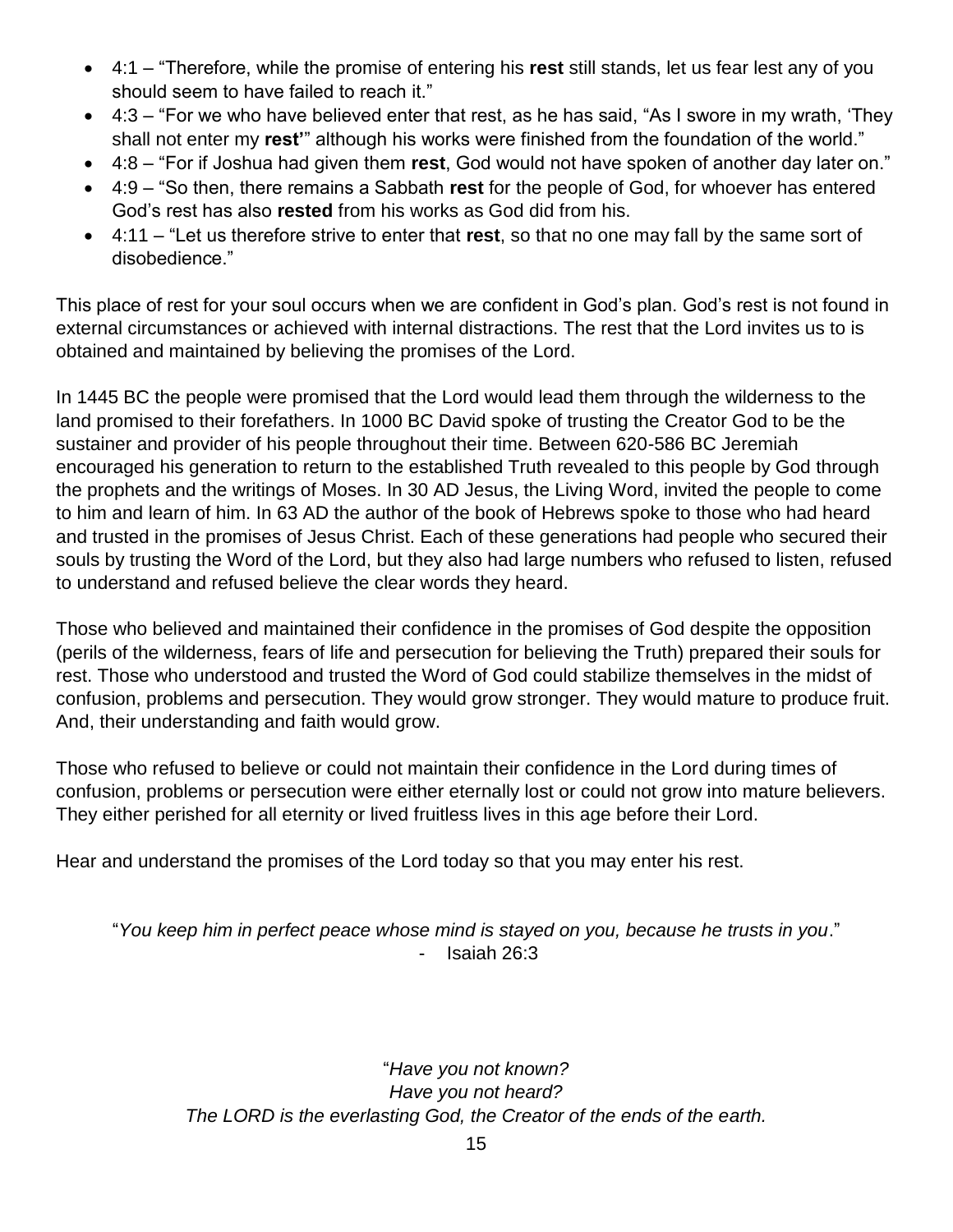- 4:1 – "Therefore, while the promise of entering his **rest** still stands, let us fear lest any of you should seem to have failed to reach it."
- 4:3 – "For we who have believed enter that rest, as he has said, "As I swore in my wrath, 'They shall not enter my **rest'**" although his works were finished from the foundation of the world."
- 4:8 – "For if Joshua had given them **rest**, God would not have spoken of another day later on."
- 4:9 – "So then, there remains a Sabbath **rest** for the people of God, for whoever has entered God's rest has also **rested** from his works as God did from his.
- 4:11 – "Let us therefore strive to enter that **rest**, so that no one may fall by the same sort of disobedience."

This place of rest for your soul occurs when we are confident in God's plan. God's rest is not found in external circumstances or achieved with internal distractions. The rest that the Lord invites us to is obtained and maintained by believing the promises of the Lord.

In 1445 BC the people were promised that the Lord would lead them through the wilderness to the land promised to their forefathers. In 1000 BC David spoke of trusting the Creator God to be the sustainer and provider of his people throughout their time. Between 620-586 BC Jeremiah encouraged his generation to return to the established Truth revealed to this people by God through the prophets and the writings of Moses. In 30 AD Jesus, the Living Word, invited the people to come to him and learn of him. In 63 AD the author of the book of Hebrews spoke to those who had heard and trusted in the promises of Jesus Christ. Each of these generations had people who secured their souls by trusting the Word of the Lord, but they also had large numbers who refused to listen, refused to understand and refused believe the clear words they heard.

Those who believed and maintained their confidence in the promises of God despite the opposition (perils of the wilderness, fears of life and persecution for believing the Truth) prepared their souls for rest. Those who understood and trusted the Word of God could stabilize themselves in the midst of confusion, problems and persecution. They would grow stronger. They would mature to produce fruit. And, their understanding and faith would grow.

Those who refused to believe or could not maintain their confidence in the Lord during times of confusion, problems or persecution were either eternally lost or could not grow into mature believers. They either perished for all eternity or lived fruitless lives in this age before their Lord.

Hear and understand the promises of the Lord today so that you may enter his rest.

"*You keep him in perfect peace whose mind is stayed on you, because he trusts in you*."
- Isaiah 26:3

"*Have you not known?*
*Have you not heard?*
*The LORD is the everlasting God, the Creator of the ends of the earth.*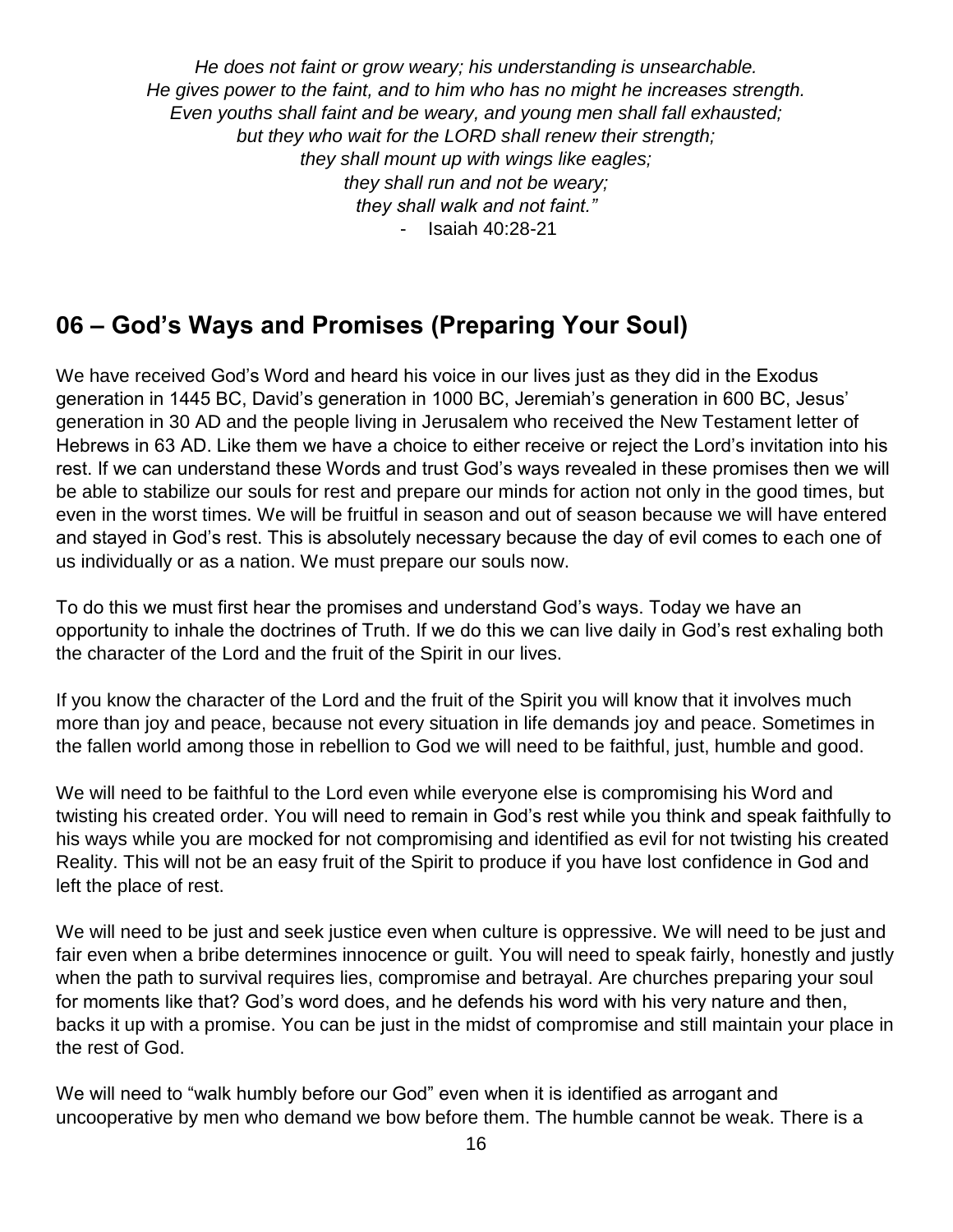*He does not faint or grow weary; his understanding is unsearchable.*
*He gives power to the faint, and to him who has no might he increases strength.*
*Even youths shall faint and be weary, and young men shall fall exhausted;*
*but they who wait for the LORD shall renew their strength;*
*they shall mount up with wings like eagles;*
*they shall run and not be weary;*
*they shall walk and not faint."*

- Isaiah 40:28-21

## 06 – God's Ways and Promises (Preparing Your Soul)

We have received God's Word and heard his voice in our lives just as they did in the Exodus generation in 1445 BC, David's generation in 1000 BC, Jeremiah's generation in 600 BC, Jesus' generation in 30 AD and the people living in Jerusalem who received the New Testament letter of Hebrews in 63 AD. Like them we have a choice to either receive or reject the Lord's invitation into his rest. If we can understand these Words and trust God's ways revealed in these promises then we will be able to stabilize our souls for rest and prepare our minds for action not only in the good times, but even in the worst times. We will be fruitful in season and out of season because we will have entered and stayed in God's rest. This is absolutely necessary because the day of evil comes to each one of us individually or as a nation. We must prepare our souls now.

To do this we must first hear the promises and understand God's ways. Today we have an opportunity to inhale the doctrines of Truth. If we do this we can live daily in God's rest exhaling both the character of the Lord and the fruit of the Spirit in our lives.

If you know the character of the Lord and the fruit of the Spirit you will know that it involves much more than joy and peace, because not every situation in life demands joy and peace. Sometimes in the fallen world among those in rebellion to God we will need to be faithful, just, humble and good.

We will need to be faithful to the Lord even while everyone else is compromising his Word and twisting his created order. You will need to remain in God's rest while you think and speak faithfully to his ways while you are mocked for not compromising and identified as evil for not twisting his created Reality. This will not be an easy fruit of the Spirit to produce if you have lost confidence in God and left the place of rest.

We will need to be just and seek justice even when culture is oppressive. We will need to be just and fair even when a bribe determines innocence or guilt. You will need to speak fairly, honestly and justly when the path to survival requires lies, compromise and betrayal. Are churches preparing your soul for moments like that? God's word does, and he defends his word with his very nature and then, backs it up with a promise. You can be just in the midst of compromise and still maintain your place in the rest of God.

We will need to "walk humbly before our God" even when it is identified as arrogant and uncooperative by men who demand we bow before them. The humble cannot be weak. There is a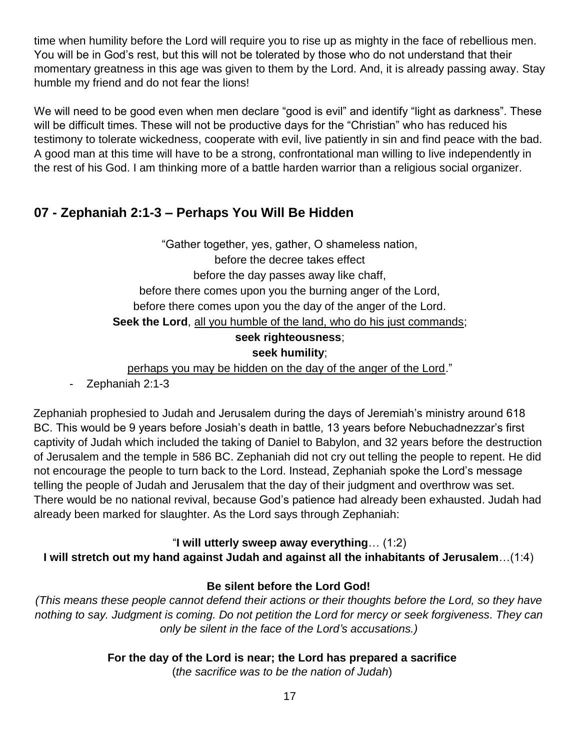time when humility before the Lord will require you to rise up as mighty in the face of rebellious men. You will be in God's rest, but this will not be tolerated by those who do not understand that their momentary greatness in this age was given to them by the Lord. And, it is already passing away. Stay humble my friend and do not fear the lions!

We will need to be good even when men declare "good is evil" and identify "light as darkness". These will be difficult times. These will not be productive days for the "Christian" who has reduced his testimony to tolerate wickedness, cooperate with evil, live patiently in sin and find peace with the bad. A good man at this time will have to be a strong, confrontational man willing to live independently in the rest of his God. I am thinking more of a battle harden warrior than a religious social organizer.

## 07 - Zephaniah 2:1-3 – Perhaps You Will Be Hidden

"Gather together, yes, gather, O shameless nation,
before the decree takes effect
before the day passes away like chaff,
before there comes upon you the burning anger of the Lord,
before there comes upon you the day of the anger of the Lord.
**Seek the Lord**, <u>all you humble of the land, who do his just commands</u>;
**seek righteousness**;
**seek humility**;
<u>perhaps you may be hidden on the day of the anger of the Lord</u>."

- Zephaniah 2:1-3

Zephaniah prophesied to Judah and Jerusalem during the days of Jeremiah's ministry around 618 BC. This would be 9 years before Josiah's death in battle, 13 years before Nebuchadnezzar's first captivity of Judah which included the taking of Daniel to Babylon, and 32 years before the destruction of Jerusalem and the temple in 586 BC. Zephaniah did not cry out telling the people to repent. He did not encourage the people to turn back to the Lord. Instead, Zephaniah spoke the Lord's message telling the people of Judah and Jerusalem that the day of their judgment and overthrow was set. There would be no national revival, because God's patience had already been exhausted. Judah had already been marked for slaughter. As the Lord says through Zephaniah:

"**I will utterly sweep away everything**… (1:2)
**I will stretch out my hand against Judah and against all the inhabitants of Jerusalem**…(1:4)

**Be silent before the Lord God!**
*(This means these people cannot defend their actions or their thoughts before the Lord, so they have nothing to say. Judgment is coming. Do not petition the Lord for mercy or seek forgiveness. They can only be silent in the face of the Lord's accusations.)*

**For the day of the Lord is near; the Lord has prepared a sacrifice**
(*the sacrifice was to be the nation of Judah*)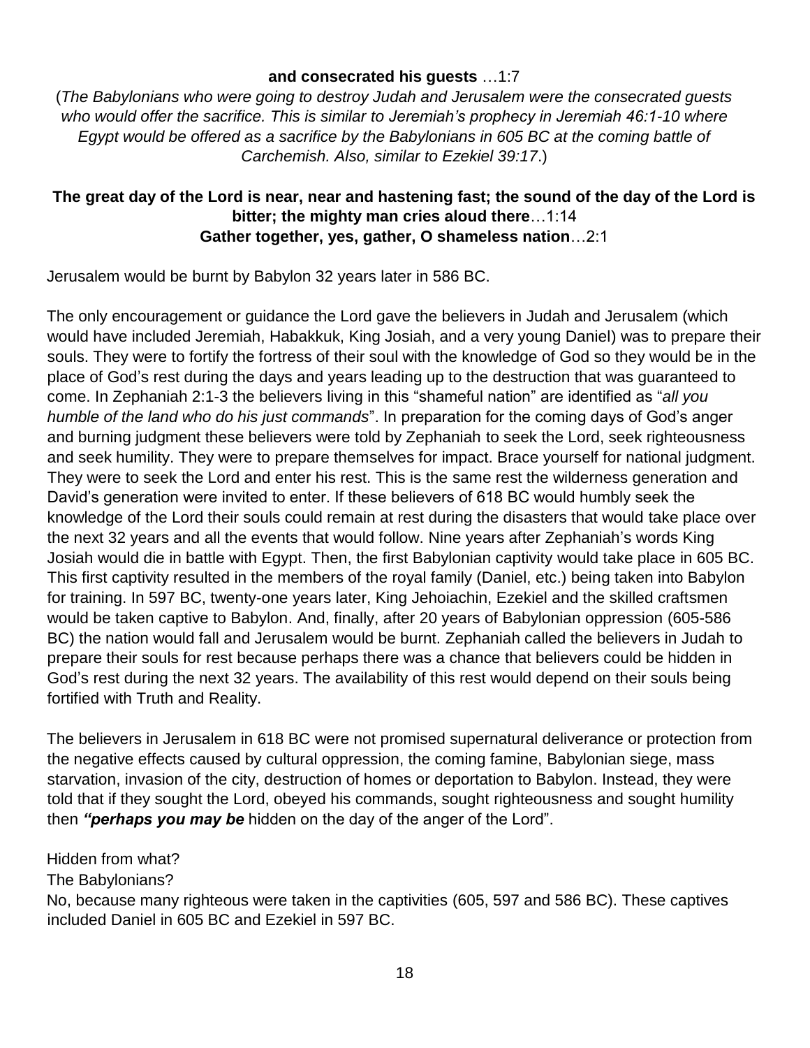**and consecrated his guests** …1:7

(*The Babylonians who were going to destroy Judah and Jerusalem were the consecrated guests who would offer the sacrifice. This is similar to Jeremiah's prophecy in Jeremiah 46:1-10 where Egypt would be offered as a sacrifice by the Babylonians in 605 BC at the coming battle of Carchemish. Also, similar to Ezekiel 39:17*.)

**The great day of the Lord is near, near and hastening fast; the sound of the day of the Lord is bitter; the mighty man cries aloud there**…1:14
**Gather together, yes, gather, O shameless nation**…2:1

Jerusalem would be burnt by Babylon 32 years later in 586 BC.

The only encouragement or guidance the Lord gave the believers in Judah and Jerusalem (which would have included Jeremiah, Habakkuk, King Josiah, and a very young Daniel) was to prepare their souls. They were to fortify the fortress of their soul with the knowledge of God so they would be in the place of God's rest during the days and years leading up to the destruction that was guaranteed to come. In Zephaniah 2:1-3 the believers living in this "shameful nation" are identified as "*all you humble of the land who do his just commands*". In preparation for the coming days of God's anger and burning judgment these believers were told by Zephaniah to seek the Lord, seek righteousness and seek humility. They were to prepare themselves for impact. Brace yourself for national judgment. They were to seek the Lord and enter his rest. This is the same rest the wilderness generation and David's generation were invited to enter. If these believers of 618 BC would humbly seek the knowledge of the Lord their souls could remain at rest during the disasters that would take place over the next 32 years and all the events that would follow. Nine years after Zephaniah's words King Josiah would die in battle with Egypt. Then, the first Babylonian captivity would take place in 605 BC. This first captivity resulted in the members of the royal family (Daniel, etc.) being taken into Babylon for training. In 597 BC, twenty-one years later, King Jehoiachin, Ezekiel and the skilled craftsmen would be taken captive to Babylon. And, finally, after 20 years of Babylonian oppression (605-586 BC) the nation would fall and Jerusalem would be burnt. Zephaniah called the believers in Judah to prepare their souls for rest because perhaps there was a chance that believers could be hidden in God's rest during the next 32 years. The availability of this rest would depend on their souls being fortified with Truth and Reality.

The believers in Jerusalem in 618 BC were not promised supernatural deliverance or protection from the negative effects caused by cultural oppression, the coming famine, Babylonian siege, mass starvation, invasion of the city, destruction of homes or deportation to Babylon. Instead, they were told that if they sought the Lord, obeyed his commands, sought righteousness and sought humility then ***"perhaps you may be*** hidden on the day of the anger of the Lord".

Hidden from what?
The Babylonians?
No, because many righteous were taken in the captivities (605, 597 and 586 BC). These captives included Daniel in 605 BC and Ezekiel in 597 BC.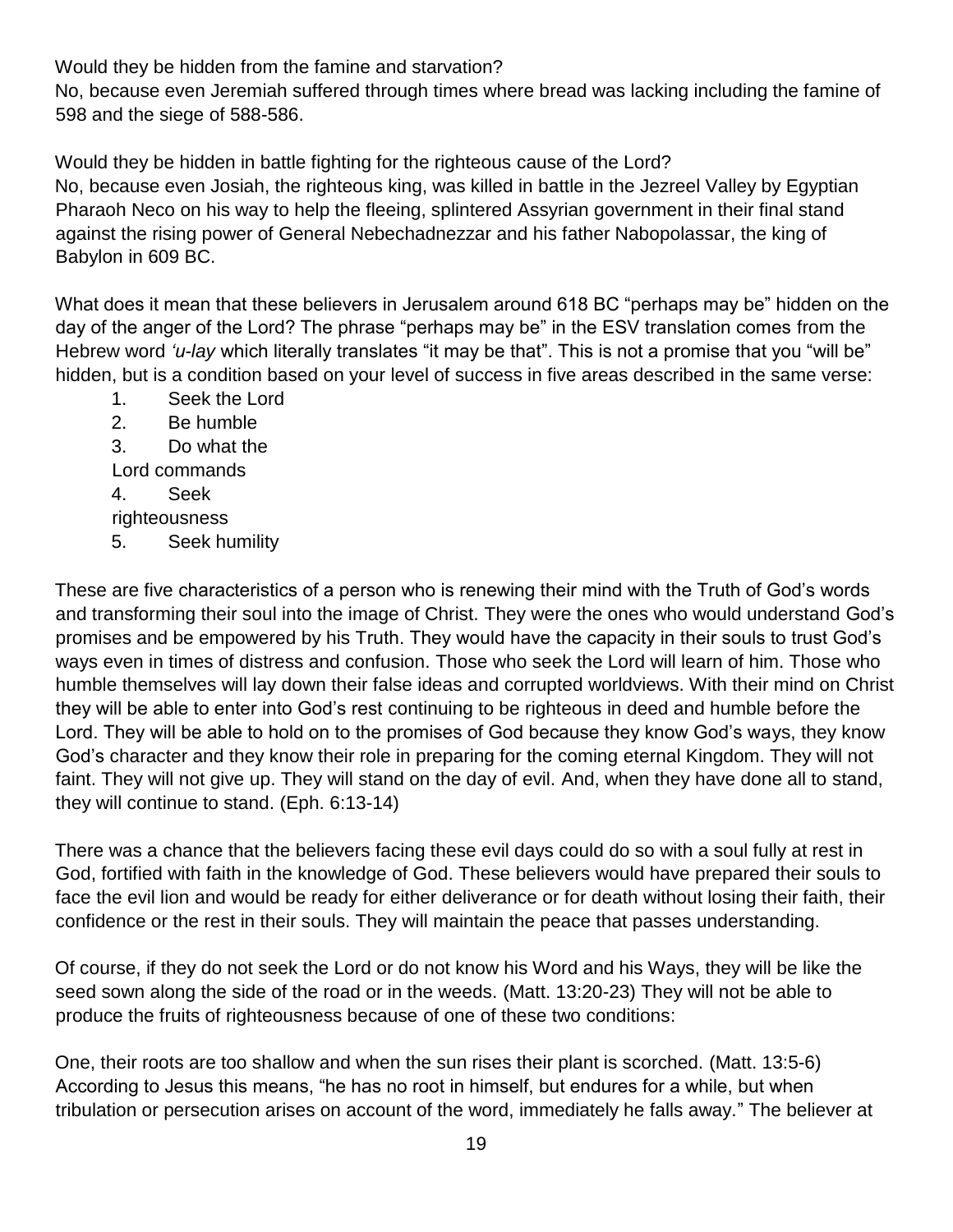Would they be hidden from the famine and starvation?
No, because even Jeremiah suffered through times where bread was lacking including the famine of 598 and the siege of 588-586.

Would they be hidden in battle fighting for the righteous cause of the Lord?
No, because even Josiah, the righteous king, was killed in battle in the Jezreel Valley by Egyptian Pharaoh Neco on his way to help the fleeing, splintered Assyrian government in their final stand against the rising power of General Nebechadnezzar and his father Nabopolassar, the king of Babylon in 609 BC.

What does it mean that these believers in Jerusalem around 618 BC "perhaps may be" hidden on the day of the anger of the Lord? The phrase "perhaps may be" in the ESV translation comes from the Hebrew word *'u-lay* which literally translates "it may be that". This is not a promise that you "will be" hidden, but is a condition based on your level of success in five areas described in the same verse:

1. Seek the Lord
2. Be humble
3. Do what the Lord commands
4. Seek righteousness
5. Seek humility

These are five characteristics of a person who is renewing their mind with the Truth of God's words and transforming their soul into the image of Christ. They were the ones who would understand God's promises and be empowered by his Truth. They would have the capacity in their souls to trust God's ways even in times of distress and confusion. Those who seek the Lord will learn of him. Those who humble themselves will lay down their false ideas and corrupted worldviews. With their mind on Christ they will be able to enter into God's rest continuing to be righteous in deed and humble before the Lord. They will be able to hold on to the promises of God because they know God's ways, they know God's character and they know their role in preparing for the coming eternal Kingdom. They will not faint. They will not give up. They will stand on the day of evil. And, when they have done all to stand, they will continue to stand. (Eph. 6:13-14)

There was a chance that the believers facing these evil days could do so with a soul fully at rest in God, fortified with faith in the knowledge of God. These believers would have prepared their souls to face the evil lion and would be ready for either deliverance or for death without losing their faith, their confidence or the rest in their souls. They will maintain the peace that passes understanding.

Of course, if they do not seek the Lord or do not know his Word and his Ways, they will be like the seed sown along the side of the road or in the weeds. (Matt. 13:20-23) They will not be able to produce the fruits of righteousness because of one of these two conditions:

One, their roots are too shallow and when the sun rises their plant is scorched. (Matt. 13:5-6) According to Jesus this means, "he has no root in himself, but endures for a while, but when tribulation or persecution arises on account of the word, immediately he falls away." The believer at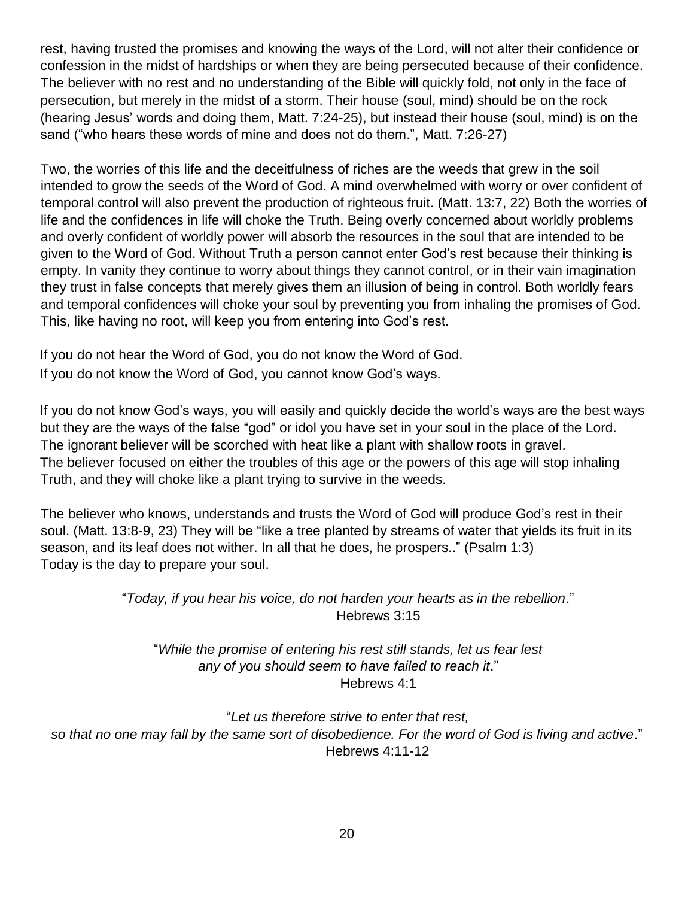rest, having trusted the promises and knowing the ways of the Lord, will not alter their confidence or confession in the midst of hardships or when they are being persecuted because of their confidence. The believer with no rest and no understanding of the Bible will quickly fold, not only in the face of persecution, but merely in the midst of a storm. Their house (soul, mind) should be on the rock (hearing Jesus' words and doing them, Matt. 7:24-25), but instead their house (soul, mind) is on the sand ("who hears these words of mine and does not do them.", Matt. 7:26-27)

Two, the worries of this life and the deceitfulness of riches are the weeds that grew in the soil intended to grow the seeds of the Word of God. A mind overwhelmed with worry or over confident of temporal control will also prevent the production of righteous fruit. (Matt. 13:7, 22) Both the worries of life and the confidences in life will choke the Truth. Being overly concerned about worldly problems and overly confident of worldly power will absorb the resources in the soul that are intended to be given to the Word of God. Without Truth a person cannot enter God's rest because their thinking is empty. In vanity they continue to worry about things they cannot control, or in their vain imagination they trust in false concepts that merely gives them an illusion of being in control. Both worldly fears and temporal confidences will choke your soul by preventing you from inhaling the promises of God. This, like having no root, will keep you from entering into God's rest.

If you do not hear the Word of God, you do not know the Word of God.
If you do not know the Word of God, you cannot know God's ways.

If you do not know God's ways, you will easily and quickly decide the world's ways are the best ways but they are the ways of the false "god" or idol you have set in your soul in the place of the Lord.
The ignorant believer will be scorched with heat like a plant with shallow roots in gravel.
The believer focused on either the troubles of this age or the powers of this age will stop inhaling Truth, and they will choke like a plant trying to survive in the weeds.

The believer who knows, understands and trusts the Word of God will produce God's rest in their soul. (Matt. 13:8-9, 23) They will be "like a tree planted by streams of water that yields its fruit in its season, and its leaf does not wither. In all that he does, he prospers.." (Psalm 1:3)
Today is the day to prepare your soul.

"*Today, if you hear his voice, do not harden your hearts as in the rebellion*."
Hebrews 3:15

"*While the promise of entering his rest still stands, let us fear lest any of you should seem to have failed to reach it*."
Hebrews 4:1

"*Let us therefore strive to enter that rest, so that no one may fall by the same sort of disobedience. For the word of God is living and active*."
Hebrews 4:11-12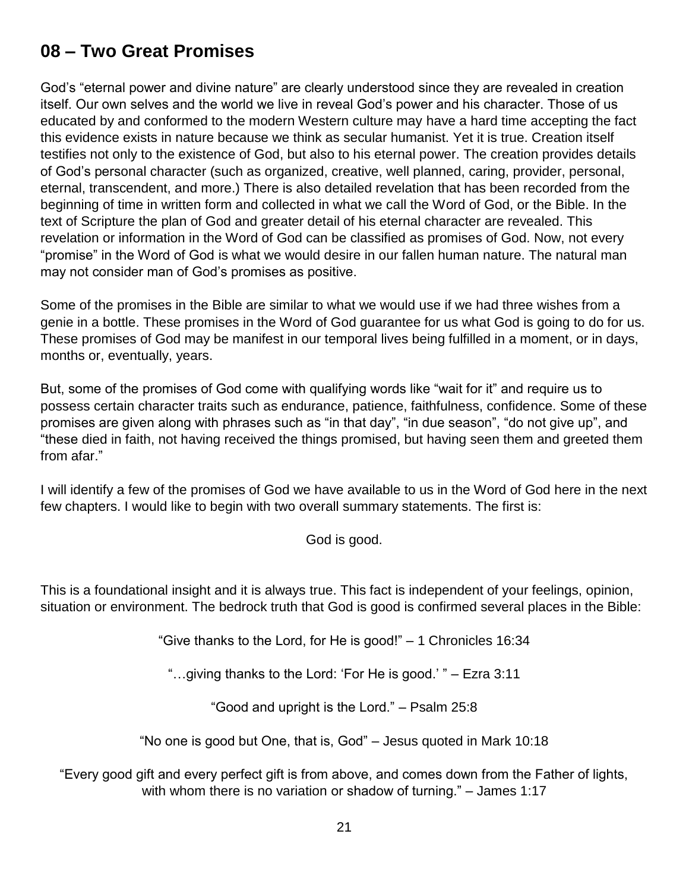## 08 – Two Great Promises

God's "eternal power and divine nature" are clearly understood since they are revealed in creation itself. Our own selves and the world we live in reveal God's power and his character. Those of us educated by and conformed to the modern Western culture may have a hard time accepting the fact this evidence exists in nature because we think as secular humanist. Yet it is true. Creation itself testifies not only to the existence of God, but also to his eternal power. The creation provides details of God's personal character (such as organized, creative, well planned, caring, provider, personal, eternal, transcendent, and more.) There is also detailed revelation that has been recorded from the beginning of time in written form and collected in what we call the Word of God, or the Bible. In the text of Scripture the plan of God and greater detail of his eternal character are revealed. This revelation or information in the Word of God can be classified as promises of God. Now, not every "promise" in the Word of God is what we would desire in our fallen human nature. The natural man may not consider man of God's promises as positive.

Some of the promises in the Bible are similar to what we would use if we had three wishes from a genie in a bottle. These promises in the Word of God guarantee for us what God is going to do for us. These promises of God may be manifest in our temporal lives being fulfilled in a moment, or in days, months or, eventually, years.

But, some of the promises of God come with qualifying words like "wait for it" and require us to possess certain character traits such as endurance, patience, faithfulness, confidence. Some of these promises are given along with phrases such as "in that day", "in due season", "do not give up", and "these died in faith, not having received the things promised, but having seen them and greeted them from afar."

I will identify a few of the promises of God we have available to us in the Word of God here in the next few chapters. I would like to begin with two overall summary statements. The first is:

God is good.

This is a foundational insight and it is always true. This fact is independent of your feelings, opinion, situation or environment. The bedrock truth that God is good is confirmed several places in the Bible:

"Give thanks to the Lord, for He is good!" – 1 Chronicles 16:34

"…giving thanks to the Lord: 'For He is good.' " – Ezra 3:11

"Good and upright is the Lord." – Psalm 25:8

"No one is good but One, that is, God" – Jesus quoted in Mark 10:18

"Every good gift and every perfect gift is from above, and comes down from the Father of lights, with whom there is no variation or shadow of turning." – James 1:17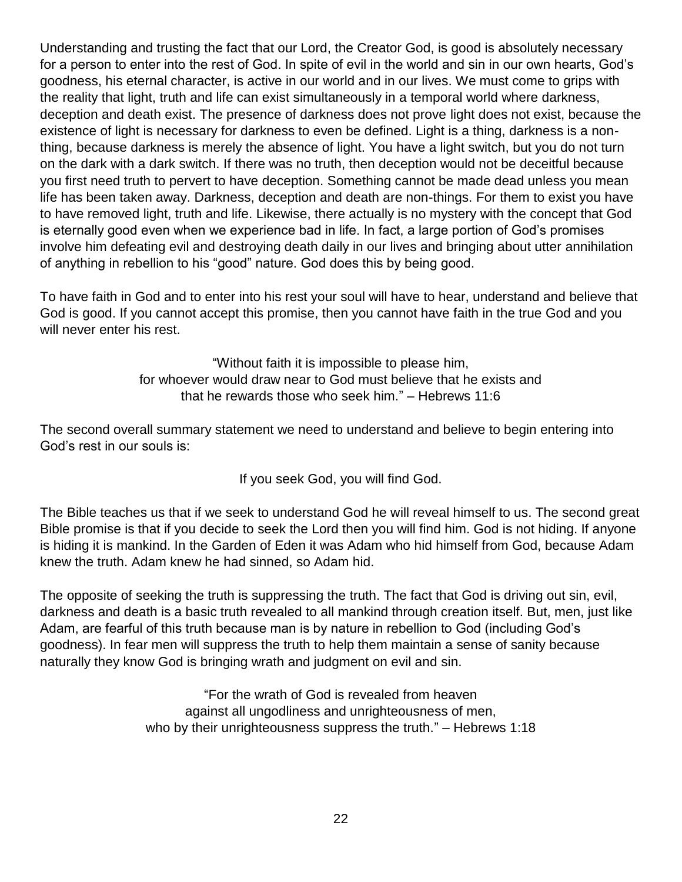Understanding and trusting the fact that our Lord, the Creator God, is good is absolutely necessary for a person to enter into the rest of God. In spite of evil in the world and sin in our own hearts, God's goodness, his eternal character, is active in our world and in our lives. We must come to grips with the reality that light, truth and life can exist simultaneously in a temporal world where darkness, deception and death exist. The presence of darkness does not prove light does not exist, because the existence of light is necessary for darkness to even be defined. Light is a thing, darkness is a non-thing, because darkness is merely the absence of light. You have a light switch, but you do not turn on the dark with a dark switch. If there was no truth, then deception would not be deceitful because you first need truth to pervert to have deception. Something cannot be made dead unless you mean life has been taken away. Darkness, deception and death are non-things. For them to exist you have to have removed light, truth and life. Likewise, there actually is no mystery with the concept that God is eternally good even when we experience bad in life. In fact, a large portion of God's promises involve him defeating evil and destroying death daily in our lives and bringing about utter annihilation of anything in rebellion to his "good" nature. God does this by being good.

To have faith in God and to enter into his rest your soul will have to hear, understand and believe that God is good. If you cannot accept this promise, then you cannot have faith in the true God and you will never enter his rest.

> "Without faith it is impossible to please him,
> for whoever would draw near to God must believe that he exists and
> that he rewards those who seek him." – Hebrews 11:6

The second overall summary statement we need to understand and believe to begin entering into God's rest in our souls is:

If you seek God, you will find God.

The Bible teaches us that if we seek to understand God he will reveal himself to us. The second great Bible promise is that if you decide to seek the Lord then you will find him. God is not hiding. If anyone is hiding it is mankind. In the Garden of Eden it was Adam who hid himself from God, because Adam knew the truth. Adam knew he had sinned, so Adam hid.

The opposite of seeking the truth is suppressing the truth. The fact that God is driving out sin, evil, darkness and death is a basic truth revealed to all mankind through creation itself. But, men, just like Adam, are fearful of this truth because man is by nature in rebellion to God (including God's goodness). In fear men will suppress the truth to help them maintain a sense of sanity because naturally they know God is bringing wrath and judgment on evil and sin.

> "For the wrath of God is revealed from heaven
> against all ungodliness and unrighteousness of men,
> who by their unrighteousness suppress the truth." – Hebrews 1:18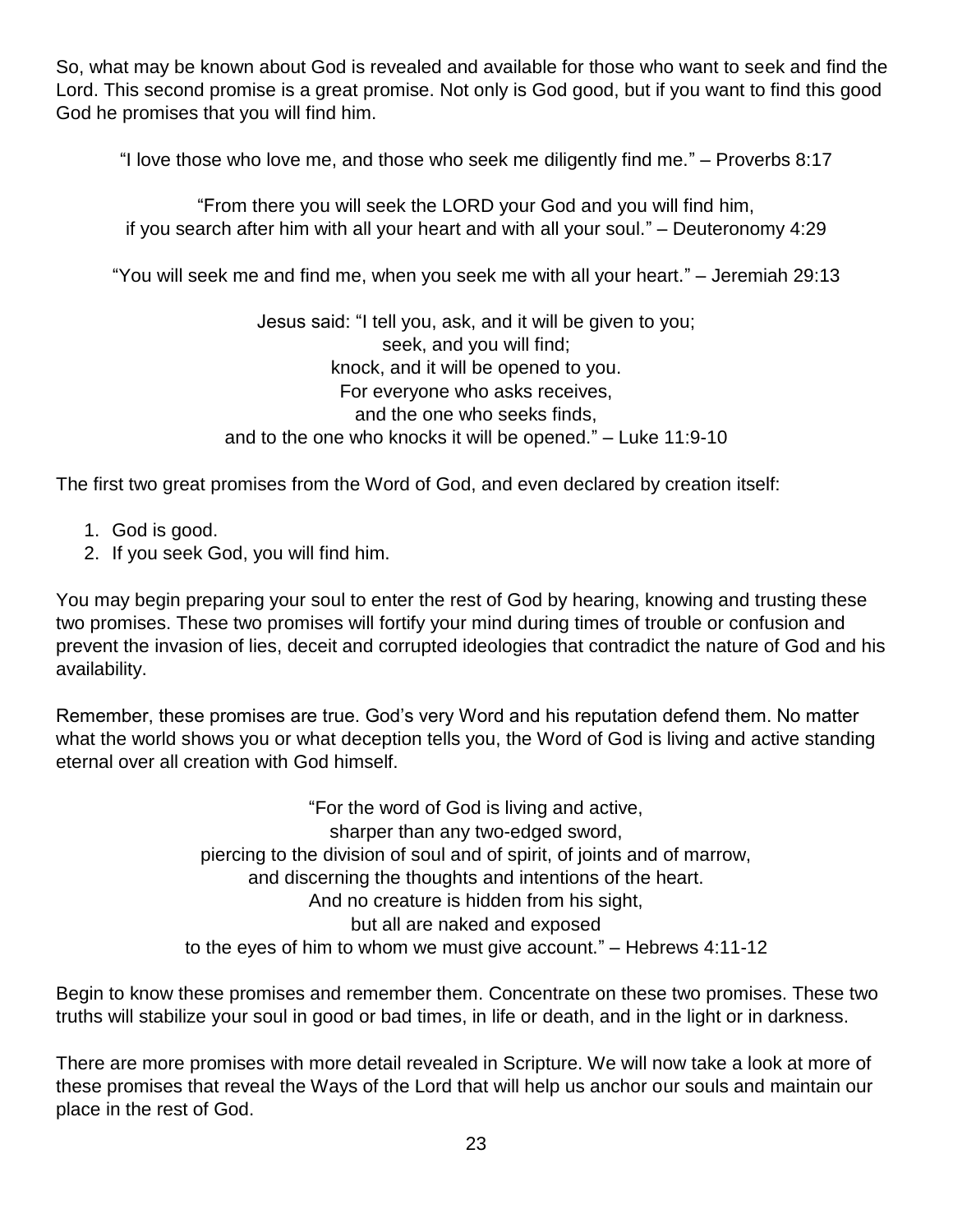So, what may be known about God is revealed and available for those who want to seek and find the Lord. This second promise is a great promise. Not only is God good, but if you want to find this good God he promises that you will find him.

"I love those who love me, and those who seek me diligently find me." – Proverbs 8:17

"From there you will seek the LORD your God and you will find him,  
if you search after him with all your heart and with all your soul." – Deuteronomy 4:29

"You will seek me and find me, when you seek me with all your heart." – Jeremiah 29:13

Jesus said: "I tell you, ask, and it will be given to you;  
seek, and you will find;  
knock, and it will be opened to you.  
For everyone who asks receives,  
and the one who seeks finds,  
and to the one who knocks it will be opened." – Luke 11:9-10

The first two great promises from the Word of God, and even declared by creation itself:

1. God is good.
2. If you seek God, you will find him.

You may begin preparing your soul to enter the rest of God by hearing, knowing and trusting these two promises. These two promises will fortify your mind during times of trouble or confusion and prevent the invasion of lies, deceit and corrupted ideologies that contradict the nature of God and his availability.

Remember, these promises are true. God's very Word and his reputation defend them. No matter what the world shows you or what deception tells you, the Word of God is living and active standing eternal over all creation with God himself.

"For the word of God is living and active,  
sharper than any two-edged sword,  
piercing to the division of soul and of spirit, of joints and of marrow,  
and discerning the thoughts and intentions of the heart.  
And no creature is hidden from his sight,  
but all are naked and exposed  
to the eyes of him to whom we must give account." – Hebrews 4:11-12

Begin to know these promises and remember them. Concentrate on these two promises. These two truths will stabilize your soul in good or bad times, in life or death, and in the light or in darkness.

There are more promises with more detail revealed in Scripture. We will now take a look at more of these promises that reveal the Ways of the Lord that will help us anchor our souls and maintain our place in the rest of God.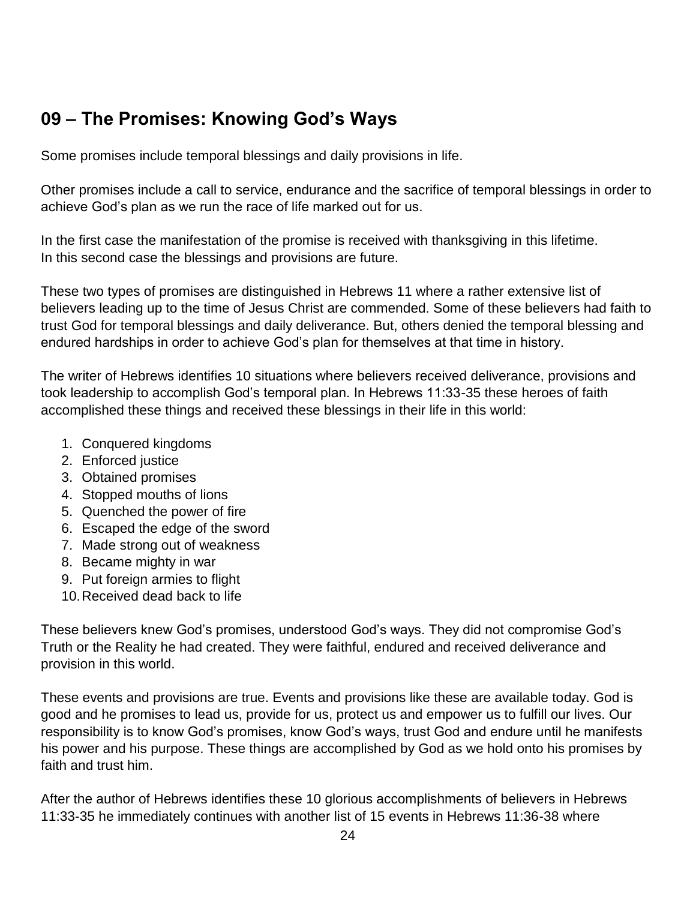## 09 – The Promises: Knowing God's Ways

Some promises include temporal blessings and daily provisions in life.

Other promises include a call to service, endurance and the sacrifice of temporal blessings in order to achieve God's plan as we run the race of life marked out for us.

In the first case the manifestation of the promise is received with thanksgiving in this lifetime.
In this second case the blessings and provisions are future.

These two types of promises are distinguished in Hebrews 11 where a rather extensive list of believers leading up to the time of Jesus Christ are commended. Some of these believers had faith to trust God for temporal blessings and daily deliverance. But, others denied the temporal blessing and endured hardships in order to achieve God's plan for themselves at that time in history.

The writer of Hebrews identifies 10 situations where believers received deliverance, provisions and took leadership to accomplish God's temporal plan. In Hebrews 11:33-35 these heroes of faith accomplished these things and received these blessings in their life in this world:

1. Conquered kingdoms
2. Enforced justice
3. Obtained promises
4. Stopped mouths of lions
5. Quenched the power of fire
6. Escaped the edge of the sword
7. Made strong out of weakness
8. Became mighty in war
9. Put foreign armies to flight
10. Received dead back to life

These believers knew God's promises, understood God's ways. They did not compromise God's Truth or the Reality he had created. They were faithful, endured and received deliverance and provision in this world.

These events and provisions are true. Events and provisions like these are available today. God is good and he promises to lead us, provide for us, protect us and empower us to fulfill our lives. Our responsibility is to know God's promises, know God's ways, trust God and endure until he manifests his power and his purpose. These things are accomplished by God as we hold onto his promises by faith and trust him.

After the author of Hebrews identifies these 10 glorious accomplishments of believers in Hebrews 11:33-35 he immediately continues with another list of 15 events in Hebrews 11:36-38 where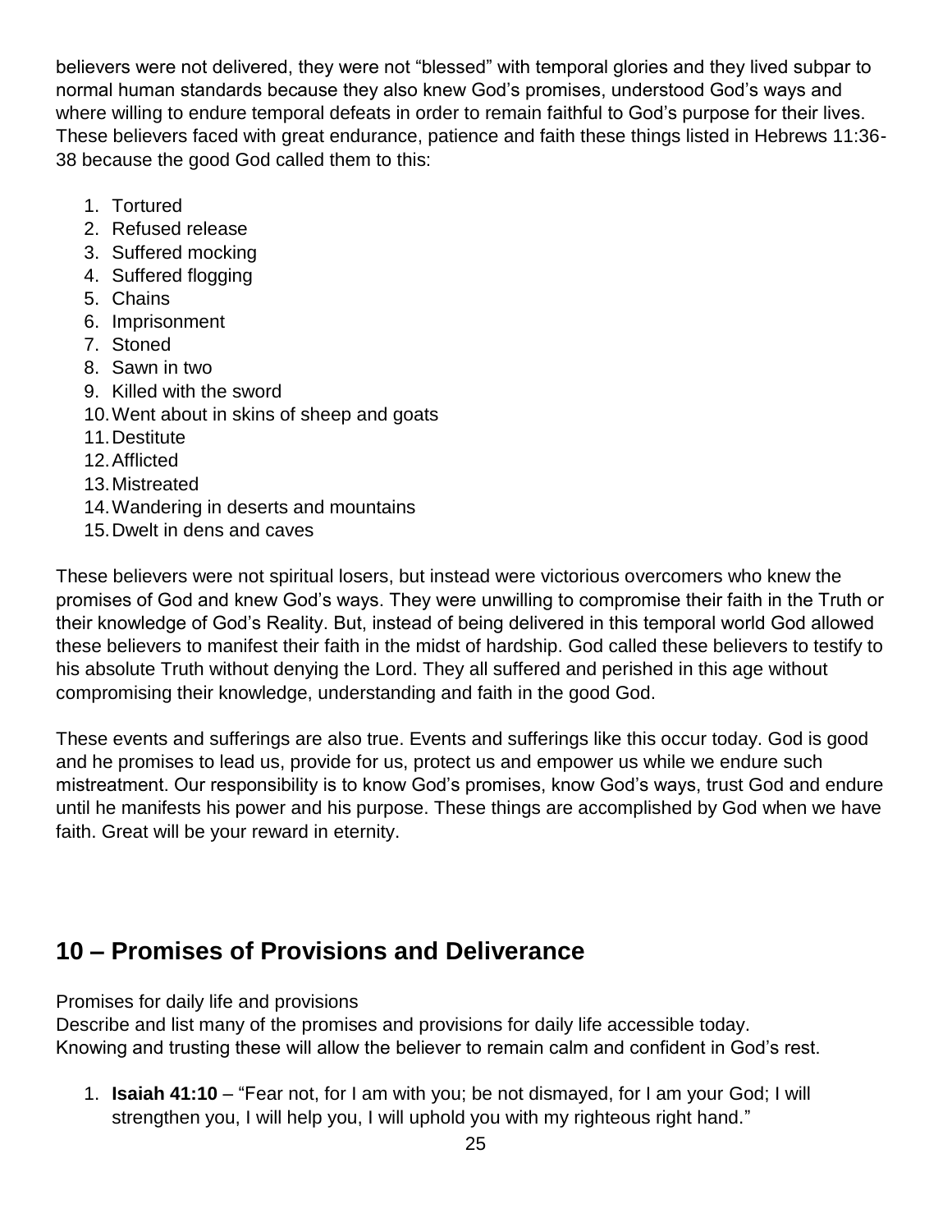believers were not delivered, they were not "blessed" with temporal glories and they lived subpar to normal human standards because they also knew God's promises, understood God's ways and where willing to endure temporal defeats in order to remain faithful to God's purpose for their lives. These believers faced with great endurance, patience and faith these things listed in Hebrews 11:36-38 because the good God called them to this:

1. Tortured
2. Refused release
3. Suffered mocking
4. Suffered flogging
5. Chains
6. Imprisonment
7. Stoned
8. Sawn in two
9. Killed with the sword
10. Went about in skins of sheep and goats
11. Destitute
12. Afflicted
13. Mistreated
14. Wandering in deserts and mountains
15. Dwelt in dens and caves

These believers were not spiritual losers, but instead were victorious overcomers who knew the promises of God and knew God's ways. They were unwilling to compromise their faith in the Truth or their knowledge of God's Reality. But, instead of being delivered in this temporal world God allowed these believers to manifest their faith in the midst of hardship. God called these believers to testify to his absolute Truth without denying the Lord. They all suffered and perished in this age without compromising their knowledge, understanding and faith in the good God.

These events and sufferings are also true. Events and sufferings like this occur today. God is good and he promises to lead us, provide for us, protect us and empower us while we endure such mistreatment. Our responsibility is to know God's promises, know God's ways, trust God and endure until he manifests his power and his purpose. These things are accomplished by God when we have faith. Great will be your reward in eternity.

## 10 – Promises of Provisions and Deliverance

Promises for daily life and provisions
Describe and list many of the promises and provisions for daily life accessible today.
Knowing and trusting these will allow the believer to remain calm and confident in God's rest.

1. **Isaiah 41:10** – "Fear not, for I am with you; be not dismayed, for I am your God; I will strengthen you, I will help you, I will uphold you with my righteous right hand."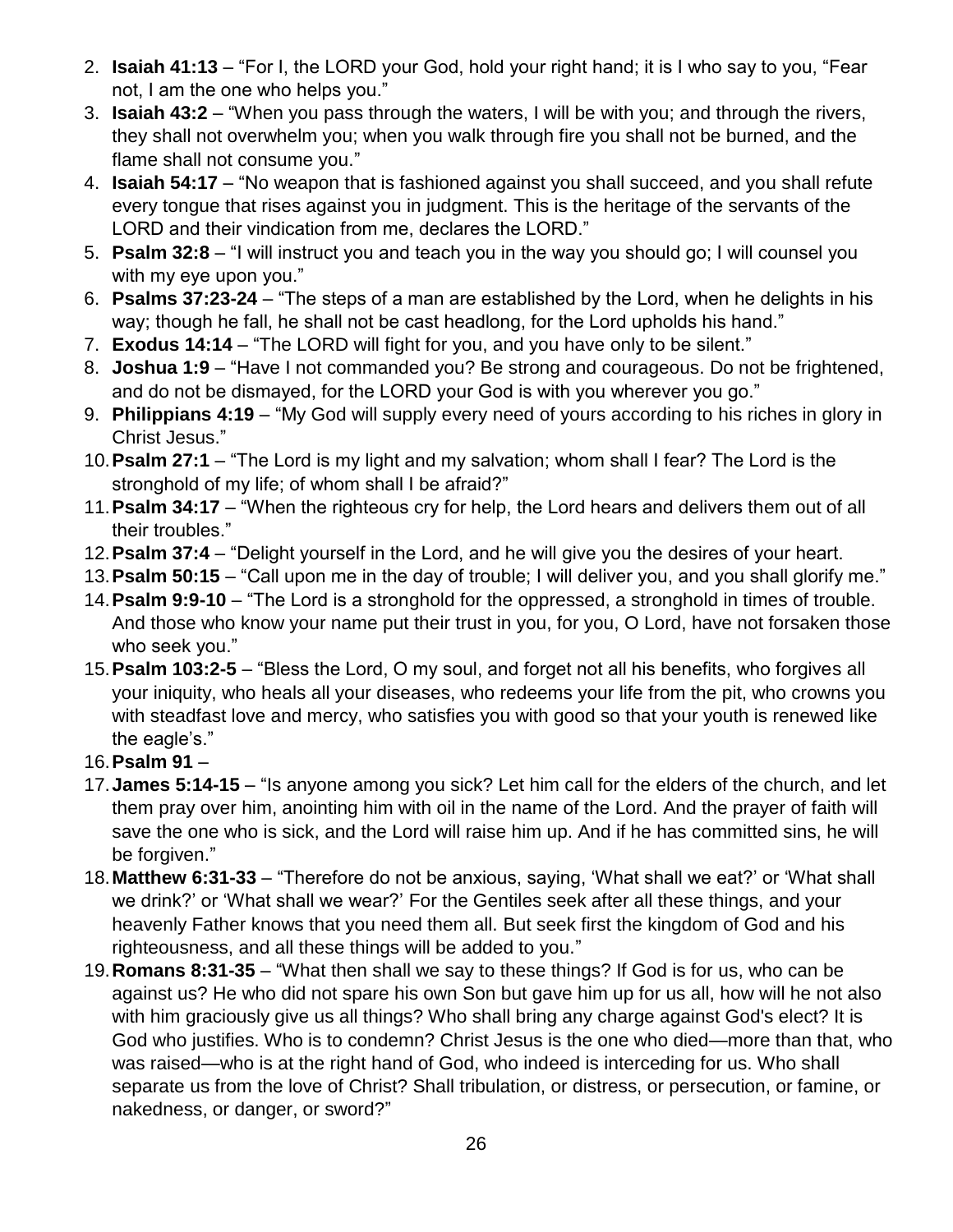2. **Isaiah 41:13** – "For I, the LORD your God, hold your right hand; it is I who say to you, "Fear not, I am the one who helps you."
3. **Isaiah 43:2** – "When you pass through the waters, I will be with you; and through the rivers, they shall not overwhelm you; when you walk through fire you shall not be burned, and the flame shall not consume you."
4. **Isaiah 54:17** – "No weapon that is fashioned against you shall succeed, and you shall refute every tongue that rises against you in judgment. This is the heritage of the servants of the LORD and their vindication from me, declares the LORD."
5. **Psalm 32:8** – "I will instruct you and teach you in the way you should go; I will counsel you with my eye upon you."
6. **Psalms 37:23-24** – "The steps of a man are established by the Lord, when he delights in his way; though he fall, he shall not be cast headlong, for the Lord upholds his hand."
7. **Exodus 14:14** – "The LORD will fight for you, and you have only to be silent."
8. **Joshua 1:9** – "Have I not commanded you? Be strong and courageous. Do not be frightened, and do not be dismayed, for the LORD your God is with you wherever you go."
9. **Philippians 4:19** – "My God will supply every need of yours according to his riches in glory in Christ Jesus."
10. **Psalm 27:1** – "The Lord is my light and my salvation; whom shall I fear? The Lord is the stronghold of my life; of whom shall I be afraid?"
11. **Psalm 34:17** – "When the righteous cry for help, the Lord hears and delivers them out of all their troubles."
12. **Psalm 37:4** – "Delight yourself in the Lord, and he will give you the desires of your heart.
13. **Psalm 50:15** – "Call upon me in the day of trouble; I will deliver you, and you shall glorify me."
14. **Psalm 9:9-10** – "The Lord is a stronghold for the oppressed, a stronghold in times of trouble. And those who know your name put their trust in you, for you, O Lord, have not forsaken those who seek you."
15. **Psalm 103:2-5** – "Bless the Lord, O my soul, and forget not all his benefits, who forgives all your iniquity, who heals all your diseases, who redeems your life from the pit, who crowns you with steadfast love and mercy, who satisfies you with good so that your youth is renewed like the eagle's."
16. **Psalm 91** –
17. **James 5:14-15** – "Is anyone among you sick? Let him call for the elders of the church, and let them pray over him, anointing him with oil in the name of the Lord. And the prayer of faith will save the one who is sick, and the Lord will raise him up. And if he has committed sins, he will be forgiven."
18. **Matthew 6:31-33** – "Therefore do not be anxious, saying, 'What shall we eat?' or 'What shall we drink?' or 'What shall we wear?' For the Gentiles seek after all these things, and your heavenly Father knows that you need them all. But seek first the kingdom of God and his righteousness, and all these things will be added to you."
19. **Romans 8:31-35** – "What then shall we say to these things? If God is for us, who can be against us? He who did not spare his own Son but gave him up for us all, how will he not also with him graciously give us all things? Who shall bring any charge against God's elect? It is God who justifies. Who is to condemn? Christ Jesus is the one who died—more than that, who was raised—who is at the right hand of God, who indeed is interceding for us. Who shall separate us from the love of Christ? Shall tribulation, or distress, or persecution, or famine, or nakedness, or danger, or sword?"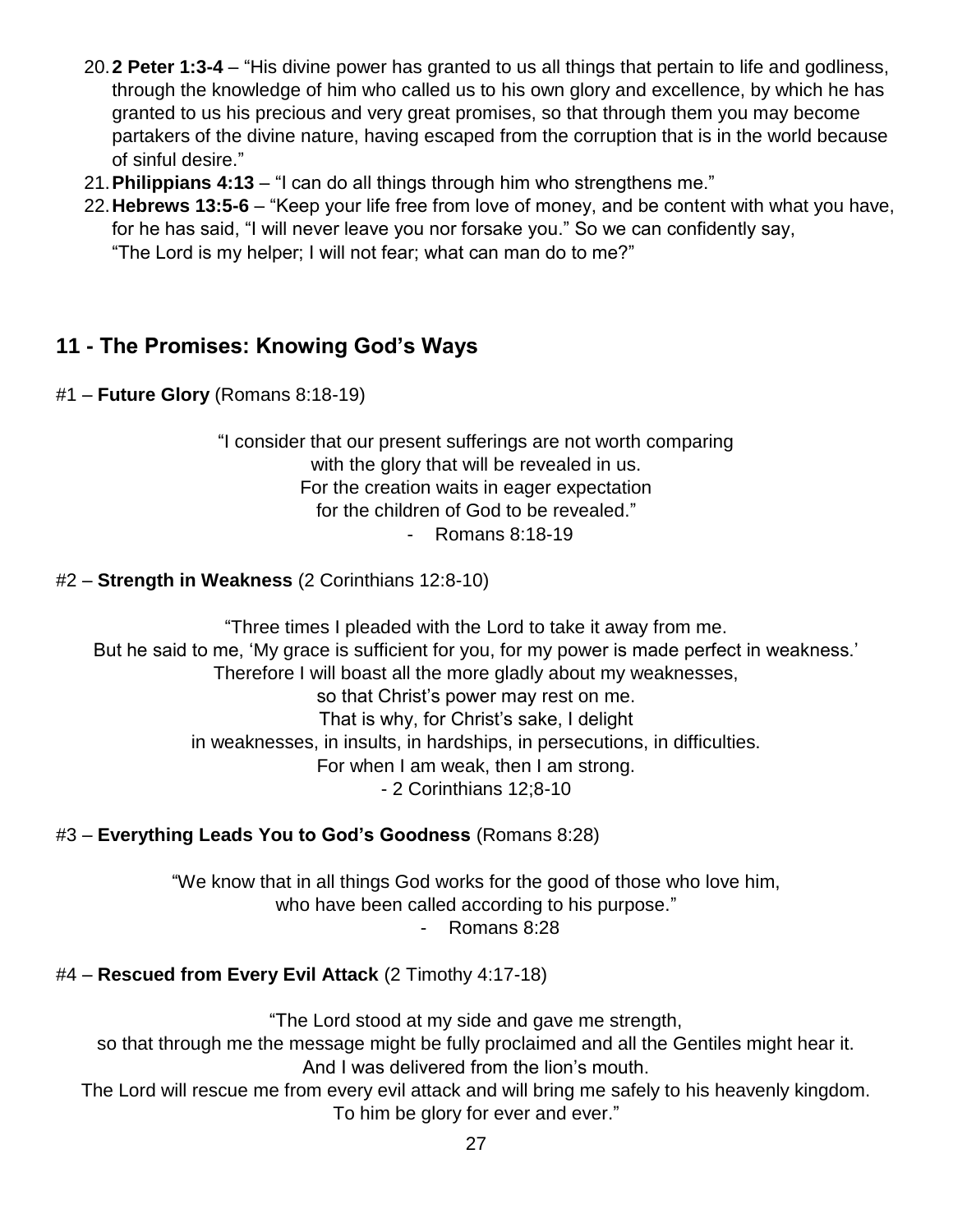20. **2 Peter 1:3-4** – "His divine power has granted to us all things that pertain to life and godliness, through the knowledge of him who called us to his own glory and excellence, by which he has granted to us his precious and very great promises, so that through them you may become partakers of the divine nature, having escaped from the corruption that is in the world because of sinful desire."
21. **Philippians 4:13** – "I can do all things through him who strengthens me."
22. **Hebrews 13:5-6** – "Keep your life free from love of money, and be content with what you have, for he has said, "I will never leave you nor forsake you." So we can confidently say, "The Lord is my helper; I will not fear; what can man do to me?"

## 11 - The Promises: Knowing God's Ways

#1 – **Future Glory** (Romans 8:18-19)

"I consider that our present sufferings are not worth comparing
with the glory that will be revealed in us.
For the creation waits in eager expectation
for the children of God to be revealed."
- Romans 8:18-19

#2 – **Strength in Weakness** (2 Corinthians 12:8-10)

"Three times I pleaded with the Lord to take it away from me.
But he said to me, 'My grace is sufficient for you, for my power is made perfect in weakness.'
Therefore I will boast all the more gladly about my weaknesses,
so that Christ's power may rest on me.
That is why, for Christ's sake, I delight
in weaknesses, in insults, in hardships, in persecutions, in difficulties.
For when I am weak, then I am strong.
- 2 Corinthians 12;8-10

#3 – **Everything Leads You to God's Goodness** (Romans 8:28)

"We know that in all things God works for the good of those who love him,
who have been called according to his purpose."
- Romans 8:28

#4 – **Rescued from Every Evil Attack** (2 Timothy 4:17-18)

"The Lord stood at my side and gave me strength,
so that through me the message might be fully proclaimed and all the Gentiles might hear it.
And I was delivered from the lion's mouth.
The Lord will rescue me from every evil attack and will bring me safely to his heavenly kingdom.
To him be glory for ever and ever."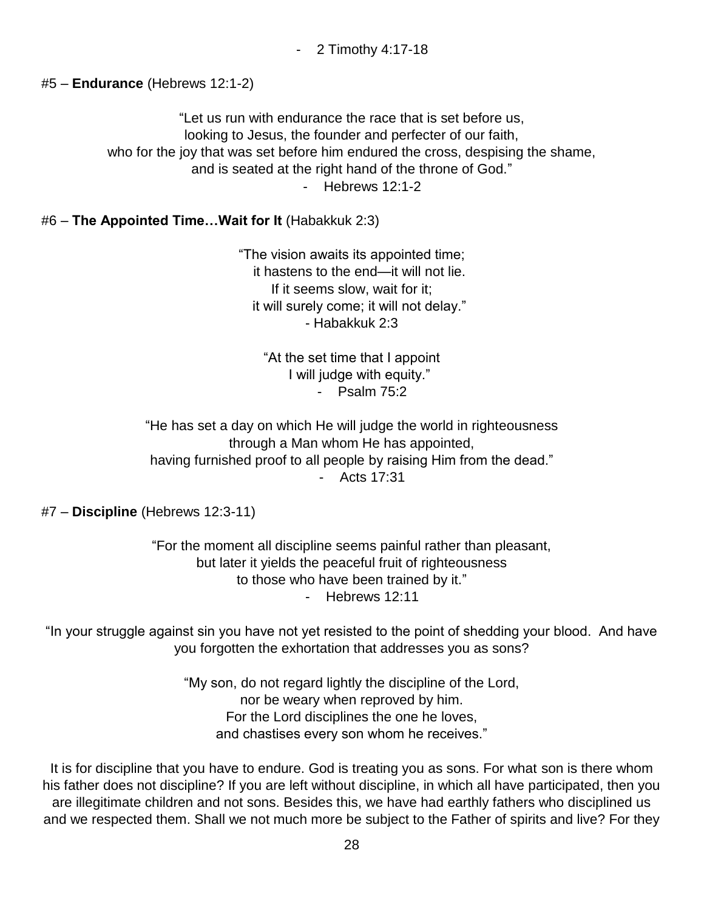- 2 Timothy 4:17-18

#5 – **Endurance** (Hebrews 12:1-2)

"Let us run with endurance the race that is set before us,
looking to Jesus, the founder and perfecter of our faith,
who for the joy that was set before him endured the cross, despising the shame,
and is seated at the right hand of the throne of God."
- Hebrews 12:1-2

#6 – **The Appointed Time…Wait for It** (Habakkuk 2:3)

"The vision awaits its appointed time;
it hastens to the end—it will not lie.
If it seems slow, wait for it;
it will surely come; it will not delay."
- Habakkuk 2:3

"At the set time that I appoint
I will judge with equity."
- Psalm 75:2

"He has set a day on which He will judge the world in righteousness
through a Man whom He has appointed,
having furnished proof to all people by raising Him from the dead."
- Acts 17:31

#7 – **Discipline** (Hebrews 12:3-11)

"For the moment all discipline seems painful rather than pleasant,
but later it yields the peaceful fruit of righteousness
to those who have been trained by it."
- Hebrews 12:11

"In your struggle against sin you have not yet resisted to the point of shedding your blood. And have you forgotten the exhortation that addresses you as sons?

"My son, do not regard lightly the discipline of the Lord,
nor be weary when reproved by him.
For the Lord disciplines the one he loves,
and chastises every son whom he receives."

It is for discipline that you have to endure. God is treating you as sons. For what son is there whom his father does not discipline? If you are left without discipline, in which all have participated, then you are illegitimate children and not sons. Besides this, we have had earthly fathers who disciplined us and we respected them. Shall we not much more be subject to the Father of spirits and live? For they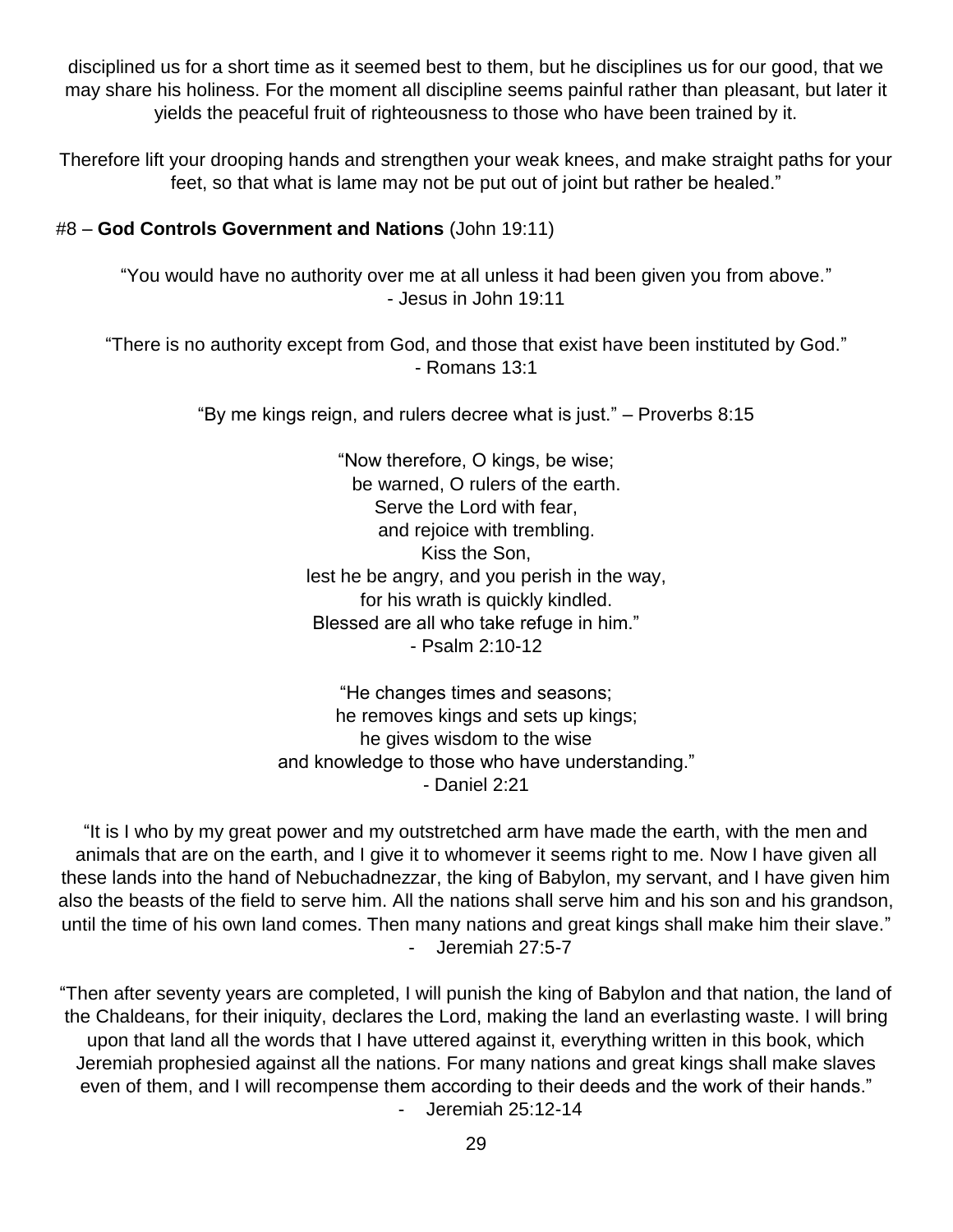disciplined us for a short time as it seemed best to them, but he disciplines us for our good, that we may share his holiness. For the moment all discipline seems painful rather than pleasant, but later it yields the peaceful fruit of righteousness to those who have been trained by it.

Therefore lift your drooping hands and strengthen your weak knees, and make straight paths for your feet, so that what is lame may not be put out of joint but rather be healed."

#8 – **God Controls Government and Nations** (John 19:11)

"You would have no authority over me at all unless it had been given you from above."
- Jesus in John 19:11

"There is no authority except from God, and those that exist have been instituted by God."
- Romans 13:1

"By me kings reign, and rulers decree what is just." – Proverbs 8:15

"Now therefore, O kings, be wise;
be warned, O rulers of the earth.
Serve the Lord with fear,
and rejoice with trembling.
Kiss the Son,
lest he be angry, and you perish in the way,
for his wrath is quickly kindled.
Blessed are all who take refuge in him."
- Psalm 2:10-12

"He changes times and seasons;
he removes kings and sets up kings;
he gives wisdom to the wise
and knowledge to those who have understanding."
- Daniel 2:21

"It is I who by my great power and my outstretched arm have made the earth, with the men and animals that are on the earth, and I give it to whomever it seems right to me. Now I have given all these lands into the hand of Nebuchadnezzar, the king of Babylon, my servant, and I have given him also the beasts of the field to serve him. All the nations shall serve him and his son and his grandson, until the time of his own land comes. Then many nations and great kings shall make him their slave."
- Jeremiah 27:5-7

"Then after seventy years are completed, I will punish the king of Babylon and that nation, the land of the Chaldeans, for their iniquity, declares the Lord, making the land an everlasting waste. I will bring upon that land all the words that I have uttered against it, everything written in this book, which Jeremiah prophesied against all the nations. For many nations and great kings shall make slaves even of them, and I will recompense them according to their deeds and the work of their hands."
- Jeremiah 25:12-14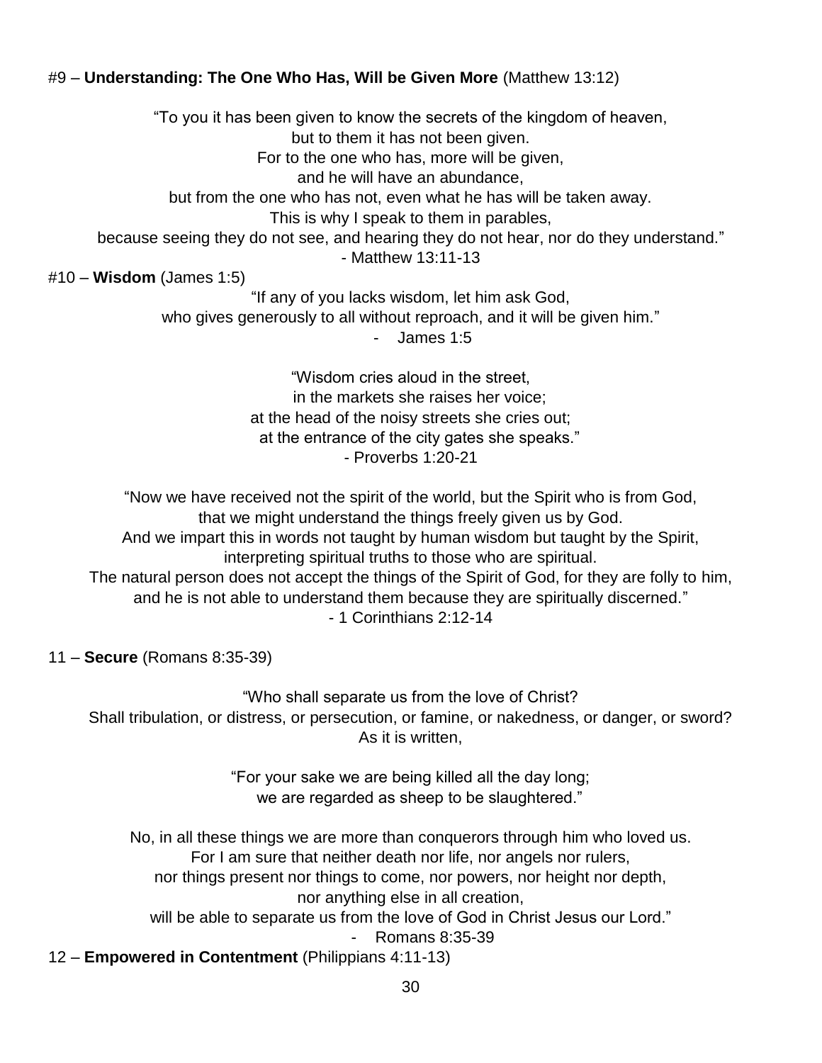#9 – **Understanding: The One Who Has, Will be Given More** (Matthew 13:12)

"To you it has been given to know the secrets of the kingdom of heaven,
but to them it has not been given.
For to the one who has, more will be given,
and he will have an abundance,
but from the one who has not, even what he has will be taken away.
This is why I speak to them in parables,
because seeing they do not see, and hearing they do not hear, nor do they understand."
- Matthew 13:11-13

#10 – **Wisdom** (James 1:5)

"If any of you lacks wisdom, let him ask God,
who gives generously to all without reproach, and it will be given him."
- James 1:5

"Wisdom cries aloud in the street,
in the markets she raises her voice;
at the head of the noisy streets she cries out;
at the entrance of the city gates she speaks."
- Proverbs 1:20-21

"Now we have received not the spirit of the world, but the Spirit who is from God,
that we might understand the things freely given us by God.
And we impart this in words not taught by human wisdom but taught by the Spirit,
interpreting spiritual truths to those who are spiritual.
The natural person does not accept the things of the Spirit of God, for they are folly to him,
and he is not able to understand them because they are spiritually discerned."
- 1 Corinthians 2:12-14

11 – **Secure** (Romans 8:35-39)

"Who shall separate us from the love of Christ?
Shall tribulation, or distress, or persecution, or famine, or nakedness, or danger, or sword?
As it is written,

"For your sake we are being killed all the day long;
we are regarded as sheep to be slaughtered."

No, in all these things we are more than conquerors through him who loved us.
For I am sure that neither death nor life, nor angels nor rulers,
nor things present nor things to come, nor powers, nor height nor depth,
nor anything else in all creation,
will be able to separate us from the love of God in Christ Jesus our Lord."
- Romans 8:35-39

12 – **Empowered in Contentment** (Philippians 4:11-13)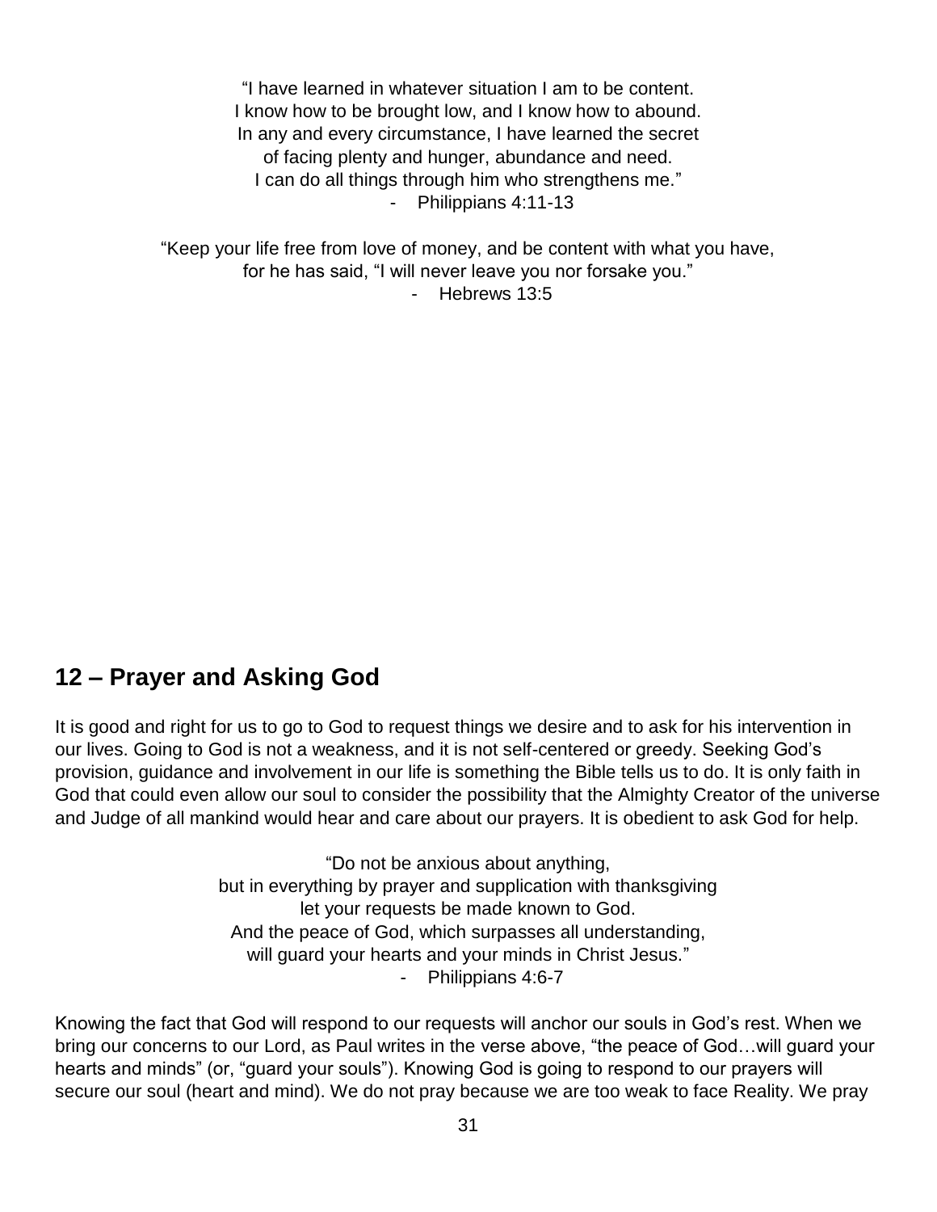"I have learned in whatever situation I am to be content.
I know how to be brought low, and I know how to abound.
In any and every circumstance, I have learned the secret
of facing plenty and hunger, abundance and need.
I can do all things through him who strengthens me."
- Philippians 4:11-13

"Keep your life free from love of money, and be content with what you have,
for he has said, "I will never leave you nor forsake you."
- Hebrews 13:5

## 12 – Prayer and Asking God

It is good and right for us to go to God to request things we desire and to ask for his intervention in our lives. Going to God is not a weakness, and it is not self-centered or greedy. Seeking God's provision, guidance and involvement in our life is something the Bible tells us to do. It is only faith in God that could even allow our soul to consider the possibility that the Almighty Creator of the universe and Judge of all mankind would hear and care about our prayers. It is obedient to ask God for help.

"Do not be anxious about anything,
but in everything by prayer and supplication with thanksgiving
let your requests be made known to God.
And the peace of God, which surpasses all understanding,
will guard your hearts and your minds in Christ Jesus."
- Philippians 4:6-7

Knowing the fact that God will respond to our requests will anchor our souls in God's rest. When we bring our concerns to our Lord, as Paul writes in the verse above, "the peace of God…will guard your hearts and minds" (or, "guard your souls"). Knowing God is going to respond to our prayers will secure our soul (heart and mind). We do not pray because we are too weak to face Reality. We pray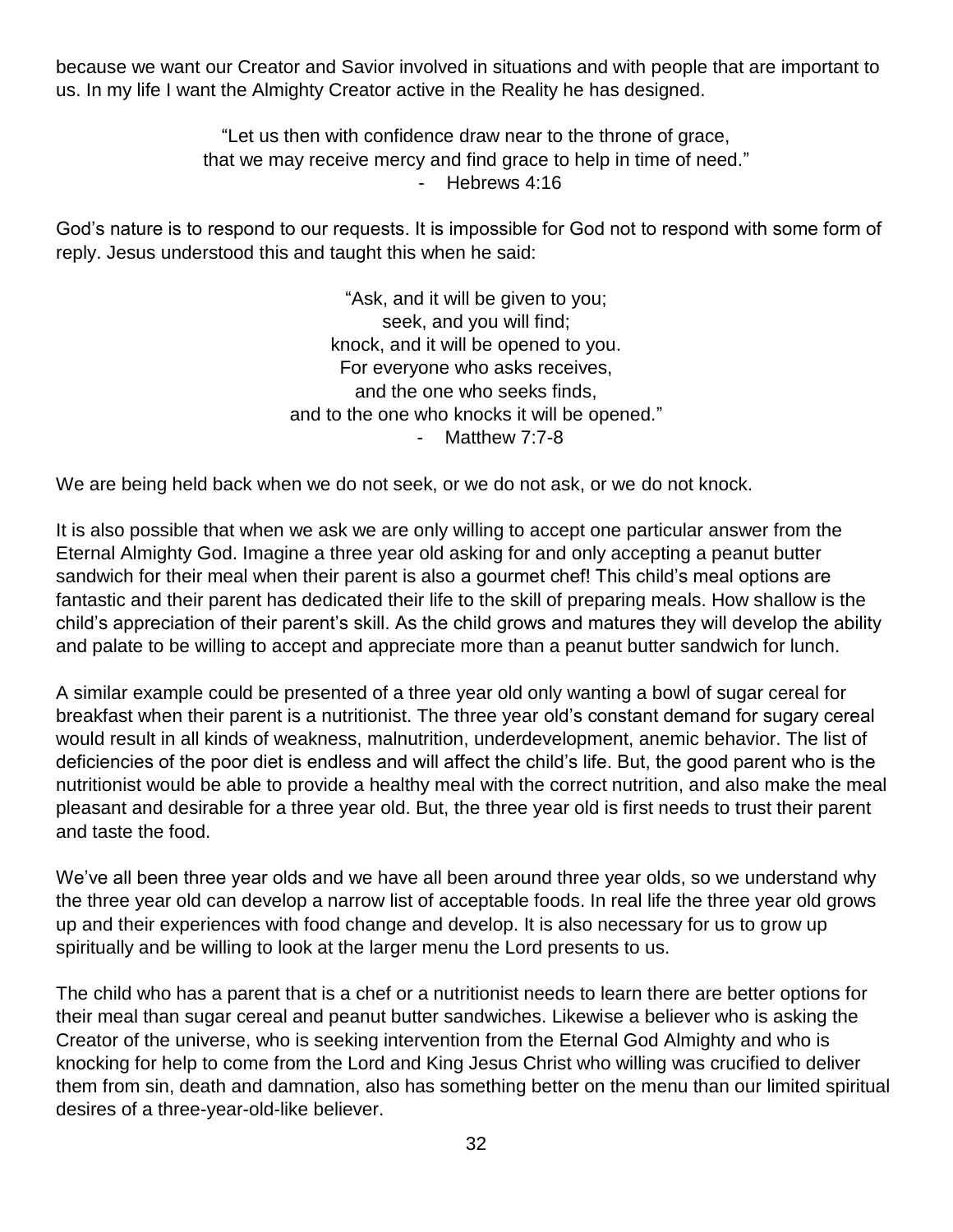because we want our Creator and Savior involved in situations and with people that are important to us. In my life I want the Almighty Creator active in the Reality he has designed.

> "Let us then with confidence draw near to the throne of grace,
> that we may receive mercy and find grace to help in time of need."
> - Hebrews 4:16

God's nature is to respond to our requests. It is impossible for God not to respond with some form of reply. Jesus understood this and taught this when he said:

> "Ask, and it will be given to you;
> seek, and you will find;
> knock, and it will be opened to you.
> For everyone who asks receives,
> and the one who seeks finds,
> and to the one who knocks it will be opened."
> - Matthew 7:7-8

We are being held back when we do not seek, or we do not ask, or we do not knock.

It is also possible that when we ask we are only willing to accept one particular answer from the Eternal Almighty God. Imagine a three year old asking for and only accepting a peanut butter sandwich for their meal when their parent is also a gourmet chef! This child's meal options are fantastic and their parent has dedicated their life to the skill of preparing meals. How shallow is the child's appreciation of their parent's skill. As the child grows and matures they will develop the ability and palate to be willing to accept and appreciate more than a peanut butter sandwich for lunch.

A similar example could be presented of a three year old only wanting a bowl of sugar cereal for breakfast when their parent is a nutritionist. The three year old's constant demand for sugary cereal would result in all kinds of weakness, malnutrition, underdevelopment, anemic behavior. The list of deficiencies of the poor diet is endless and will affect the child's life. But, the good parent who is the nutritionist would be able to provide a healthy meal with the correct nutrition, and also make the meal pleasant and desirable for a three year old. But, the three year old is first needs to trust their parent and taste the food.

We've all been three year olds and we have all been around three year olds, so we understand why the three year old can develop a narrow list of acceptable foods. In real life the three year old grows up and their experiences with food change and develop. It is also necessary for us to grow up spiritually and be willing to look at the larger menu the Lord presents to us.

The child who has a parent that is a chef or a nutritionist needs to learn there are better options for their meal than sugar cereal and peanut butter sandwiches. Likewise a believer who is asking the Creator of the universe, who is seeking intervention from the Eternal God Almighty and who is knocking for help to come from the Lord and King Jesus Christ who willing was crucified to deliver them from sin, death and damnation, also has something better on the menu than our limited spiritual desires of a three-year-old-like believer.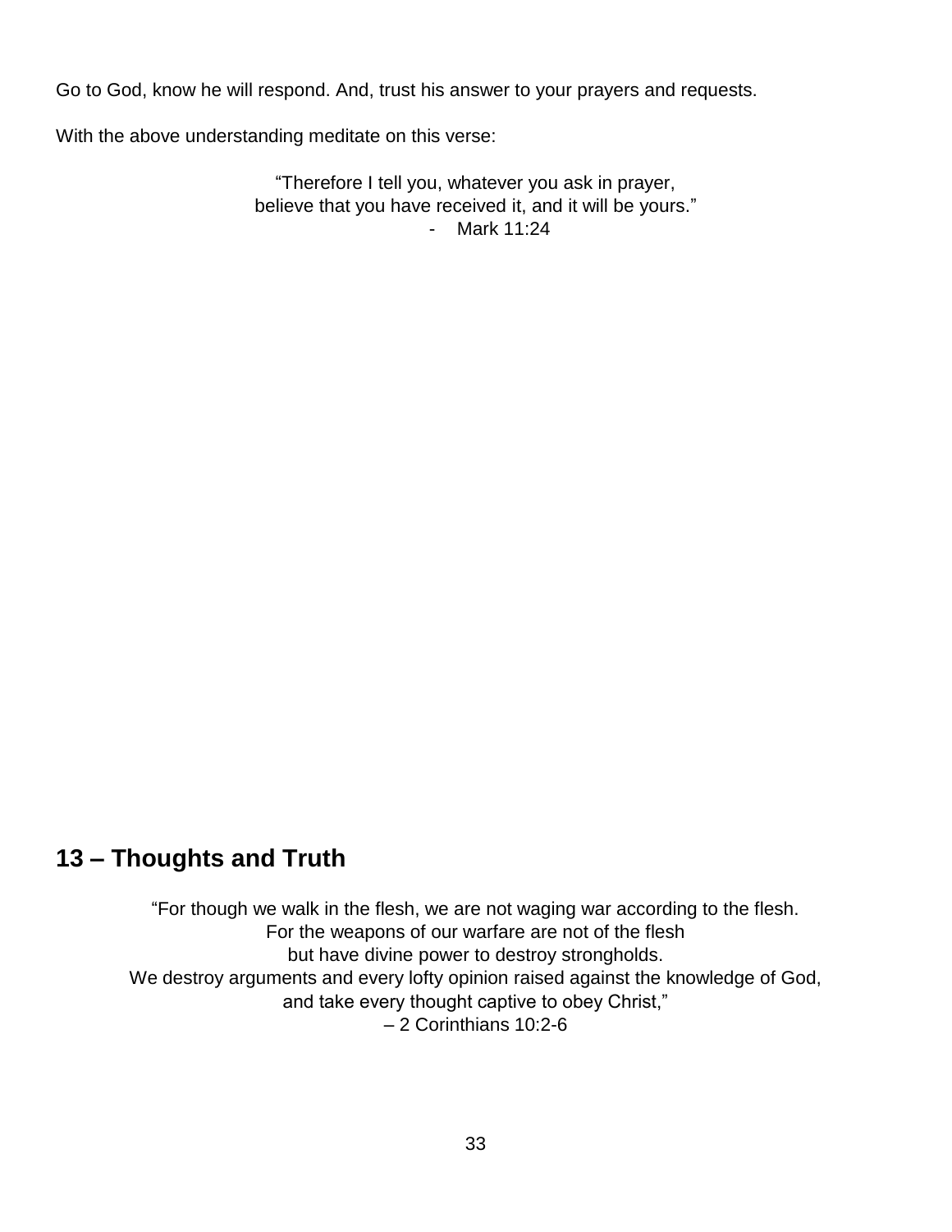Go to God, know he will respond. And, trust his answer to your prayers and requests.

With the above understanding meditate on this verse:

> "Therefore I tell you, whatever you ask in prayer,
> believe that you have received it, and it will be yours."
> - Mark 11:24

## 13 – Thoughts and Truth

> "For though we walk in the flesh, we are not waging war according to the flesh.
> For the weapons of our warfare are not of the flesh
> but have divine power to destroy strongholds.
> We destroy arguments and every lofty opinion raised against the knowledge of God,
> and take every thought captive to obey Christ,"
> – 2 Corinthians 10:2-6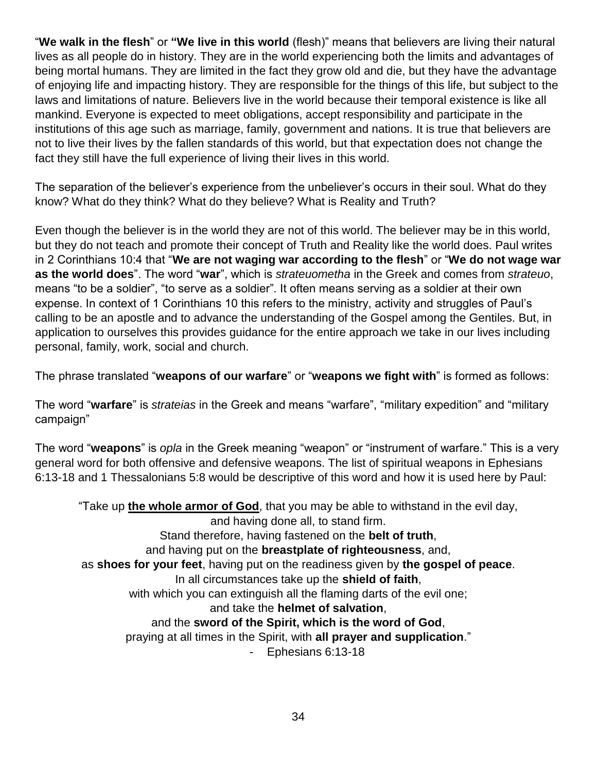"**We walk in the flesh**" or **"We live in this world** (flesh)" means that believers are living their natural lives as all people do in history. They are in the world experiencing both the limits and advantages of being mortal humans. They are limited in the fact they grow old and die, but they have the advantage of enjoying life and impacting history. They are responsible for the things of this life, but subject to the laws and limitations of nature. Believers live in the world because their temporal existence is like all mankind. Everyone is expected to meet obligations, accept responsibility and participate in the institutions of this age such as marriage, family, government and nations. It is true that believers are not to live their lives by the fallen standards of this world, but that expectation does not change the fact they still have the full experience of living their lives in this world.

The separation of the believer's experience from the unbeliever's occurs in their soul. What do they know? What do they think? What do they believe? What is Reality and Truth?

Even though the believer is in the world they are not of this world. The believer may be in this world, but they do not teach and promote their concept of Truth and Reality like the world does. Paul writes in 2 Corinthians 10:4 that "**We are not waging war according to the flesh**" or "**We do not wage war as the world does**". The word "**war**", which is *strateuometha* in the Greek and comes from *strateuo*, means "to be a soldier", "to serve as a soldier". It often means serving as a soldier at their own expense. In context of 1 Corinthians 10 this refers to the ministry, activity and struggles of Paul's calling to be an apostle and to advance the understanding of the Gospel among the Gentiles. But, in application to ourselves this provides guidance for the entire approach we take in our lives including personal, family, work, social and church.

The phrase translated "**weapons of our warfare**" or "**weapons we fight with**" is formed as follows:

The word "**warfare**" is *strateias* in the Greek and means "warfare", "military expedition" and "military campaign"

The word "**weapons**" is *opla* in the Greek meaning "weapon" or "instrument of warfare." This is a very general word for both offensive and defensive weapons. The list of spiritual weapons in Ephesians 6:13-18 and 1 Thessalonians 5:8 would be descriptive of this word and how it is used here by Paul:

> "Take up **<u>the whole armor of God</u>**, that you may be able to withstand in the evil day,
> and having done all, to stand firm.
> Stand therefore, having fastened on the **belt of truth**,
> and having put on the **breastplate of righteousness**, and,
> as **shoes for your feet**, having put on the readiness given by **the gospel of peace**.
> In all circumstances take up the **shield of faith**,
> with which you can extinguish all the flaming darts of the evil one;
> and take the **helmet of salvation**,
> and the **sword of the Spirit, which is the word of God**,
> praying at all times in the Spirit, with **all prayer and supplication**."
>
> - Ephesians 6:13-18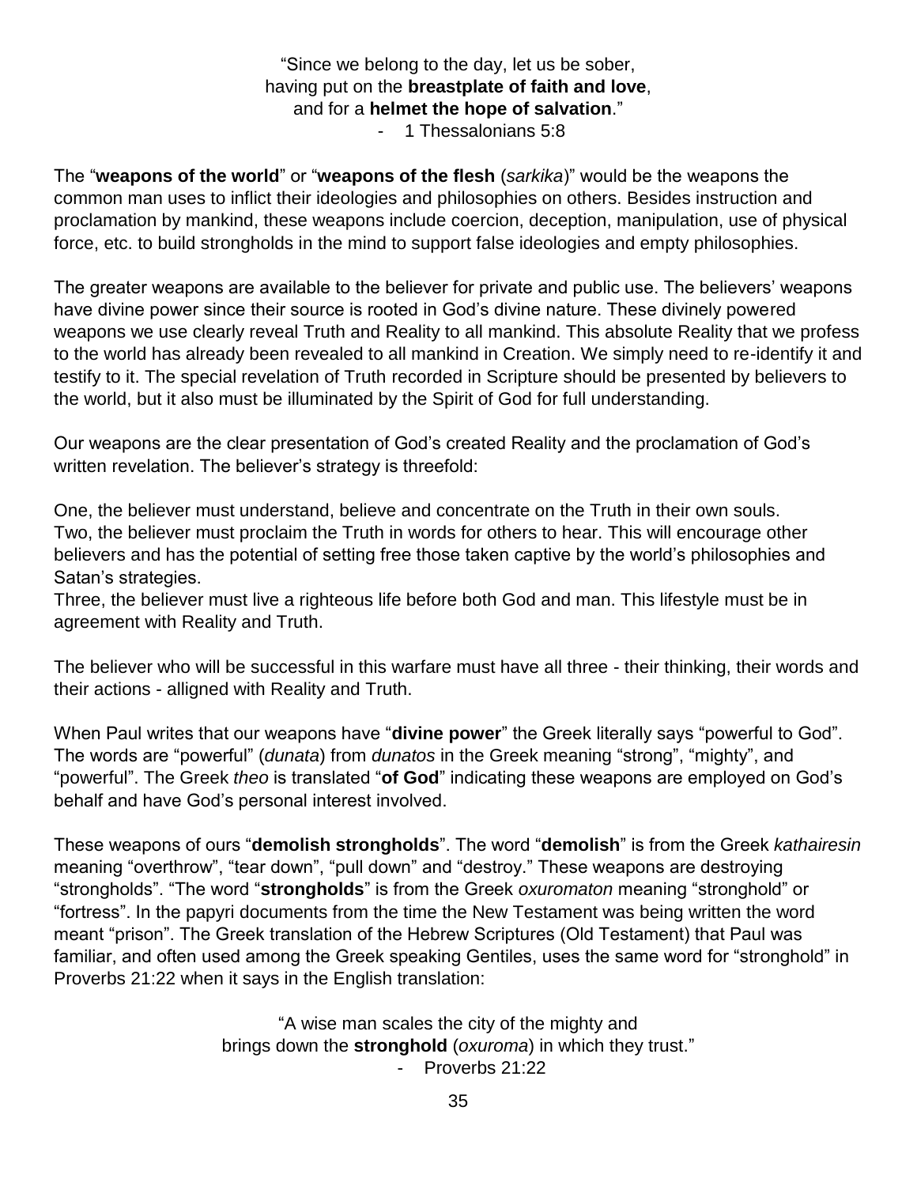"Since we belong to the day, let us be sober,
having put on the **breastplate of faith and love**,
and for a **helmet the hope of salvation**."
- 1 Thessalonians 5:8

The "**weapons of the world**" or "**weapons of the flesh** (*sarkika*)" would be the weapons the common man uses to inflict their ideologies and philosophies on others. Besides instruction and proclamation by mankind, these weapons include coercion, deception, manipulation, use of physical force, etc. to build strongholds in the mind to support false ideologies and empty philosophies.

The greater weapons are available to the believer for private and public use. The believers' weapons have divine power since their source is rooted in God's divine nature. These divinely powered weapons we use clearly reveal Truth and Reality to all mankind. This absolute Reality that we profess to the world has already been revealed to all mankind in Creation. We simply need to re-identify it and testify to it. The special revelation of Truth recorded in Scripture should be presented by believers to the world, but it also must be illuminated by the Spirit of God for full understanding.

Our weapons are the clear presentation of God's created Reality and the proclamation of God's written revelation. The believer's strategy is threefold:

One, the believer must understand, believe and concentrate on the Truth in their own souls.
Two, the believer must proclaim the Truth in words for others to hear. This will encourage other believers and has the potential of setting free those taken captive by the world's philosophies and Satan's strategies.
Three, the believer must live a righteous life before both God and man. This lifestyle must be in agreement with Reality and Truth.

The believer who will be successful in this warfare must have all three - their thinking, their words and their actions - alligned with Reality and Truth.

When Paul writes that our weapons have "**divine power**" the Greek literally says "powerful to God". The words are "powerful" (*dunata*) from *dunatos* in the Greek meaning "strong", "mighty", and "powerful". The Greek *theo* is translated "**of God**" indicating these weapons are employed on God's behalf and have God's personal interest involved.

These weapons of ours "**demolish strongholds**". The word "**demolish**" is from the Greek *kathairesin* meaning "overthrow", "tear down", "pull down" and "destroy." These weapons are destroying "strongholds". "The word "**strongholds**" is from the Greek *oxuromaton* meaning "stronghold" or "fortress". In the papyri documents from the time the New Testament was being written the word meant "prison". The Greek translation of the Hebrew Scriptures (Old Testament) that Paul was familiar, and often used among the Greek speaking Gentiles, uses the same word for "stronghold" in Proverbs 21:22 when it says in the English translation:

"A wise man scales the city of the mighty and
brings down the **stronghold** (*oxuroma*) in which they trust."
- Proverbs 21:22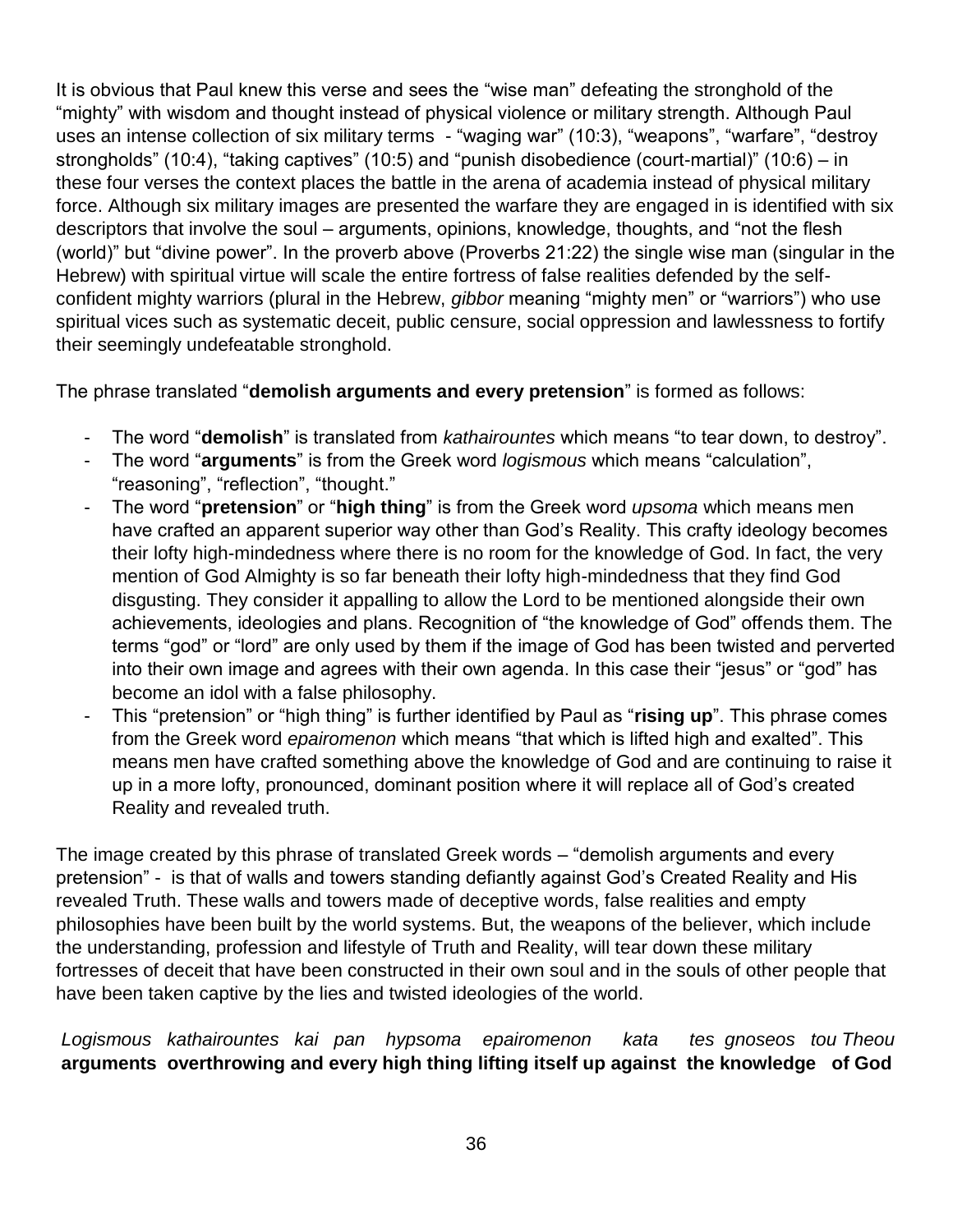It is obvious that Paul knew this verse and sees the "wise man" defeating the stronghold of the "mighty" with wisdom and thought instead of physical violence or military strength. Although Paul uses an intense collection of six military terms - "waging war" (10:3), "weapons", "warfare", "destroy strongholds" (10:4), "taking captives" (10:5) and "punish disobedience (court-martial)" (10:6) – in these four verses the context places the battle in the arena of academia instead of physical military force. Although six military images are presented the warfare they are engaged in is identified with six descriptors that involve the soul – arguments, opinions, knowledge, thoughts, and "not the flesh (world)" but "divine power". In the proverb above (Proverbs 21:22) the single wise man (singular in the Hebrew) with spiritual virtue will scale the entire fortress of false realities defended by the self-confident mighty warriors (plural in the Hebrew, *gibbor* meaning "mighty men" or "warriors") who use spiritual vices such as systematic deceit, public censure, social oppression and lawlessness to fortify their seemingly undefeatable stronghold.

The phrase translated "**demolish arguments and every pretension**" is formed as follows:

- The word "**demolish**" is translated from *kathairountes* which means "to tear down, to destroy".
- The word "**arguments**" is from the Greek word *logismous* which means "calculation", "reasoning", "reflection", "thought."
- The word "**pretension**" or "**high thing**" is from the Greek word *upsoma* which means men have crafted an apparent superior way other than God's Reality. This crafty ideology becomes their lofty high-mindedness where there is no room for the knowledge of God. In fact, the very mention of God Almighty is so far beneath their lofty high-mindedness that they find God disgusting. They consider it appalling to allow the Lord to be mentioned alongside their own achievements, ideologies and plans. Recognition of "the knowledge of God" offends them. The terms "god" or "lord" are only used by them if the image of God has been twisted and perverted into their own image and agrees with their own agenda. In this case their "jesus" or "god" has become an idol with a false philosophy.
- This "pretension" or "high thing" is further identified by Paul as "**rising up**". This phrase comes from the Greek word *epairomenon* which means "that which is lifted high and exalted". This means men have crafted something above the knowledge of God and are continuing to raise it up in a more lofty, pronounced, dominant position where it will replace all of God's created Reality and revealed truth.

The image created by this phrase of translated Greek words – "demolish arguments and every pretension" - is that of walls and towers standing defiantly against God's Created Reality and His revealed Truth. These walls and towers made of deceptive words, false realities and empty philosophies have been built by the world systems. But, the weapons of the believer, which include the understanding, profession and lifestyle of Truth and Reality, will tear down these military fortresses of deceit that have been constructed in their own soul and in the souls of other people that have been taken captive by the lies and twisted ideologies of the world.

*Logismous kathairountes kai pan hypsoma epairomenon kata tes gnoseos tou Theou*
**arguments overthrowing and every high thing lifting itself up against the knowledge of God**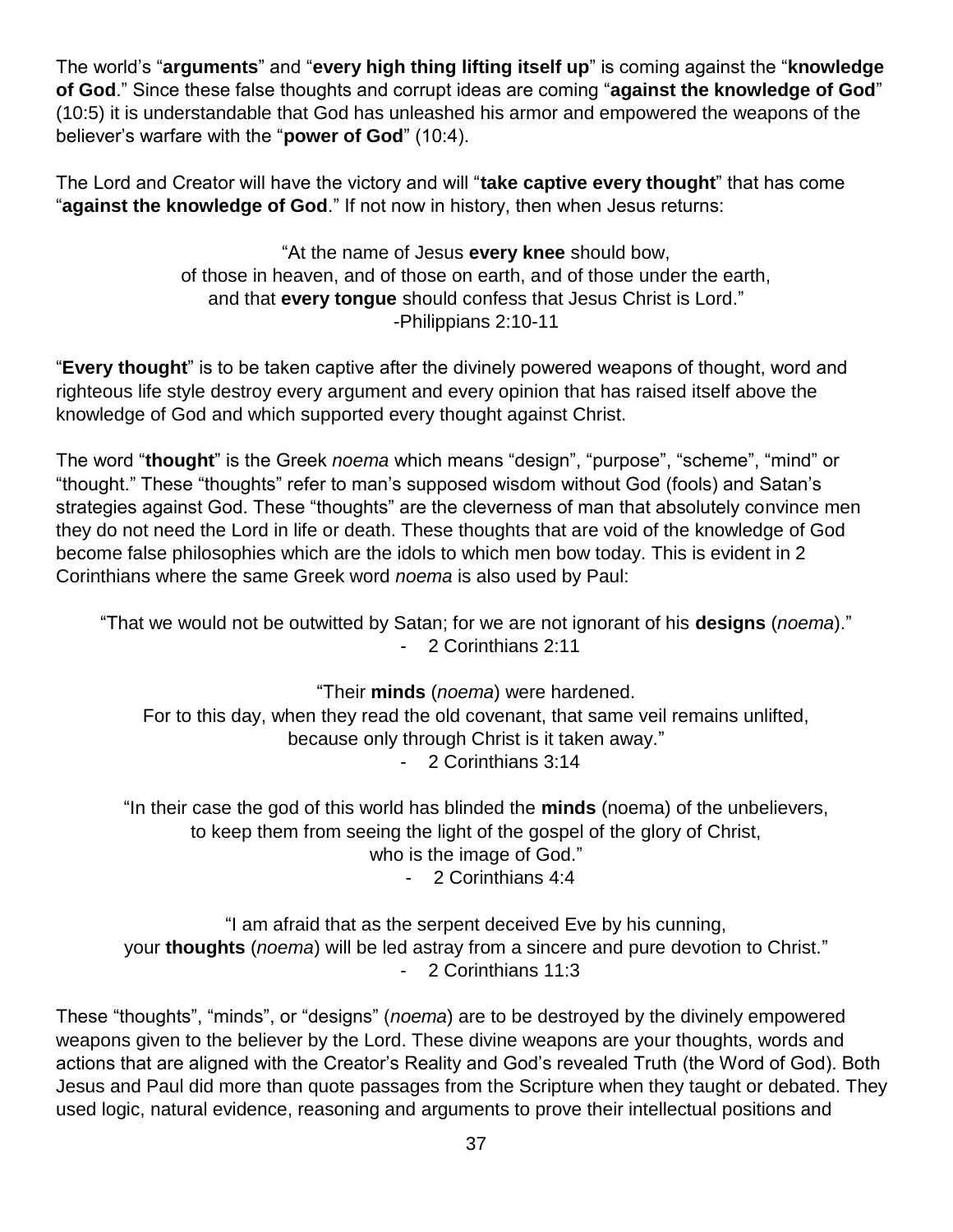The world's "**arguments**" and "**every high thing lifting itself up**" is coming against the "**knowledge of God**." Since these false thoughts and corrupt ideas are coming "**against the knowledge of God**" (10:5) it is understandable that God has unleashed his armor and empowered the weapons of the believer's warfare with the "**power of God**" (10:4).

The Lord and Creator will have the victory and will "**take captive every thought**" that has come "**against the knowledge of God**." If not now in history, then when Jesus returns:

> "At the name of Jesus **every knee** should bow,
> of those in heaven, and of those on earth, and of those under the earth,
> and that **every tongue** should confess that Jesus Christ is Lord."
> -Philippians 2:10-11

"**Every thought**" is to be taken captive after the divinely powered weapons of thought, word and righteous life style destroy every argument and every opinion that has raised itself above the knowledge of God and which supported every thought against Christ.

The word "**thought**" is the Greek *noema* which means "design", "purpose", "scheme", "mind" or "thought." These "thoughts" refer to man's supposed wisdom without God (fools) and Satan's strategies against God. These "thoughts" are the cleverness of man that absolutely convince men they do not need the Lord in life or death. These thoughts that are void of the knowledge of God become false philosophies which are the idols to which men bow today. This is evident in 2 Corinthians where the same Greek word *noema* is also used by Paul:

> "That we would not be outwitted by Satan; for we are not ignorant of his **designs** (*noema*)."
> - 2 Corinthians 2:11

> "Their **minds** (*noema*) were hardened.
> For to this day, when they read the old covenant, that same veil remains unlifted,
> because only through Christ is it taken away."
> - 2 Corinthians 3:14

> "In their case the god of this world has blinded the **minds** (noema) of the unbelievers,
> to keep them from seeing the light of the gospel of the glory of Christ,
> who is the image of God."
> - 2 Corinthians 4:4

> "I am afraid that as the serpent deceived Eve by his cunning,
> your **thoughts** (*noema*) will be led astray from a sincere and pure devotion to Christ."
> - 2 Corinthians 11:3

These "thoughts", "minds", or "designs" (*noema*) are to be destroyed by the divinely empowered weapons given to the believer by the Lord. These divine weapons are your thoughts, words and actions that are aligned with the Creator's Reality and God's revealed Truth (the Word of God). Both Jesus and Paul did more than quote passages from the Scripture when they taught or debated. They used logic, natural evidence, reasoning and arguments to prove their intellectual positions and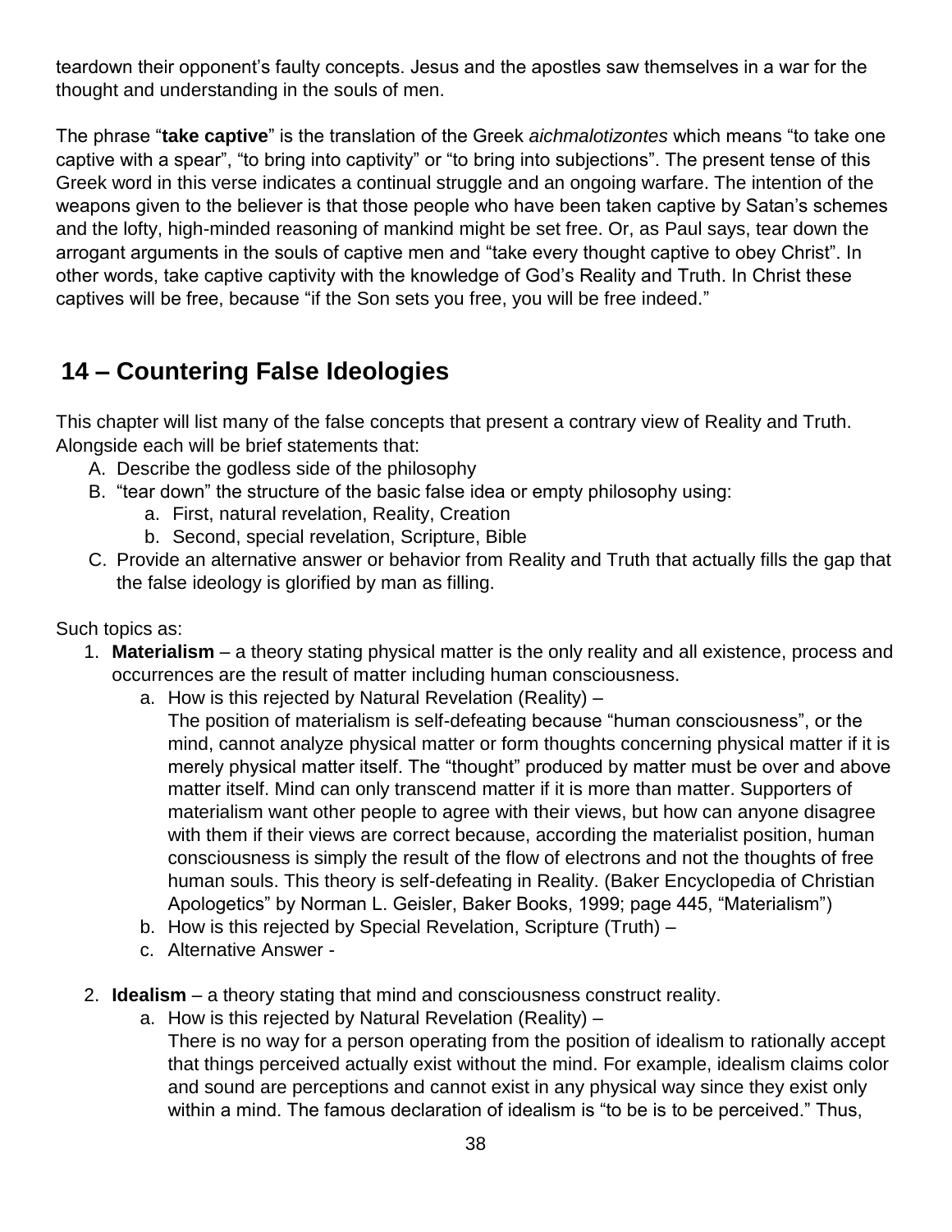teardown their opponent's faulty concepts. Jesus and the apostles saw themselves in a war for the thought and understanding in the souls of men.

The phrase "**take captive**" is the translation of the Greek *aichmalotizontes* which means "to take one captive with a spear", "to bring into captivity" or "to bring into subjections". The present tense of this Greek word in this verse indicates a continual struggle and an ongoing warfare. The intention of the weapons given to the believer is that those people who have been taken captive by Satan's schemes and the lofty, high-minded reasoning of mankind might be set free. Or, as Paul says, tear down the arrogant arguments in the souls of captive men and "take every thought captive to obey Christ". In other words, take captive captivity with the knowledge of God's Reality and Truth. In Christ these captives will be free, because "if the Son sets you free, you will be free indeed."

## 14 – Countering False Ideologies

This chapter will list many of the false concepts that present a contrary view of Reality and Truth. Alongside each will be brief statements that:

A. Describe the godless side of the philosophy
B. "tear down" the structure of the basic false idea or empty philosophy using:
   a. First, natural revelation, Reality, Creation
   b. Second, special revelation, Scripture, Bible
C. Provide an alternative answer or behavior from Reality and Truth that actually fills the gap that the false ideology is glorified by man as filling.

Such topics as:

1. **Materialism** – a theory stating physical matter is the only reality and all existence, process and occurrences are the result of matter including human consciousness.
   a. How is this rejected by Natural Revelation (Reality) –
      The position of materialism is self-defeating because "human consciousness", or the mind, cannot analyze physical matter or form thoughts concerning physical matter if it is merely physical matter itself. The "thought" produced by matter must be over and above matter itself. Mind can only transcend matter if it is more than matter. Supporters of materialism want other people to agree with their views, but how can anyone disagree with them if their views are correct because, according the materialist position, human consciousness is simply the result of the flow of electrons and not the thoughts of free human souls. This theory is self-defeating in Reality. (Baker Encyclopedia of Christian Apologetics" by Norman L. Geisler, Baker Books, 1999; page 445, "Materialism")
   b. How is this rejected by Special Revelation, Scripture (Truth) –
   c. Alternative Answer -

2. **Idealism** – a theory stating that mind and consciousness construct reality.
   a. How is this rejected by Natural Revelation (Reality) –
      There is no way for a person operating from the position of idealism to rationally accept that things perceived actually exist without the mind. For example, idealism claims color and sound are perceptions and cannot exist in any physical way since they exist only within a mind. The famous declaration of idealism is "to be is to be perceived." Thus,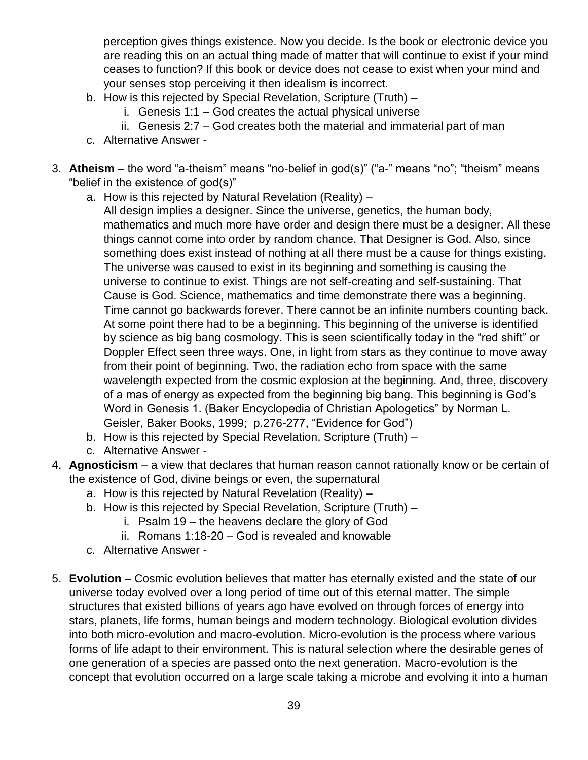perception gives things existence. Now you decide. Is the book or electronic device you are reading this on an actual thing made of matter that will continue to exist if your mind ceases to function? If this book or device does not cease to exist when your mind and your senses stop perceiving it then idealism is incorrect.

b. How is this rejected by Special Revelation, Scripture (Truth) –
   i. Genesis 1:1 – God creates the actual physical universe
   ii. Genesis 2:7 – God creates both the material and immaterial part of man
c. Alternative Answer -

3. **Atheism** – the word "a-theism" means "no-belief in god(s)" ("a-" means "no"; "theism" means "belief in the existence of god(s)"
   a. How is this rejected by Natural Revelation (Reality) –
   All design implies a designer. Since the universe, genetics, the human body, mathematics and much more have order and design there must be a designer. All these things cannot come into order by random chance. That Designer is God. Also, since something does exist instead of nothing at all there must be a cause for things existing. The universe was caused to exist in its beginning and something is causing the universe to continue to exist. Things are not self-creating and self-sustaining. That Cause is God. Science, mathematics and time demonstrate there was a beginning. Time cannot go backwards forever. There cannot be an infinite numbers counting back. At some point there had to be a beginning. This beginning of the universe is identified by science as big bang cosmology. This is seen scientifically today in the "red shift" or Doppler Effect seen three ways. One, in light from stars as they continue to move away from their point of beginning. Two, the radiation echo from space with the same wavelength expected from the cosmic explosion at the beginning. And, three, discovery of a mas of energy as expected from the beginning big bang. This beginning is God's Word in Genesis 1. (Baker Encyclopedia of Christian Apologetics" by Norman L. Geisler, Baker Books, 1999; p.276-277, "Evidence for God")
   b. How is this rejected by Special Revelation, Scripture (Truth) –
   c. Alternative Answer -
4. **Agnosticism** – a view that declares that human reason cannot rationally know or be certain of the existence of God, divine beings or even, the supernatural
   a. How is this rejected by Natural Revelation (Reality) –
   b. How is this rejected by Special Revelation, Scripture (Truth) –
      i. Psalm 19 – the heavens declare the glory of God
      ii. Romans 1:18-20 – God is revealed and knowable
   c. Alternative Answer -

5. **Evolution** – Cosmic evolution believes that matter has eternally existed and the state of our universe today evolved over a long period of time out of this eternal matter. The simple structures that existed billions of years ago have evolved on through forces of energy into stars, planets, life forms, human beings and modern technology. Biological evolution divides into both micro-evolution and macro-evolution. Micro-evolution is the process where various forms of life adapt to their environment. This is natural selection where the desirable genes of one generation of a species are passed onto the next generation. Macro-evolution is the concept that evolution occurred on a large scale taking a microbe and evolving it into a human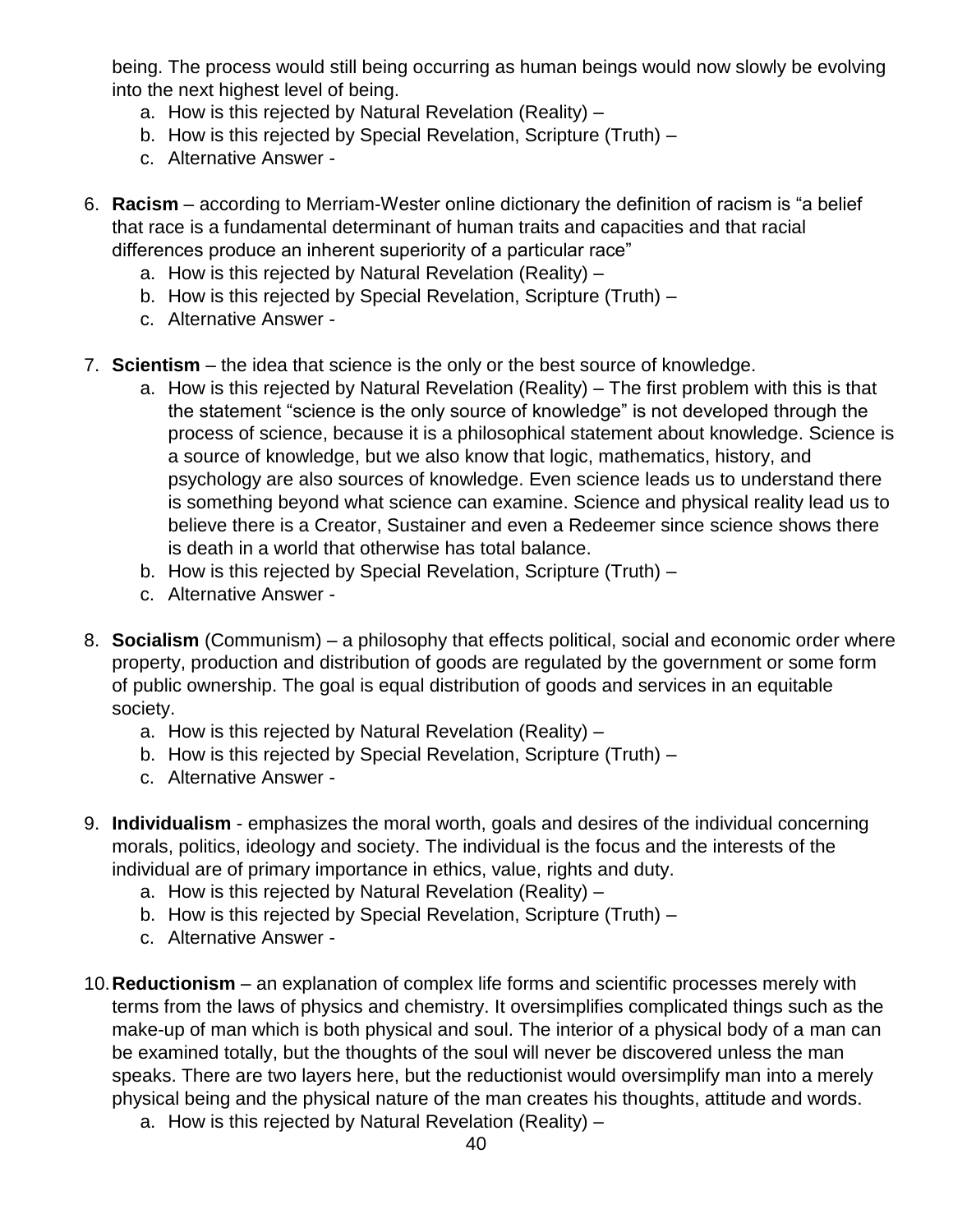being. The process would still being occurring as human beings would now slowly be evolving into the next highest level of being.

   a. How is this rejected by Natural Revelation (Reality) –
   b. How is this rejected by Special Revelation, Scripture (Truth) –
   c. Alternative Answer -

6. **Racism** – according to Merriam-Wester online dictionary the definition of racism is "a belief that race is a fundamental determinant of human traits and capacities and that racial differences produce an inherent superiority of a particular race"
   a. How is this rejected by Natural Revelation (Reality) –
   b. How is this rejected by Special Revelation, Scripture (Truth) –
   c. Alternative Answer -

7. **Scientism** – the idea that science is the only or the best source of knowledge.
   a. How is this rejected by Natural Revelation (Reality) – The first problem with this is that the statement "science is the only source of knowledge" is not developed through the process of science, because it is a philosophical statement about knowledge. Science is a source of knowledge, but we also know that logic, mathematics, history, and psychology are also sources of knowledge. Even science leads us to understand there is something beyond what science can examine. Science and physical reality lead us to believe there is a Creator, Sustainer and even a Redeemer since science shows there is death in a world that otherwise has total balance.
   b. How is this rejected by Special Revelation, Scripture (Truth) –
   c. Alternative Answer -

8. **Socialism** (Communism) – a philosophy that effects political, social and economic order where property, production and distribution of goods are regulated by the government or some form of public ownership. The goal is equal distribution of goods and services in an equitable society.
   a. How is this rejected by Natural Revelation (Reality) –
   b. How is this rejected by Special Revelation, Scripture (Truth) –
   c. Alternative Answer -

9. **Individualism** - emphasizes the moral worth, goals and desires of the individual concerning morals, politics, ideology and society. The individual is the focus and the interests of the individual are of primary importance in ethics, value, rights and duty.
   a. How is this rejected by Natural Revelation (Reality) –
   b. How is this rejected by Special Revelation, Scripture (Truth) –
   c. Alternative Answer -

10. **Reductionism** – an explanation of complex life forms and scientific processes merely with terms from the laws of physics and chemistry. It oversimplifies complicated things such as the make-up of man which is both physical and soul. The interior of a physical body of a man can be examined totally, but the thoughts of the soul will never be discovered unless the man speaks. There are two layers here, but the reductionist would oversimplify man into a merely physical being and the physical nature of the man creates his thoughts, attitude and words.
    a. How is this rejected by Natural Revelation (Reality) –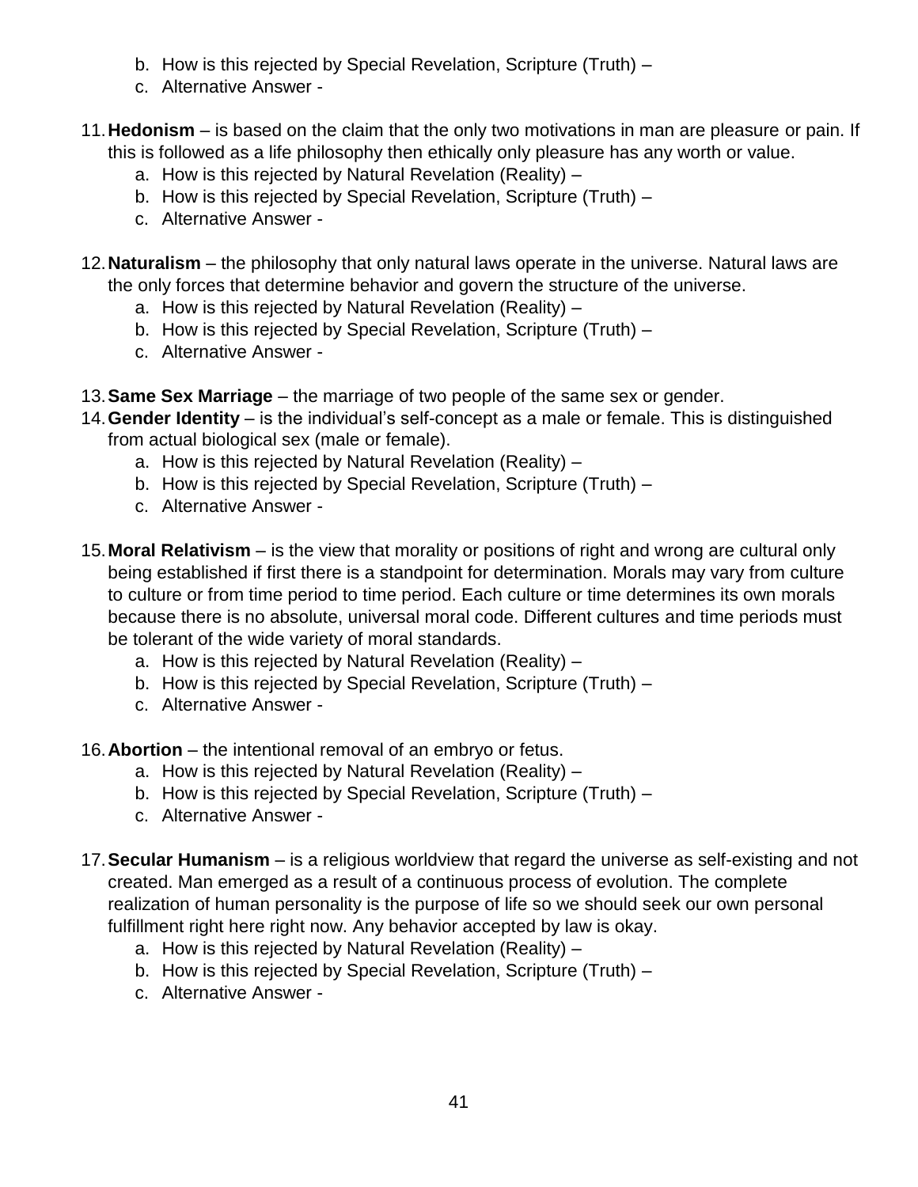b. How is this rejected by Special Revelation, Scripture (Truth) –
   c. Alternative Answer -

11. **Hedonism** – is based on the claim that the only two motivations in man are pleasure or pain. If this is followed as a life philosophy then ethically only pleasure has any worth or value.
    a. How is this rejected by Natural Revelation (Reality) –
    b. How is this rejected by Special Revelation, Scripture (Truth) –
    c. Alternative Answer -

12. **Naturalism** – the philosophy that only natural laws operate in the universe. Natural laws are the only forces that determine behavior and govern the structure of the universe.
    a. How is this rejected by Natural Revelation (Reality) –
    b. How is this rejected by Special Revelation, Scripture (Truth) –
    c. Alternative Answer -

13. **Same Sex Marriage** – the marriage of two people of the same sex or gender.
14. **Gender Identity** – is the individual's self-concept as a male or female. This is distinguished from actual biological sex (male or female).
    a. How is this rejected by Natural Revelation (Reality) –
    b. How is this rejected by Special Revelation, Scripture (Truth) –
    c. Alternative Answer -

15. **Moral Relativism** – is the view that morality or positions of right and wrong are cultural only being established if first there is a standpoint for determination. Morals may vary from culture to culture or from time period to time period. Each culture or time determines its own morals because there is no absolute, universal moral code. Different cultures and time periods must be tolerant of the wide variety of moral standards.
    a. How is this rejected by Natural Revelation (Reality) –
    b. How is this rejected by Special Revelation, Scripture (Truth) –
    c. Alternative Answer -

16. **Abortion** – the intentional removal of an embryo or fetus.
    a. How is this rejected by Natural Revelation (Reality) –
    b. How is this rejected by Special Revelation, Scripture (Truth) –
    c. Alternative Answer -

17. **Secular Humanism** – is a religious worldview that regard the universe as self-existing and not created. Man emerged as a result of a continuous process of evolution. The complete realization of human personality is the purpose of life so we should seek our own personal fulfillment right here right now. Any behavior accepted by law is okay.
    a. How is this rejected by Natural Revelation (Reality) –
    b. How is this rejected by Special Revelation, Scripture (Truth) –
    c. Alternative Answer -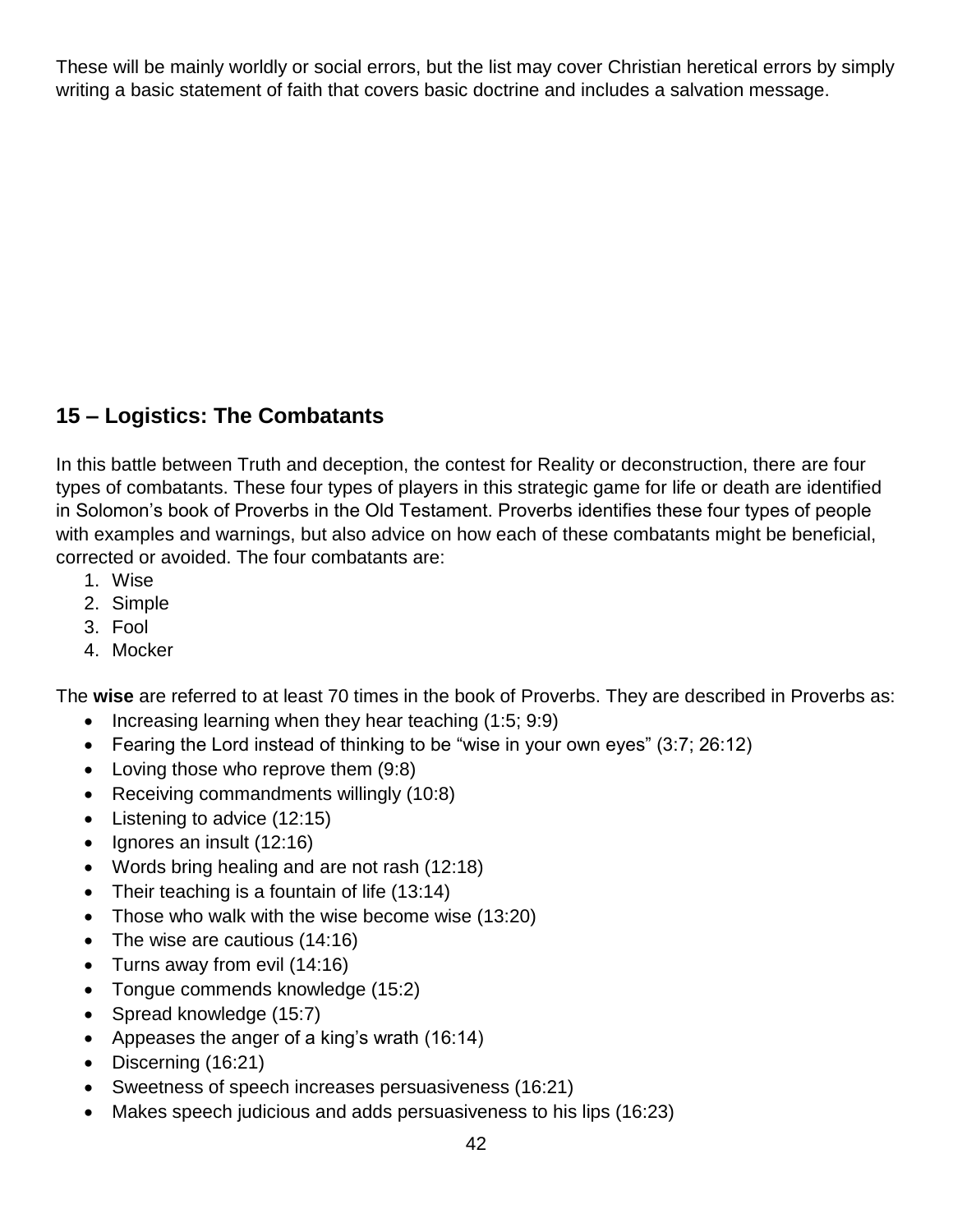These will be mainly worldly or social errors, but the list may cover Christian heretical errors by simply writing a basic statement of faith that covers basic doctrine and includes a salvation message.

## 15 – Logistics: The Combatants

In this battle between Truth and deception, the contest for Reality or deconstruction, there are four types of combatants. These four types of players in this strategic game for life or death are identified in Solomon's book of Proverbs in the Old Testament. Proverbs identifies these four types of people with examples and warnings, but also advice on how each of these combatants might be beneficial, corrected or avoided. The four combatants are:

1. Wise
2. Simple
3. Fool
4. Mocker

The **wise** are referred to at least 70 times in the book of Proverbs. They are described in Proverbs as:

- Increasing learning when they hear teaching (1:5; 9:9)
- Fearing the Lord instead of thinking to be "wise in your own eyes" (3:7; 26:12)
- Loving those who reprove them (9:8)
- Receiving commandments willingly (10:8)
- Listening to advice (12:15)
- Ignores an insult (12:16)
- Words bring healing and are not rash (12:18)
- Their teaching is a fountain of life (13:14)
- Those who walk with the wise become wise (13:20)
- The wise are cautious (14:16)
- Turns away from evil (14:16)
- Tongue commends knowledge (15:2)
- Spread knowledge (15:7)
- Appeases the anger of a king's wrath (16:14)
- Discerning (16:21)
- Sweetness of speech increases persuasiveness (16:21)
- Makes speech judicious and adds persuasiveness to his lips (16:23)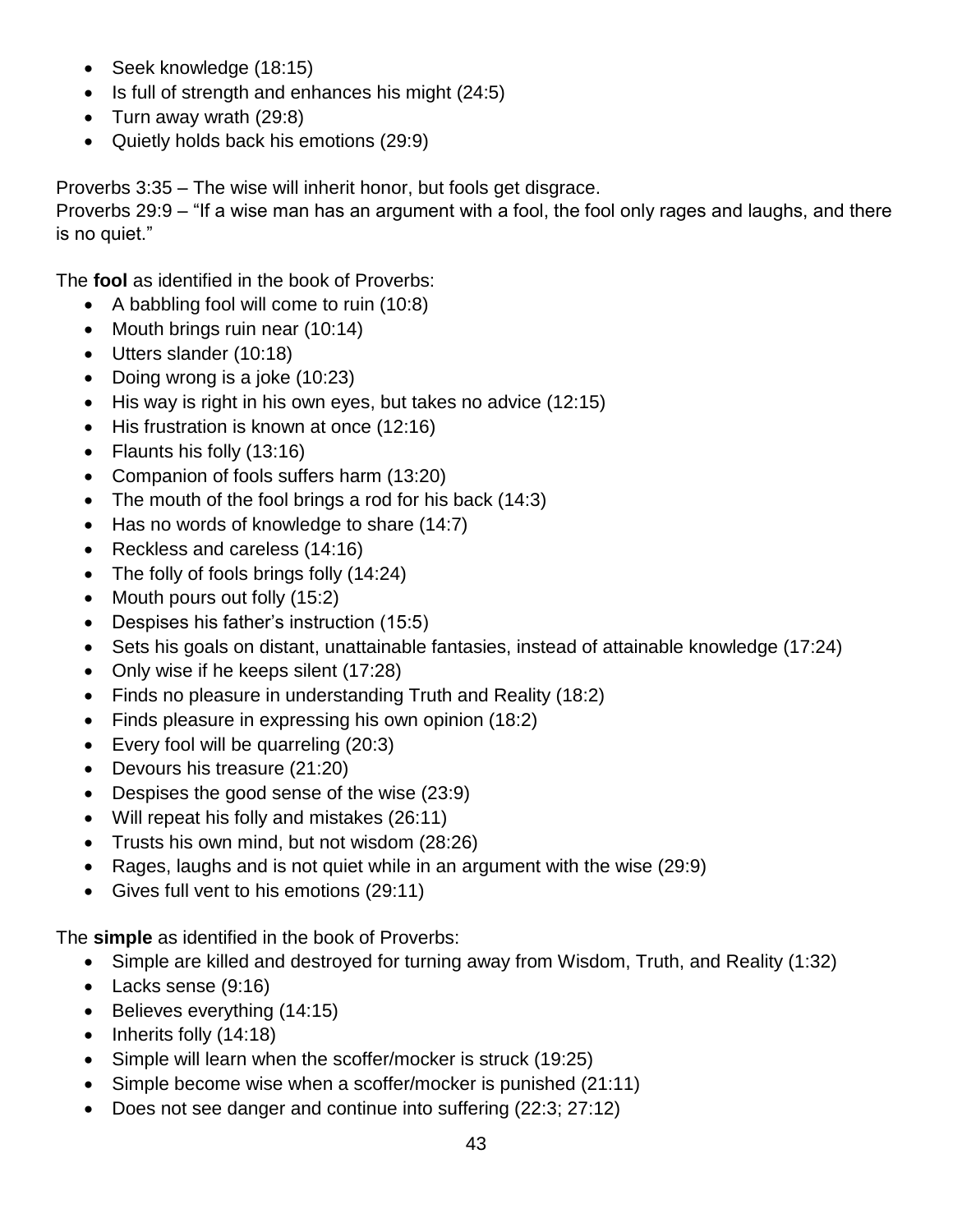- Seek knowledge (18:15)
- Is full of strength and enhances his might (24:5)
- Turn away wrath (29:8)
- Quietly holds back his emotions (29:9)

Proverbs 3:35 – The wise will inherit honor, but fools get disgrace.
Proverbs 29:9 – "If a wise man has an argument with a fool, the fool only rages and laughs, and there is no quiet."

The **fool** as identified in the book of Proverbs:

- A babbling fool will come to ruin (10:8)
- Mouth brings ruin near (10:14)
- Utters slander (10:18)
- Doing wrong is a joke (10:23)
- His way is right in his own eyes, but takes no advice (12:15)
- His frustration is known at once (12:16)
- Flaunts his folly (13:16)
- Companion of fools suffers harm (13:20)
- The mouth of the fool brings a rod for his back (14:3)
- Has no words of knowledge to share (14:7)
- Reckless and careless (14:16)
- The folly of fools brings folly (14:24)
- Mouth pours out folly (15:2)
- Despises his father's instruction (15:5)
- Sets his goals on distant, unattainable fantasies, instead of attainable knowledge (17:24)
- Only wise if he keeps silent (17:28)
- Finds no pleasure in understanding Truth and Reality (18:2)
- Finds pleasure in expressing his own opinion (18:2)
- Every fool will be quarreling (20:3)
- Devours his treasure (21:20)
- Despises the good sense of the wise (23:9)
- Will repeat his folly and mistakes (26:11)
- Trusts his own mind, but not wisdom (28:26)
- Rages, laughs and is not quiet while in an argument with the wise (29:9)
- Gives full vent to his emotions (29:11)

The **simple** as identified in the book of Proverbs:

- Simple are killed and destroyed for turning away from Wisdom, Truth, and Reality (1:32)
- Lacks sense (9:16)
- Believes everything (14:15)
- Inherits folly (14:18)
- Simple will learn when the scoffer/mocker is struck (19:25)
- Simple become wise when a scoffer/mocker is punished (21:11)
- Does not see danger and continue into suffering (22:3; 27:12)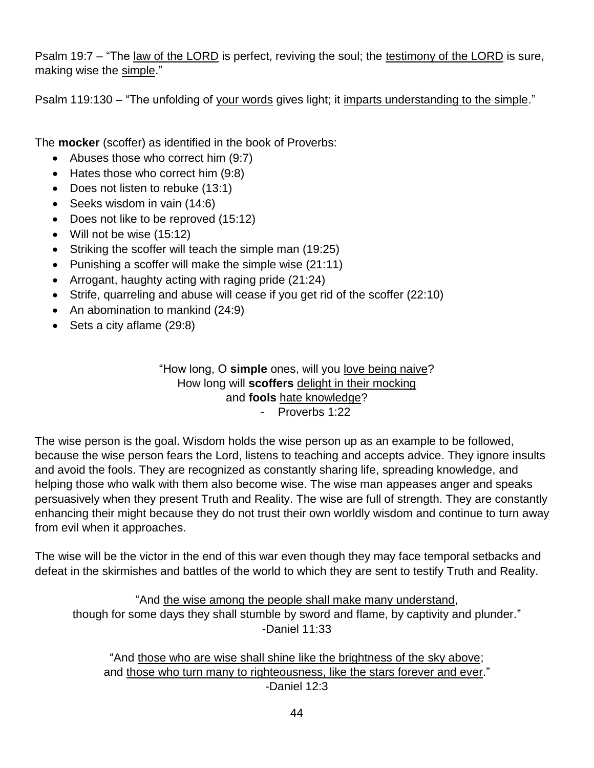Psalm 19:7 – "The law of the LORD is perfect, reviving the soul; the testimony of the LORD is sure, making wise the simple."

Psalm 119:130 – "The unfolding of your words gives light; it imparts understanding to the simple."

The **mocker** (scoffer) as identified in the book of Proverbs:

- Abuses those who correct him (9:7)
- Hates those who correct him (9:8)
- Does not listen to rebuke (13:1)
- Seeks wisdom in vain (14:6)
- Does not like to be reproved (15:12)
- Will not be wise (15:12)
- Striking the scoffer will teach the simple man (19:25)
- Punishing a scoffer will make the simple wise (21:11)
- Arrogant, haughty acting with raging pride (21:24)
- Strife, quarreling and abuse will cease if you get rid of the scoffer (22:10)
- An abomination to mankind (24:9)
- Sets a city aflame (29:8)

"How long, O **simple** ones, will you love being naive?
How long will **scoffers** delight in their mocking
and **fools** hate knowledge?
- Proverbs 1:22

The wise person is the goal. Wisdom holds the wise person up as an example to be followed, because the wise person fears the Lord, listens to teaching and accepts advice. They ignore insults and avoid the fools. They are recognized as constantly sharing life, spreading knowledge, and helping those who walk with them also become wise. The wise man appeases anger and speaks persuasively when they present Truth and Reality. The wise are full of strength. They are constantly enhancing their might because they do not trust their own worldly wisdom and continue to turn away from evil when it approaches.

The wise will be the victor in the end of this war even though they may face temporal setbacks and defeat in the skirmishes and battles of the world to which they are sent to testify Truth and Reality.

"And the wise among the people shall make many understand,
though for some days they shall stumble by sword and flame, by captivity and plunder."
-Daniel 11:33

"And those who are wise shall shine like the brightness of the sky above;
and those who turn many to righteousness, like the stars forever and ever."
-Daniel 12:3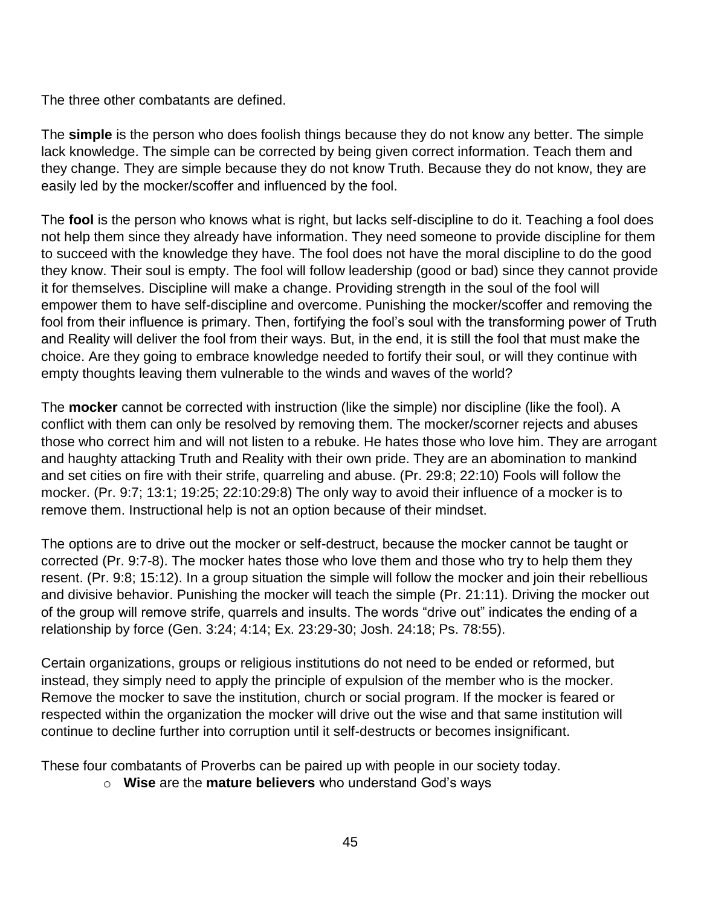The three other combatants are defined.

The **simple** is the person who does foolish things because they do not know any better. The simple lack knowledge. The simple can be corrected by being given correct information. Teach them and they change. They are simple because they do not know Truth. Because they do not know, they are easily led by the mocker/scoffer and influenced by the fool.

The **fool** is the person who knows what is right, but lacks self-discipline to do it. Teaching a fool does not help them since they already have information. They need someone to provide discipline for them to succeed with the knowledge they have. The fool does not have the moral discipline to do the good they know. Their soul is empty. The fool will follow leadership (good or bad) since they cannot provide it for themselves. Discipline will make a change. Providing strength in the soul of the fool will empower them to have self-discipline and overcome. Punishing the mocker/scoffer and removing the fool from their influence is primary. Then, fortifying the fool's soul with the transforming power of Truth and Reality will deliver the fool from their ways. But, in the end, it is still the fool that must make the choice. Are they going to embrace knowledge needed to fortify their soul, or will they continue with empty thoughts leaving them vulnerable to the winds and waves of the world?

The **mocker** cannot be corrected with instruction (like the simple) nor discipline (like the fool). A conflict with them can only be resolved by removing them. The mocker/scorner rejects and abuses those who correct him and will not listen to a rebuke. He hates those who love him. They are arrogant and haughty attacking Truth and Reality with their own pride. They are an abomination to mankind and set cities on fire with their strife, quarreling and abuse. (Pr. 29:8; 22:10) Fools will follow the mocker. (Pr. 9:7; 13:1; 19:25; 22:10:29:8) The only way to avoid their influence of a mocker is to remove them. Instructional help is not an option because of their mindset.

The options are to drive out the mocker or self-destruct, because the mocker cannot be taught or corrected (Pr. 9:7-8). The mocker hates those who love them and those who try to help them they resent. (Pr. 9:8; 15:12). In a group situation the simple will follow the mocker and join their rebellious and divisive behavior. Punishing the mocker will teach the simple (Pr. 21:11). Driving the mocker out of the group will remove strife, quarrels and insults. The words "drive out" indicates the ending of a relationship by force (Gen. 3:24; 4:14; Ex. 23:29-30; Josh. 24:18; Ps. 78:55).

Certain organizations, groups or religious institutions do not need to be ended or reformed, but instead, they simply need to apply the principle of expulsion of the member who is the mocker. Remove the mocker to save the institution, church or social program. If the mocker is feared or respected within the organization the mocker will drive out the wise and that same institution will continue to decline further into corruption until it self-destructs or becomes insignificant.

These four combatants of Proverbs can be paired up with people in our society today.

- **Wise** are the **mature believers** who understand God's ways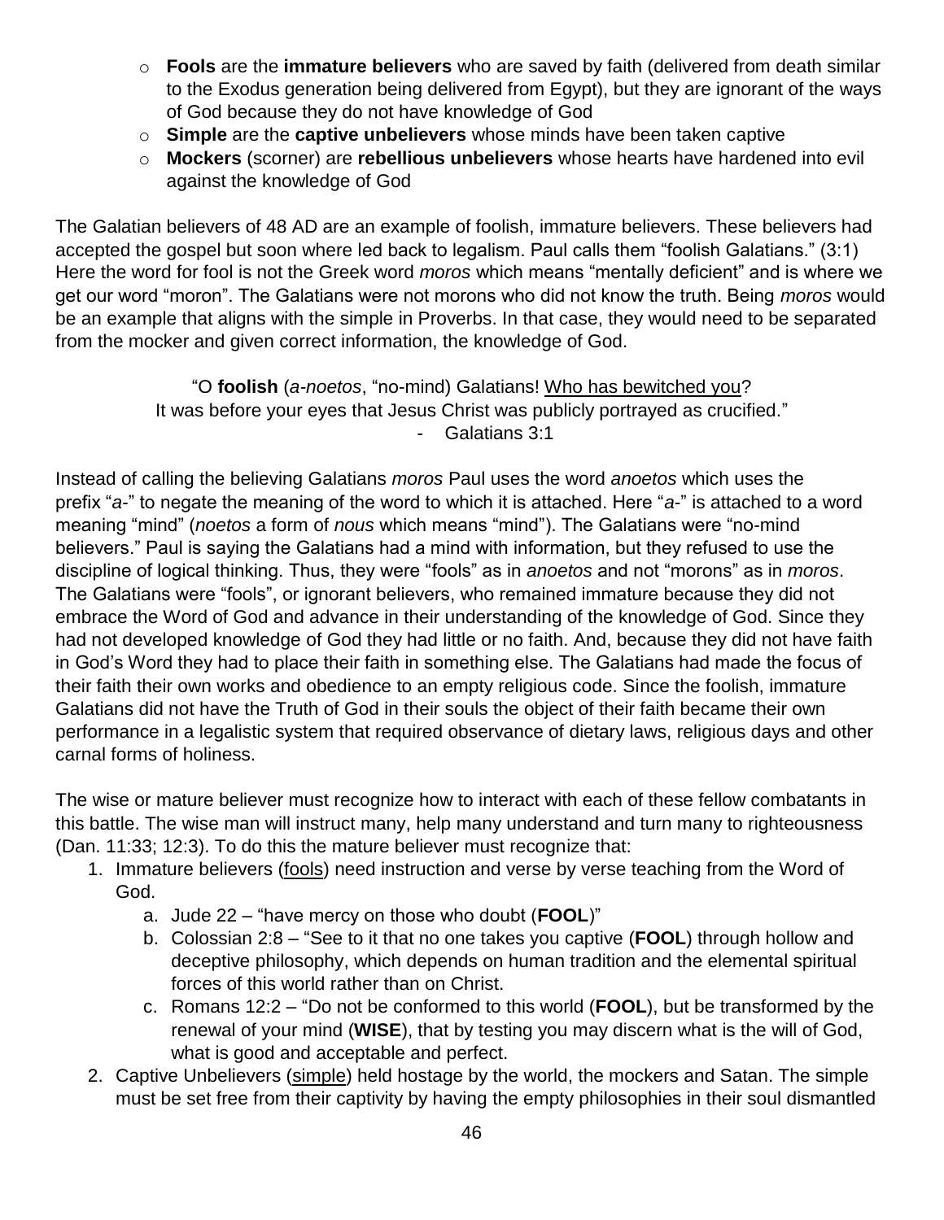- **Fools** are the **immature believers** who are saved by faith (delivered from death similar to the Exodus generation being delivered from Egypt), but they are ignorant of the ways of God because they do not have knowledge of God
- **Simple** are the **captive unbelievers** whose minds have been taken captive
- **Mockers** (scorner) are **rebellious unbelievers** whose hearts have hardened into evil against the knowledge of God

The Galatian believers of 48 AD are an example of foolish, immature believers. These believers had accepted the gospel but soon where led back to legalism. Paul calls them “foolish Galatians.” (3:1) Here the word for fool is not the Greek word *moros* which means “mentally deficient” and is where we get our word “moron”. The Galatians were not morons who did not know the truth. Being *moros* would be an example that aligns with the simple in Proverbs. In that case, they would need to be separated from the mocker and given correct information, the knowledge of God.

> “O **foolish** (*a-noetos*, “no-mind) Galatians! <u>Who has bewitched you</u>?
> It was before your eyes that Jesus Christ was publicly portrayed as crucified.”
> - Galatians 3:1

Instead of calling the believing Galatians *moros* Paul uses the word *anoetos* which uses the prefix “*a-*” to negate the meaning of the word to which it is attached. Here “*a-*” is attached to a word meaning “mind” (*noetos* a form of *nous* which means “mind”). The Galatians were “no-mind believers.” Paul is saying the Galatians had a mind with information, but they refused to use the discipline of logical thinking. Thus, they were “fools” as in *anoetos* and not “morons” as in *moros*. The Galatians were “fools”, or ignorant believers, who remained immature because they did not embrace the Word of God and advance in their understanding of the knowledge of God. Since they had not developed knowledge of God they had little or no faith. And, because they did not have faith in God’s Word they had to place their faith in something else. The Galatians had made the focus of their faith their own works and obedience to an empty religious code. Since the foolish, immature Galatians did not have the Truth of God in their souls the object of their faith became their own performance in a legalistic system that required observance of dietary laws, religious days and other carnal forms of holiness.

The wise or mature believer must recognize how to interact with each of these fellow combatants in this battle. The wise man will instruct many, help many understand and turn many to righteousness (Dan. 11:33; 12:3). To do this the mature believer must recognize that:

1. Immature believers (<u>fools</u>) need instruction and verse by verse teaching from the Word of God.
   a. Jude 22 – “have mercy on those who doubt (**FOOL**)”
   b. Colossian 2:8 – “See to it that no one takes you captive (**FOOL**) through hollow and deceptive philosophy, which depends on human tradition and the elemental spiritual forces of this world rather than on Christ.
   c. Romans 12:2 – “Do not be conformed to this world (**FOOL**), but be transformed by the renewal of your mind (**WISE**), that by testing you may discern what is the will of God, what is good and acceptable and perfect.
2. Captive Unbelievers (<u>simple</u>) held hostage by the world, the mockers and Satan. The simple must be set free from their captivity by having the empty philosophies in their soul dismantled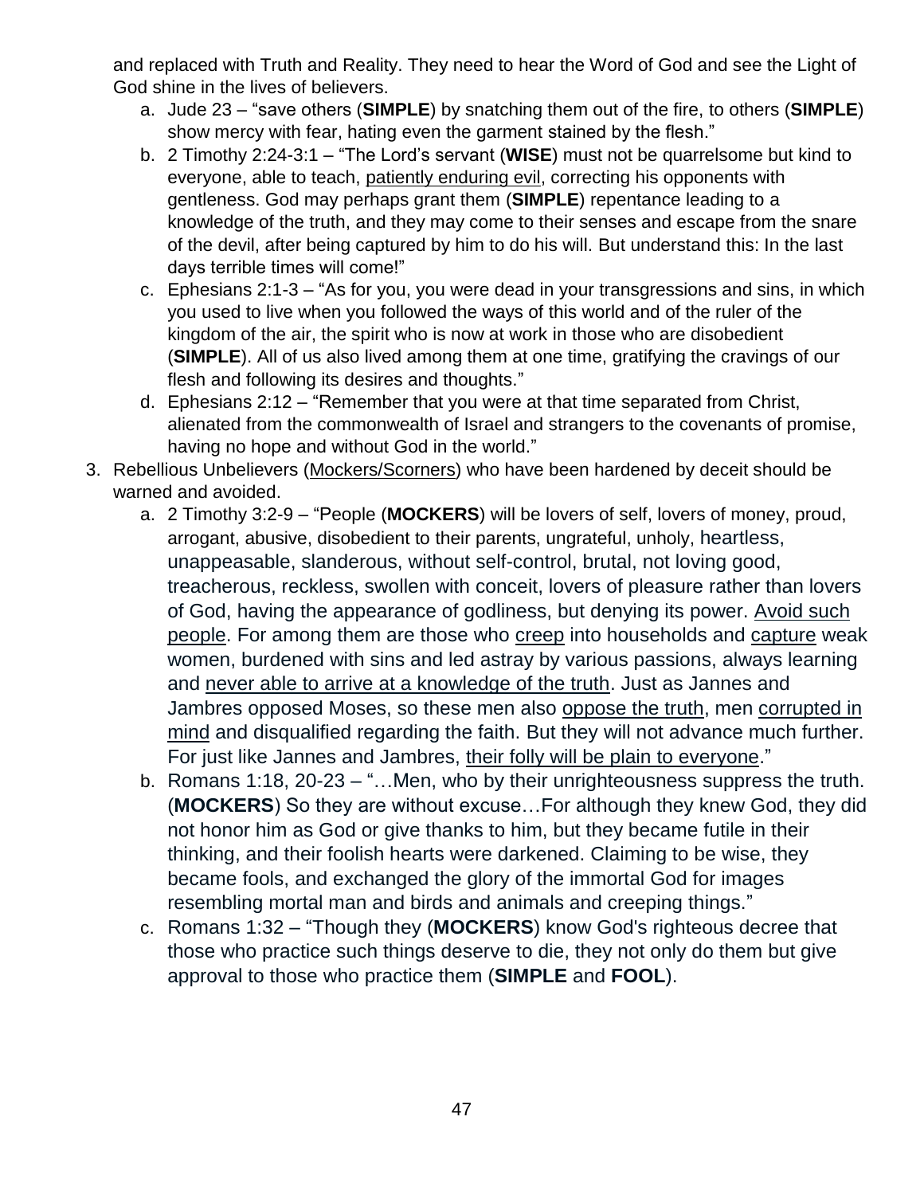and replaced with Truth and Reality. They need to hear the Word of God and see the Light of God shine in the lives of believers.

a. Jude 23 – "save others (**SIMPLE**) by snatching them out of the fire, to others (**SIMPLE**) show mercy with fear, hating even the garment stained by the flesh."
b. 2 Timothy 2:24-3:1 – "The Lord's servant (**WISE**) must not be quarrelsome but kind to everyone, able to teach, <u>patiently enduring evil</u>, correcting his opponents with gentleness. God may perhaps grant them (**SIMPLE**) repentance leading to a knowledge of the truth, and they may come to their senses and escape from the snare of the devil, after being captured by him to do his will. But understand this: In the last days terrible times will come!"
c. Ephesians 2:1-3 – "As for you, you were dead in your transgressions and sins, in which you used to live when you followed the ways of this world and of the ruler of the kingdom of the air, the spirit who is now at work in those who are disobedient (**SIMPLE**). All of us also lived among them at one time, gratifying the cravings of our flesh and following its desires and thoughts."
d. Ephesians 2:12 – "Remember that you were at that time separated from Christ, alienated from the commonwealth of Israel and strangers to the covenants of promise, having no hope and without God in the world."

3. Rebellious Unbelievers (<u>Mockers/Scorners</u>) who have been hardened by deceit should be warned and avoided.
   a. 2 Timothy 3:2-9 – "People (**MOCKERS**) will be lovers of self, lovers of money, proud, arrogant, abusive, disobedient to their parents, ungrateful, unholy, heartless, unappeasable, slanderous, without self-control, brutal, not loving good, treacherous, reckless, swollen with conceit, lovers of pleasure rather than lovers of God, having the appearance of godliness, but denying its power. <u>Avoid such people</u>. For among them are those who <u>creep</u> into households and <u>capture</u> weak women, burdened with sins and led astray by various passions, always learning and <u>never able to arrive at a knowledge of the truth</u>. Just as Jannes and Jambres opposed Moses, so these men also <u>oppose the truth</u>, men <u>corrupted in mind</u> and disqualified regarding the faith. But they will not advance much further. For just like Jannes and Jambres, <u>their folly will be plain to everyone</u>."
   b. Romans 1:18, 20-23 – "…Men, who by their unrighteousness suppress the truth. (**MOCKERS**) So they are without excuse…For although they knew God, they did not honor him as God or give thanks to him, but they became futile in their thinking, and their foolish hearts were darkened. Claiming to be wise, they became fools, and exchanged the glory of the immortal God for images resembling mortal man and birds and animals and creeping things."
   c. Romans 1:32 – "Though they (**MOCKERS**) know God's righteous decree that those who practice such things deserve to die, they not only do them but give approval to those who practice them (**SIMPLE** and **FOOL**).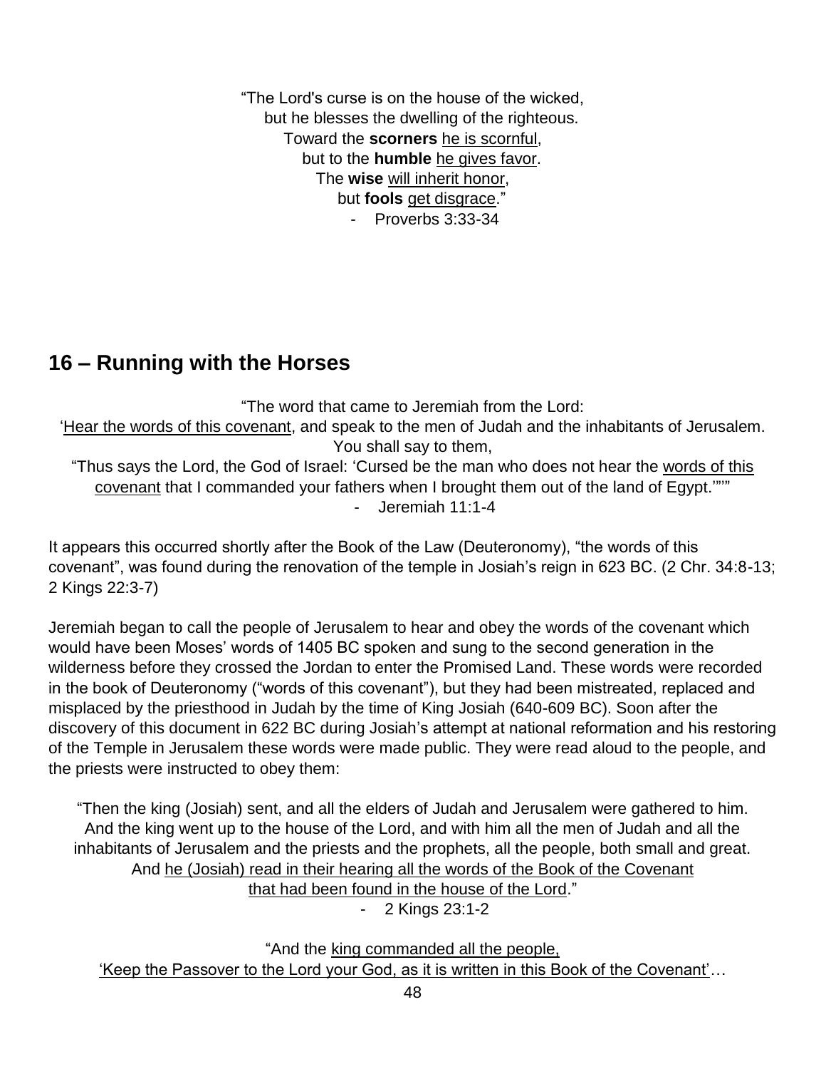"The Lord's curse is on the house of the wicked,
but he blesses the dwelling of the righteous.
Toward the **scorners** <u>he is scornful</u>,
but to the **humble** <u>he gives favor</u>.
The **wise** <u>will inherit honor</u>,
but **fools** <u>get disgrace</u>."
- Proverbs 3:33-34

## 16 – Running with the Horses

"The word that came to Jeremiah from the Lord:
'<u>Hear the words of this covenant</u>, and speak to the men of Judah and the inhabitants of Jerusalem. You shall say to them,
"Thus says the Lord, the God of Israel: 'Cursed be the man who does not hear the <u>words of this covenant</u> that I commanded your fathers when I brought them out of the land of Egypt.'""
- Jeremiah 11:1-4

It appears this occurred shortly after the Book of the Law (Deuteronomy), "the words of this covenant", was found during the renovation of the temple in Josiah's reign in 623 BC. (2 Chr. 34:8-13; 2 Kings 22:3-7)

Jeremiah began to call the people of Jerusalem to hear and obey the words of the covenant which would have been Moses' words of 1405 BC spoken and sung to the second generation in the wilderness before they crossed the Jordan to enter the Promised Land. These words were recorded in the book of Deuteronomy ("words of this covenant"), but they had been mistreated, replaced and misplaced by the priesthood in Judah by the time of King Josiah (640-609 BC). Soon after the discovery of this document in 622 BC during Josiah's attempt at national reformation and his restoring of the Temple in Jerusalem these words were made public. They were read aloud to the people, and the priests were instructed to obey them:

"Then the king (Josiah) sent, and all the elders of Judah and Jerusalem were gathered to him. And the king went up to the house of the Lord, and with him all the men of Judah and all the inhabitants of Jerusalem and the priests and the prophets, all the people, both small and great. And <u>he (Josiah) read in their hearing all the words of the Book of the Covenant that had been found in the house of the Lord</u>."
- 2 Kings 23:1-2

"And the <u>king commanded all the people,</u>
<u>'Keep the Passover to the Lord your God, as it is written in this Book of the Covenant'</u>…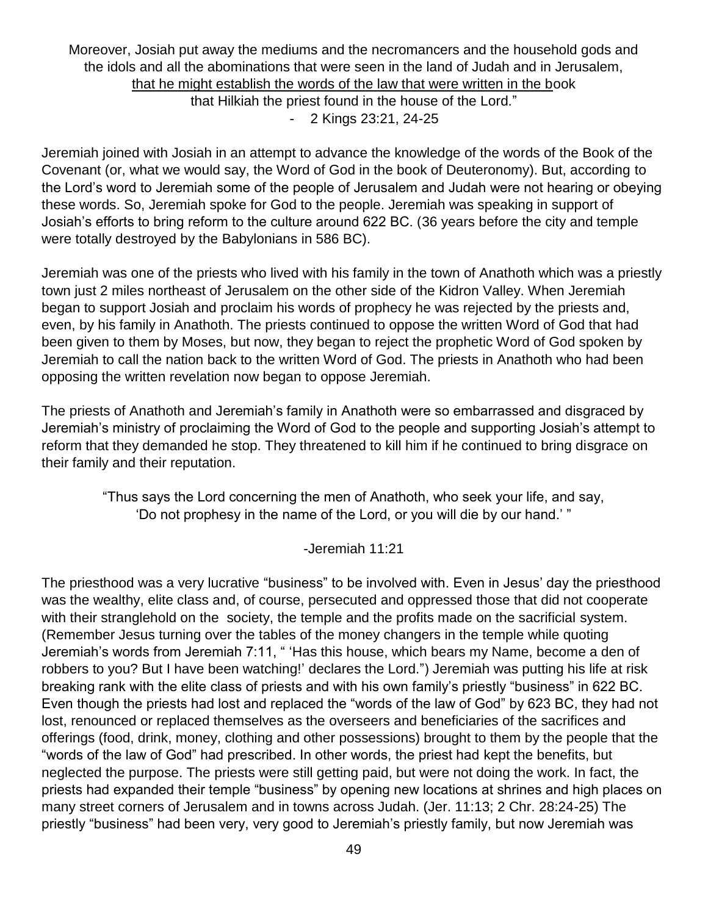Moreover, Josiah put away the mediums and the necromancers and the household gods and the idols and all the abominations that were seen in the land of Judah and in Jerusalem, <u>that he might establish the words of the law that were written in the b</u>ook that Hilkiah the priest found in the house of the Lord."

- 2 Kings 23:21, 24-25

Jeremiah joined with Josiah in an attempt to advance the knowledge of the words of the Book of the Covenant (or, what we would say, the Word of God in the book of Deuteronomy). But, according to the Lord's word to Jeremiah some of the people of Jerusalem and Judah were not hearing or obeying these words. So, Jeremiah spoke for God to the people. Jeremiah was speaking in support of Josiah's efforts to bring reform to the culture around 622 BC. (36 years before the city and temple were totally destroyed by the Babylonians in 586 BC).

Jeremiah was one of the priests who lived with his family in the town of Anathoth which was a priestly town just 2 miles northeast of Jerusalem on the other side of the Kidron Valley. When Jeremiah began to support Josiah and proclaim his words of prophecy he was rejected by the priests and, even, by his family in Anathoth. The priests continued to oppose the written Word of God that had been given to them by Moses, but now, they began to reject the prophetic Word of God spoken by Jeremiah to call the nation back to the written Word of God. The priests in Anathoth who had been opposing the written revelation now began to oppose Jeremiah.

The priests of Anathoth and Jeremiah's family in Anathoth were so embarrassed and disgraced by Jeremiah's ministry of proclaiming the Word of God to the people and supporting Josiah's attempt to reform that they demanded he stop. They threatened to kill him if he continued to bring disgrace on their family and their reputation.

"Thus says the Lord concerning the men of Anathoth, who seek your life, and say, 'Do not prophesy in the name of the Lord, or you will die by our hand.' "

-Jeremiah 11:21

The priesthood was a very lucrative "business" to be involved with. Even in Jesus' day the priesthood was the wealthy, elite class and, of course, persecuted and oppressed those that did not cooperate with their stranglehold on the society, the temple and the profits made on the sacrificial system. (Remember Jesus turning over the tables of the money changers in the temple while quoting Jeremiah's words from Jeremiah 7:11, " 'Has this house, which bears my Name, become a den of robbers to you? But I have been watching!' declares the Lord.") Jeremiah was putting his life at risk breaking rank with the elite class of priests and with his own family's priestly "business" in 622 BC. Even though the priests had lost and replaced the "words of the law of God" by 623 BC, they had not lost, renounced or replaced themselves as the overseers and beneficiaries of the sacrifices and offerings (food, drink, money, clothing and other possessions) brought to them by the people that the "words of the law of God" had prescribed. In other words, the priest had kept the benefits, but neglected the purpose. The priests were still getting paid, but were not doing the work. In fact, the priests had expanded their temple "business" by opening new locations at shrines and high places on many street corners of Jerusalem and in towns across Judah. (Jer. 11:13; 2 Chr. 28:24-25) The priestly "business" had been very, very good to Jeremiah's priestly family, but now Jeremiah was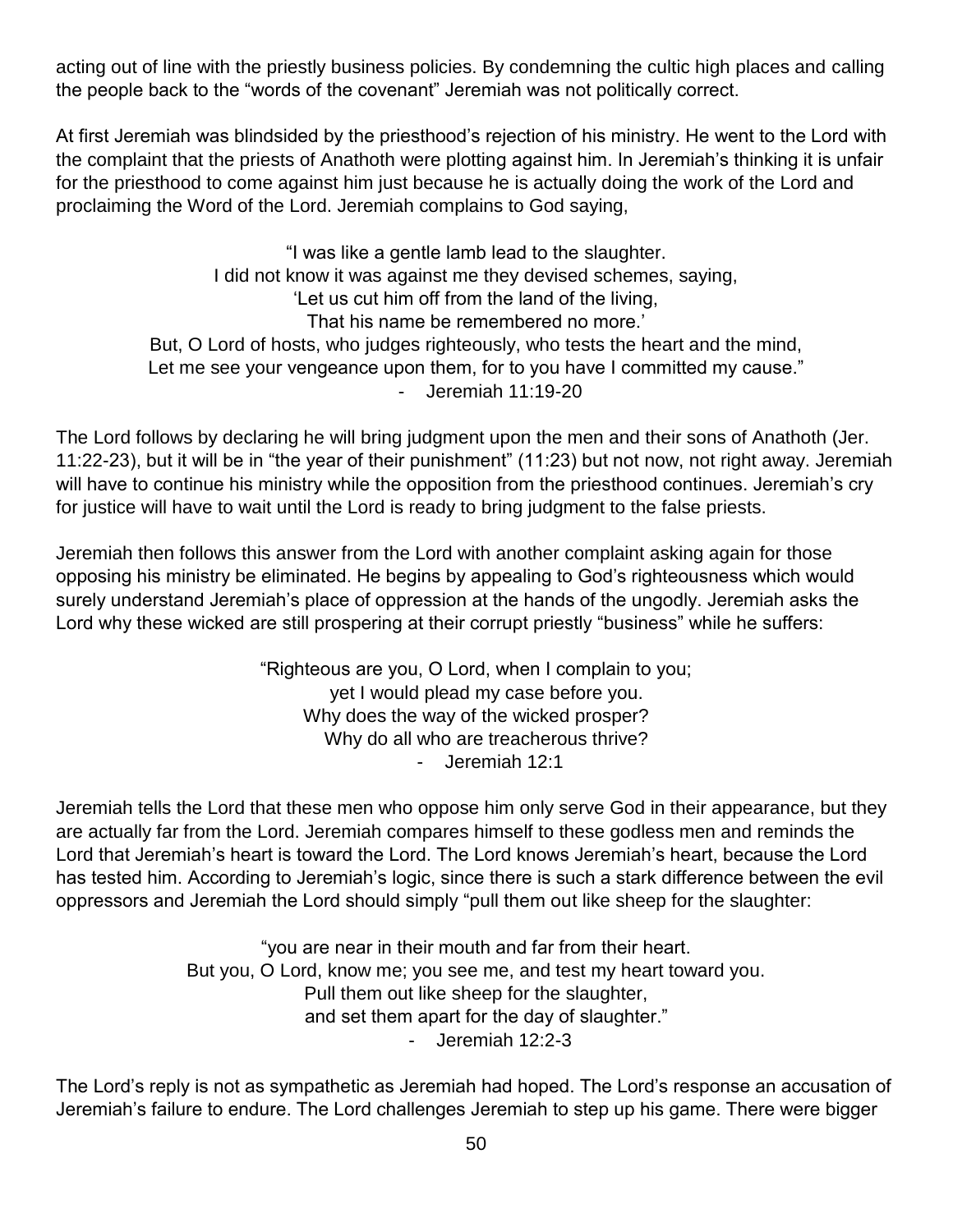acting out of line with the priestly business policies. By condemning the cultic high places and calling the people back to the "words of the covenant" Jeremiah was not politically correct.

At first Jeremiah was blindsided by the priesthood's rejection of his ministry. He went to the Lord with the complaint that the priests of Anathoth were plotting against him. In Jeremiah's thinking it is unfair for the priesthood to come against him just because he is actually doing the work of the Lord and proclaiming the Word of the Lord. Jeremiah complains to God saying,

> "I was like a gentle lamb lead to the slaughter.
> I did not know it was against me they devised schemes, saying,
> 'Let us cut him off from the land of the living,
> That his name be remembered no more.'
> But, O Lord of hosts, who judges righteously, who tests the heart and the mind,
> Let me see your vengeance upon them, for to you have I committed my cause."
> - Jeremiah 11:19-20

The Lord follows by declaring he will bring judgment upon the men and their sons of Anathoth (Jer. 11:22-23), but it will be in "the year of their punishment" (11:23) but not now, not right away. Jeremiah will have to continue his ministry while the opposition from the priesthood continues. Jeremiah's cry for justice will have to wait until the Lord is ready to bring judgment to the false priests.

Jeremiah then follows this answer from the Lord with another complaint asking again for those opposing his ministry be eliminated. He begins by appealing to God's righteousness which would surely understand Jeremiah's place of oppression at the hands of the ungodly. Jeremiah asks the Lord why these wicked are still prospering at their corrupt priestly "business" while he suffers:

> "Righteous are you, O Lord, when I complain to you;
> yet I would plead my case before you.
> Why does the way of the wicked prosper?
> Why do all who are treacherous thrive?
> - Jeremiah 12:1

Jeremiah tells the Lord that these men who oppose him only serve God in their appearance, but they are actually far from the Lord. Jeremiah compares himself to these godless men and reminds the Lord that Jeremiah's heart is toward the Lord. The Lord knows Jeremiah's heart, because the Lord has tested him. According to Jeremiah's logic, since there is such a stark difference between the evil oppressors and Jeremiah the Lord should simply "pull them out like sheep for the slaughter:

> "you are near in their mouth and far from their heart.
> But you, O Lord, know me; you see me, and test my heart toward you.
> Pull them out like sheep for the slaughter,
> and set them apart for the day of slaughter."
> - Jeremiah 12:2-3

The Lord's reply is not as sympathetic as Jeremiah had hoped. The Lord's response an accusation of Jeremiah's failure to endure. The Lord challenges Jeremiah to step up his game. There were bigger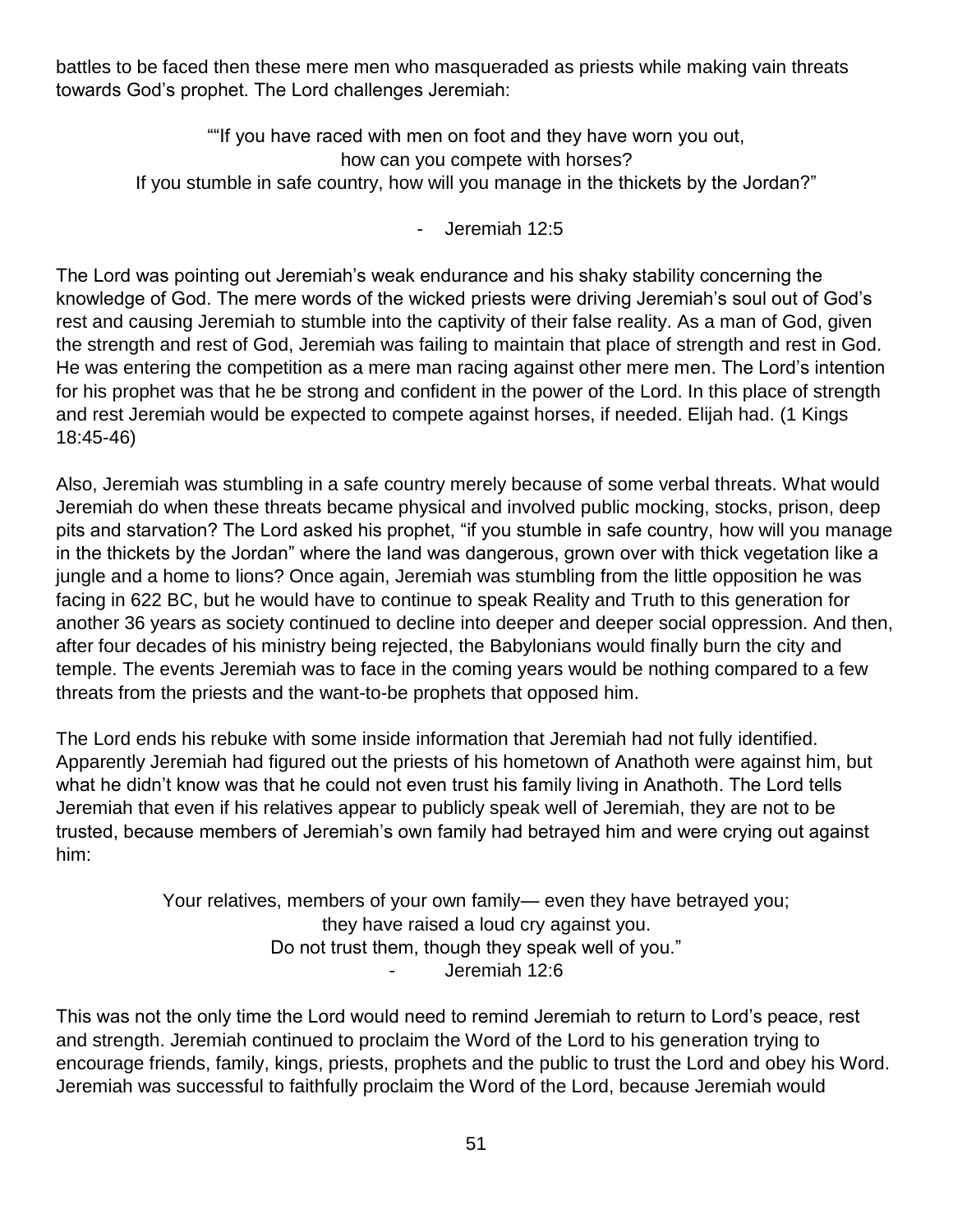battles to be faced then these mere men who masqueraded as priests while making vain threats towards God's prophet. The Lord challenges Jeremiah:

> ""If you have raced with men on foot and they have worn you out,
> how can you compete with horses?
> If you stumble in safe country, how will you manage in the thickets by the Jordan?"
>
> \- Jeremiah 12:5

The Lord was pointing out Jeremiah's weak endurance and his shaky stability concerning the knowledge of God. The mere words of the wicked priests were driving Jeremiah's soul out of God's rest and causing Jeremiah to stumble into the captivity of their false reality. As a man of God, given the strength and rest of God, Jeremiah was failing to maintain that place of strength and rest in God. He was entering the competition as a mere man racing against other mere men. The Lord's intention for his prophet was that he be strong and confident in the power of the Lord. In this place of strength and rest Jeremiah would be expected to compete against horses, if needed. Elijah had. (1 Kings 18:45-46)

Also, Jeremiah was stumbling in a safe country merely because of some verbal threats. What would Jeremiah do when these threats became physical and involved public mocking, stocks, prison, deep pits and starvation? The Lord asked his prophet, "if you stumble in safe country, how will you manage in the thickets by the Jordan" where the land was dangerous, grown over with thick vegetation like a jungle and a home to lions? Once again, Jeremiah was stumbling from the little opposition he was facing in 622 BC, but he would have to continue to speak Reality and Truth to this generation for another 36 years as society continued to decline into deeper and deeper social oppression. And then, after four decades of his ministry being rejected, the Babylonians would finally burn the city and temple. The events Jeremiah was to face in the coming years would be nothing compared to a few threats from the priests and the want-to-be prophets that opposed him.

The Lord ends his rebuke with some inside information that Jeremiah had not fully identified. Apparently Jeremiah had figured out the priests of his hometown of Anathoth were against him, but what he didn't know was that he could not even trust his family living in Anathoth. The Lord tells Jeremiah that even if his relatives appear to publicly speak well of Jeremiah, they are not to be trusted, because members of Jeremiah's own family had betrayed him and were crying out against him:

> Your relatives, members of your own family— even they have betrayed you;
> they have raised a loud cry against you.
> Do not trust them, though they speak well of you."
>
> \- Jeremiah 12:6

This was not the only time the Lord would need to remind Jeremiah to return to Lord's peace, rest and strength. Jeremiah continued to proclaim the Word of the Lord to his generation trying to encourage friends, family, kings, priests, prophets and the public to trust the Lord and obey his Word. Jeremiah was successful to faithfully proclaim the Word of the Lord, because Jeremiah would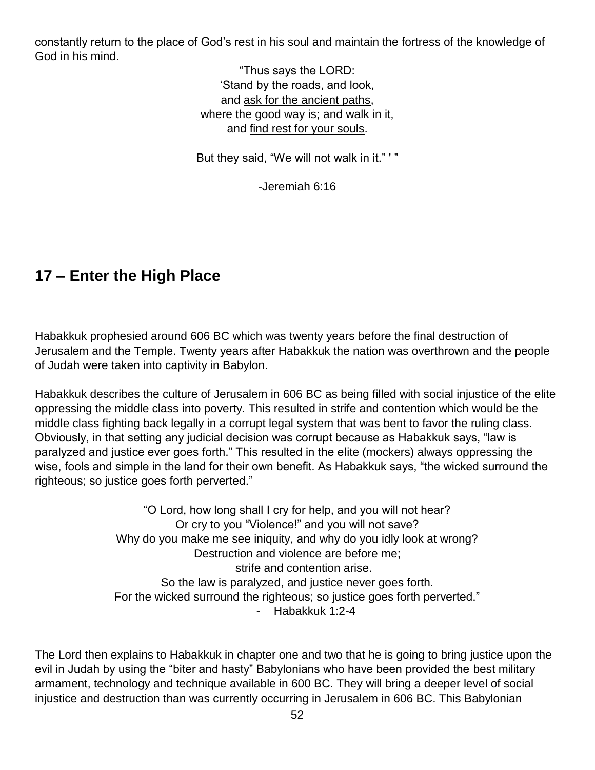constantly return to the place of God's rest in his soul and maintain the fortress of the knowledge of God in his mind.

> "Thus says the LORD:
> 'Stand by the roads, and look,
> and <u>ask for the ancient paths</u>,
> <u>where the good way is</u>; and <u>walk in it</u>,
> and <u>find rest for your souls</u>.
>
> But they said, "We will not walk in it." ' "
>
> -Jeremiah 6:16

## 17 – Enter the High Place

Habakkuk prophesied around 606 BC which was twenty years before the final destruction of Jerusalem and the Temple. Twenty years after Habakkuk the nation was overthrown and the people of Judah were taken into captivity in Babylon.

Habakkuk describes the culture of Jerusalem in 606 BC as being filled with social injustice of the elite oppressing the middle class into poverty. This resulted in strife and contention which would be the middle class fighting back legally in a corrupt legal system that was bent to favor the ruling class. Obviously, in that setting any judicial decision was corrupt because as Habakkuk says, "law is paralyzed and justice ever goes forth." This resulted in the elite (mockers) always oppressing the wise, fools and simple in the land for their own benefit. As Habakkuk says, "the wicked surround the righteous; so justice goes forth perverted."

> "O Lord, how long shall I cry for help, and you will not hear?
> Or cry to you "Violence!" and you will not save?
> Why do you make me see iniquity, and why do you idly look at wrong?
> Destruction and violence are before me;
> strife and contention arise.
> So the law is paralyzed, and justice never goes forth.
> For the wicked surround the righteous; so justice goes forth perverted."
> - Habakkuk 1:2-4

The Lord then explains to Habakkuk in chapter one and two that he is going to bring justice upon the evil in Judah by using the "biter and hasty" Babylonians who have been provided the best military armament, technology and technique available in 600 BC. They will bring a deeper level of social injustice and destruction than was currently occurring in Jerusalem in 606 BC. This Babylonian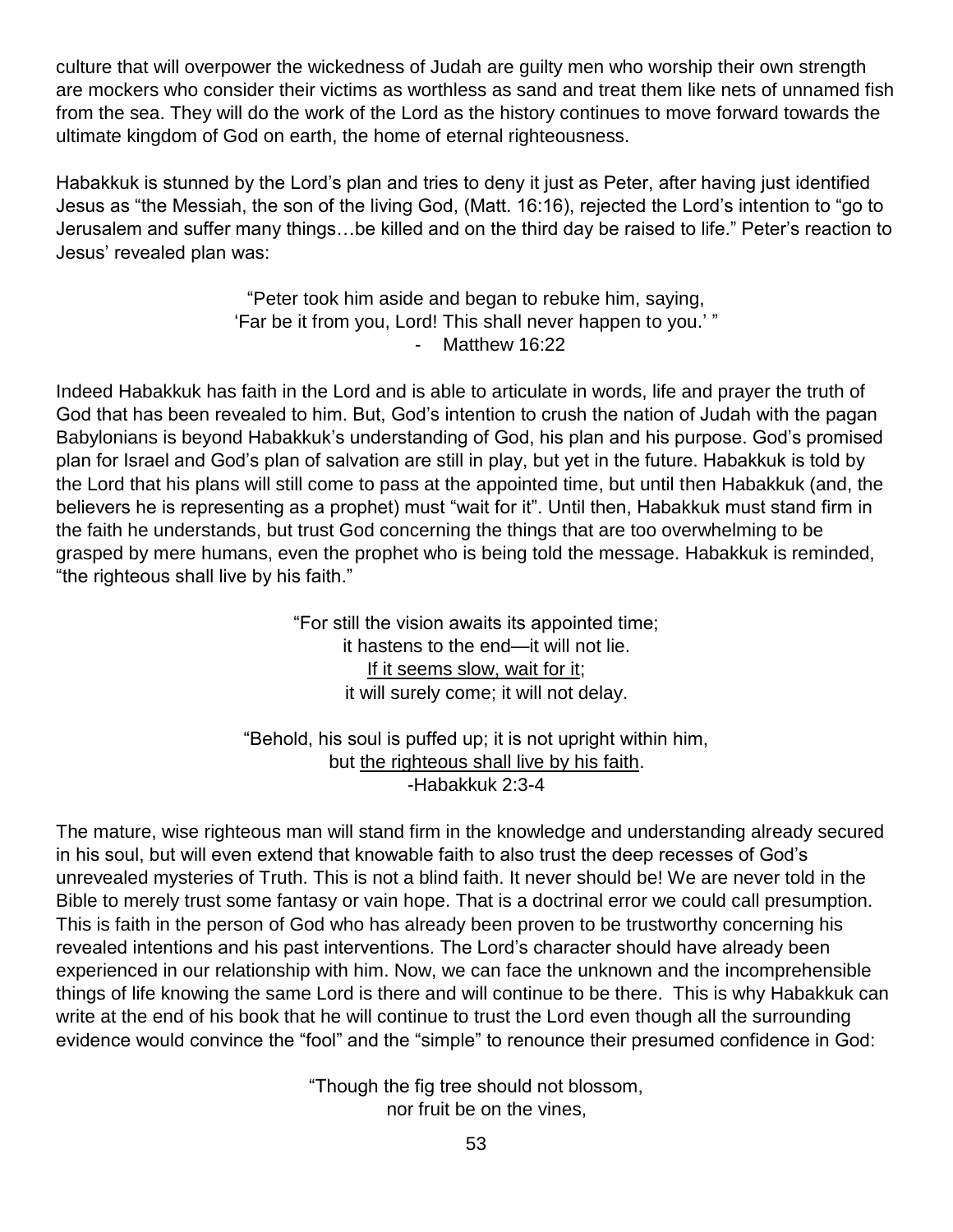culture that will overpower the wickedness of Judah are guilty men who worship their own strength are mockers who consider their victims as worthless as sand and treat them like nets of unnamed fish from the sea. They will do the work of the Lord as the history continues to move forward towards the ultimate kingdom of God on earth, the home of eternal righteousness.

Habakkuk is stunned by the Lord's plan and tries to deny it just as Peter, after having just identified Jesus as "the Messiah, the son of the living God, (Matt. 16:16), rejected the Lord's intention to "go to Jerusalem and suffer many things…be killed and on the third day be raised to life." Peter's reaction to Jesus' revealed plan was:

> "Peter took him aside and began to rebuke him, saying,
> 'Far be it from you, Lord! This shall never happen to you.' "
> - Matthew 16:22

Indeed Habakkuk has faith in the Lord and is able to articulate in words, life and prayer the truth of God that has been revealed to him. But, God's intention to crush the nation of Judah with the pagan Babylonians is beyond Habakkuk's understanding of God, his plan and his purpose. God's promised plan for Israel and God's plan of salvation are still in play, but yet in the future. Habakkuk is told by the Lord that his plans will still come to pass at the appointed time, but until then Habakkuk (and, the believers he is representing as a prophet) must "wait for it". Until then, Habakkuk must stand firm in the faith he understands, but trust God concerning the things that are too overwhelming to be grasped by mere humans, even the prophet who is being told the message. Habakkuk is reminded, "the righteous shall live by his faith."

> "For still the vision awaits its appointed time;
> it hastens to the end—it will not lie.
> If it seems slow, wait for it;
> it will surely come; it will not delay.
>
> "Behold, his soul is puffed up; it is not upright within him,
> but the righteous shall live by his faith.
> -Habakkuk 2:3-4

The mature, wise righteous man will stand firm in the knowledge and understanding already secured in his soul, but will even extend that knowable faith to also trust the deep recesses of God's unrevealed mysteries of Truth. This is not a blind faith. It never should be! We are never told in the Bible to merely trust some fantasy or vain hope. That is a doctrinal error we could call presumption. This is faith in the person of God who has already been proven to be trustworthy concerning his revealed intentions and his past interventions. The Lord's character should have already been experienced in our relationship with him. Now, we can face the unknown and the incomprehensible things of life knowing the same Lord is there and will continue to be there. This is why Habakkuk can write at the end of his book that he will continue to trust the Lord even though all the surrounding evidence would convince the "fool" and the "simple" to renounce their presumed confidence in God:

> "Though the fig tree should not blossom,
> nor fruit be on the vines,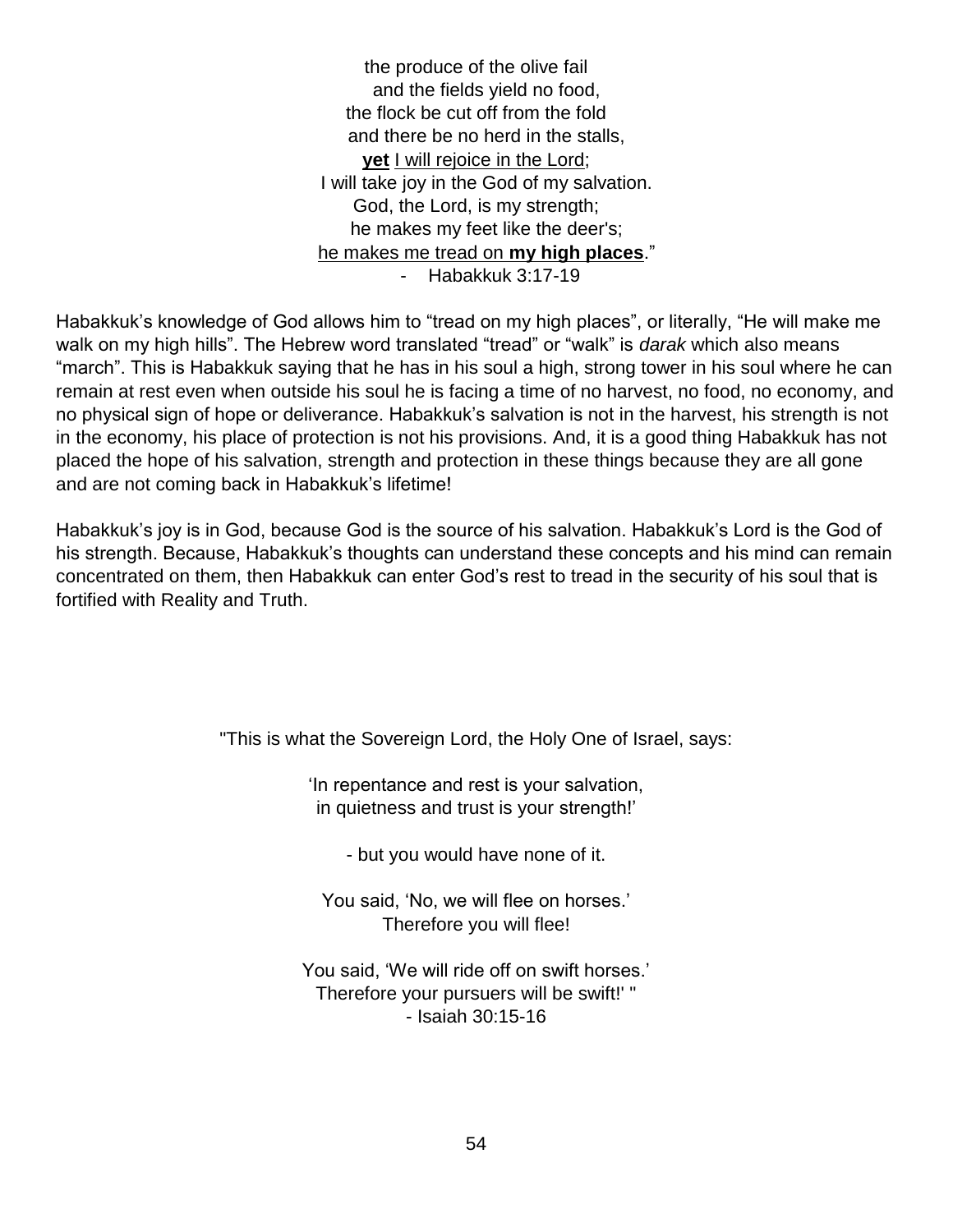the produce of the olive fail  
and the fields yield no food,  
the flock be cut off from the fold  
and there be no herd in the stalls,  
<u>**yet** I will rejoice in the Lord</u>;  
I will take joy in the God of my salvation.  
God, the Lord, is my strength;  
he makes my feet like the deer's;  
<u>he makes me tread on **my high places**</u>."  
- Habakkuk 3:17-19

Habakkuk's knowledge of God allows him to "tread on my high places", or literally, "He will make me walk on my high hills". The Hebrew word translated "tread" or "walk" is *darak* which also means "march". This is Habakkuk saying that he has in his soul a high, strong tower in his soul where he can remain at rest even when outside his soul he is facing a time of no harvest, no food, no economy, and no physical sign of hope or deliverance. Habakkuk's salvation is not in the harvest, his strength is not in the economy, his place of protection is not his provisions. And, it is a good thing Habakkuk has not placed the hope of his salvation, strength and protection in these things because they are all gone and are not coming back in Habakkuk's lifetime!

Habakkuk's joy is in God, because God is the source of his salvation. Habakkuk's Lord is the God of his strength. Because, Habakkuk's thoughts can understand these concepts and his mind can remain concentrated on them, then Habakkuk can enter God's rest to tread in the security of his soul that is fortified with Reality and Truth.

"This is what the Sovereign Lord, the Holy One of Israel, says:

'In repentance and rest is your salvation,  
in quietness and trust is your strength!'

- but you would have none of it.

You said, 'No, we will flee on horses.'  
Therefore you will flee!

You said, 'We will ride off on swift horses.'  
Therefore your pursuers will be swift!' "  
- Isaiah 30:15-16